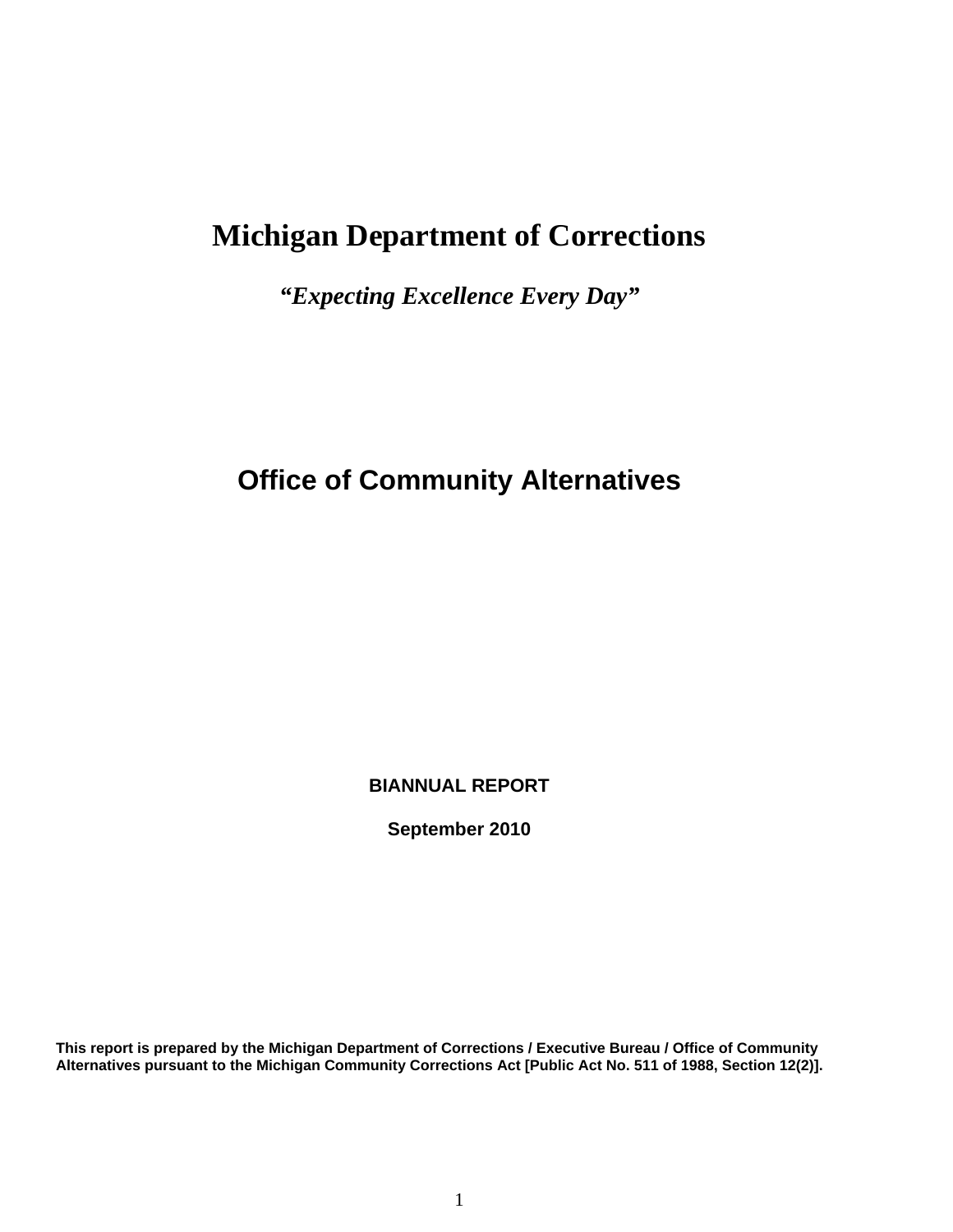# Michigan Department of Corrections

***"Expecting Excellence Every Day"***

## Office of Community Alternatives

**BIANNUAL REPORT**

**September 2010**

**This report is prepared by the Michigan Department of Corrections / Executive Bureau / Office of Community Alternatives pursuant to the Michigan Community Corrections Act [Public Act No. 511 of 1988, Section 12(2)].**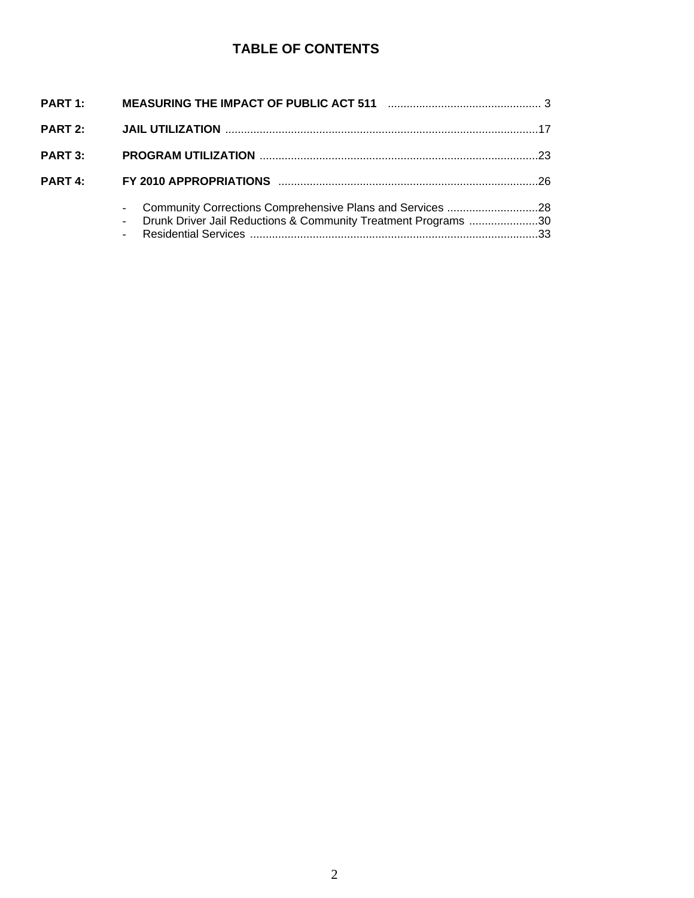# TABLE OF CONTENTS

**PART 1:** **MEASURING THE IMPACT OF PUBLIC ACT 511** ................................................ 3

**PART 2:** **JAIL UTILIZATION** ....................................................................................................17

**PART 3:** **PROGRAM UTILIZATION** ........................................................................................23

**PART 4:** **FY 2010 APPROPRIATIONS** ...................................................................................26

- Community Corrections Comprehensive Plans and Services .............................28
- Drunk Driver Jail Reductions & Community Treatment Programs ......................30
- Residential Services ............................................................................................33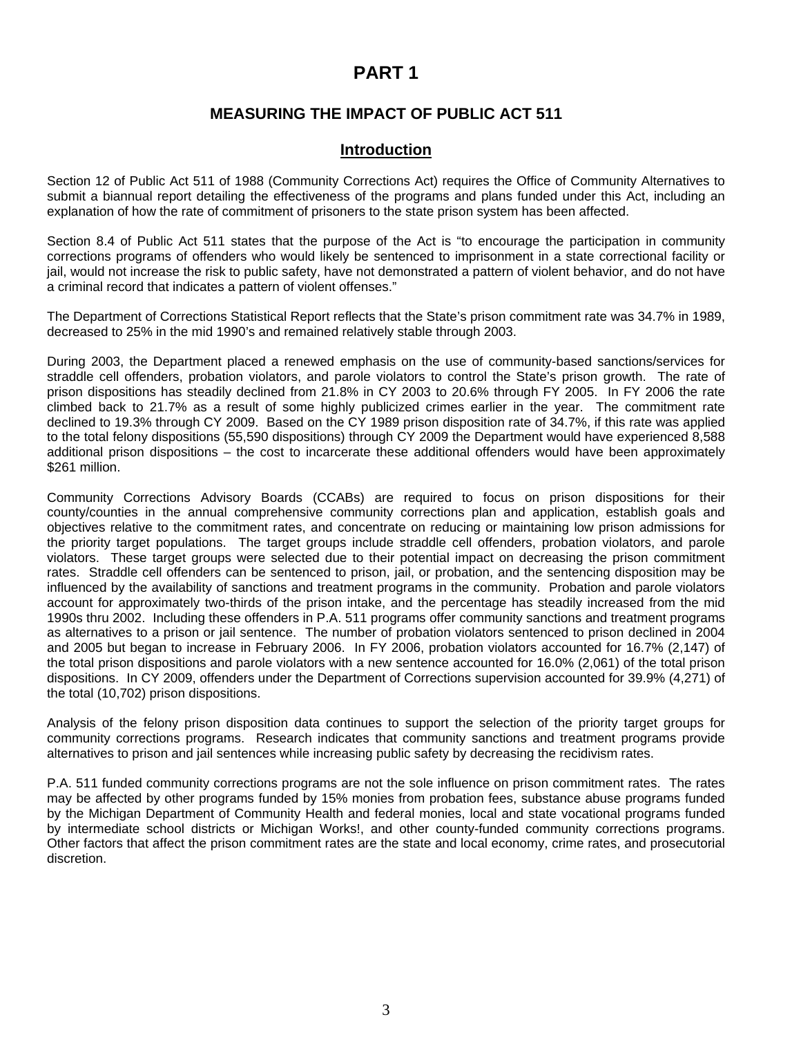# PART 1

## MEASURING THE IMPACT OF PUBLIC ACT 511

### Introduction

Section 12 of Public Act 511 of 1988 (Community Corrections Act) requires the Office of Community Alternatives to submit a biannual report detailing the effectiveness of the programs and plans funded under this Act, including an explanation of how the rate of commitment of prisoners to the state prison system has been affected.

Section 8.4 of Public Act 511 states that the purpose of the Act is "to encourage the participation in community corrections programs of offenders who would likely be sentenced to imprisonment in a state correctional facility or jail, would not increase the risk to public safety, have not demonstrated a pattern of violent behavior, and do not have a criminal record that indicates a pattern of violent offenses."

The Department of Corrections Statistical Report reflects that the State's prison commitment rate was 34.7% in 1989, decreased to 25% in the mid 1990's and remained relatively stable through 2003.

During 2003, the Department placed a renewed emphasis on the use of community-based sanctions/services for straddle cell offenders, probation violators, and parole violators to control the State's prison growth. The rate of prison dispositions has steadily declined from 21.8% in CY 2003 to 20.6% through FY 2005. In FY 2006 the rate climbed back to 21.7% as a result of some highly publicized crimes earlier in the year. The commitment rate declined to 19.3% through CY 2009. Based on the CY 1989 prison disposition rate of 34.7%, if this rate was applied to the total felony dispositions (55,590 dispositions) through CY 2009 the Department would have experienced 8,588 additional prison dispositions – the cost to incarcerate these additional offenders would have been approximately $261 million.

Community Corrections Advisory Boards (CCABs) are required to focus on prison dispositions for their county/counties in the annual comprehensive community corrections plan and application, establish goals and objectives relative to the commitment rates, and concentrate on reducing or maintaining low prison admissions for the priority target populations. The target groups include straddle cell offenders, probation violators, and parole violators. These target groups were selected due to their potential impact on decreasing the prison commitment rates. Straddle cell offenders can be sentenced to prison, jail, or probation, and the sentencing disposition may be influenced by the availability of sanctions and treatment programs in the community. Probation and parole violators account for approximately two-thirds of the prison intake, and the percentage has steadily increased from the mid 1990s thru 2002. Including these offenders in P.A. 511 programs offer community sanctions and treatment programs as alternatives to a prison or jail sentence. The number of probation violators sentenced to prison declined in 2004 and 2005 but began to increase in February 2006. In FY 2006, probation violators accounted for 16.7% (2,147) of the total prison dispositions and parole violators with a new sentence accounted for 16.0% (2,061) of the total prison dispositions. In CY 2009, offenders under the Department of Corrections supervision accounted for 39.9% (4,271) of the total (10,702) prison dispositions.

Analysis of the felony prison disposition data continues to support the selection of the priority target groups for community corrections programs. Research indicates that community sanctions and treatment programs provide alternatives to prison and jail sentences while increasing public safety by decreasing the recidivism rates.

P.A. 511 funded community corrections programs are not the sole influence on prison commitment rates. The rates may be affected by other programs funded by 15% monies from probation fees, substance abuse programs funded by the Michigan Department of Community Health and federal monies, local and state vocational programs funded by intermediate school districts or Michigan Works!, and other county-funded community corrections programs. Other factors that affect the prison commitment rates are the state and local economy, crime rates, and prosecutorial discretion.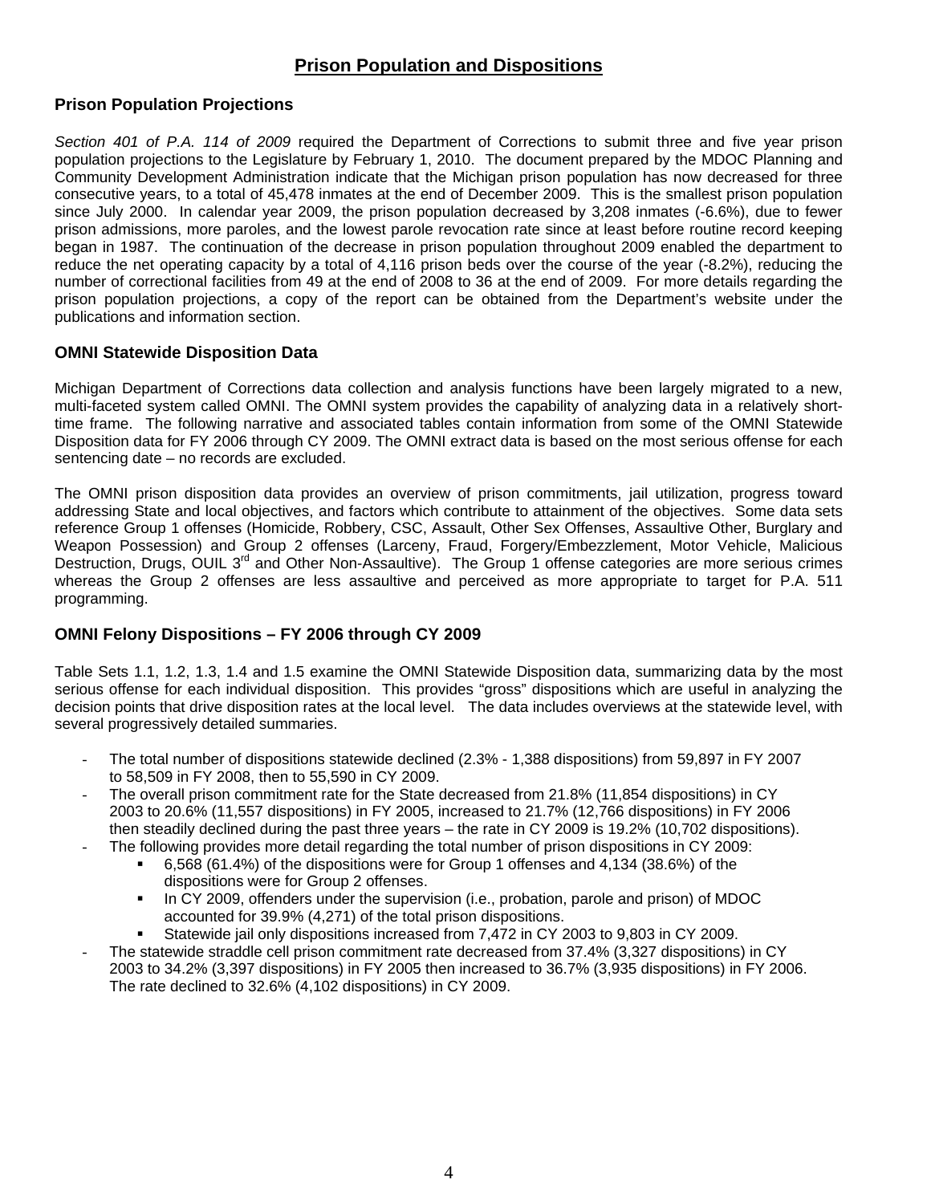# Prison Population and Dispositions

## Prison Population Projections

*Section 401 of P.A. 114 of 2009* required the Department of Corrections to submit three and five year prison population projections to the Legislature by February 1, 2010. The document prepared by the MDOC Planning and Community Development Administration indicate that the Michigan prison population has now decreased for three consecutive years, to a total of 45,478 inmates at the end of December 2009. This is the smallest prison population since July 2000. In calendar year 2009, the prison population decreased by 3,208 inmates (-6.6%), due to fewer prison admissions, more paroles, and the lowest parole revocation rate since at least before routine record keeping began in 1987. The continuation of the decrease in prison population throughout 2009 enabled the department to reduce the net operating capacity by a total of 4,116 prison beds over the course of the year (-8.2%), reducing the number of correctional facilities from 49 at the end of 2008 to 36 at the end of 2009. For more details regarding the prison population projections, a copy of the report can be obtained from the Department's website under the publications and information section.

## OMNI Statewide Disposition Data

Michigan Department of Corrections data collection and analysis functions have been largely migrated to a new, multi-faceted system called OMNI. The OMNI system provides the capability of analyzing data in a relatively short-time frame. The following narrative and associated tables contain information from some of the OMNI Statewide Disposition data for FY 2006 through CY 2009. The OMNI extract data is based on the most serious offense for each sentencing date – no records are excluded.

The OMNI prison disposition data provides an overview of prison commitments, jail utilization, progress toward addressing State and local objectives, and factors which contribute to attainment of the objectives. Some data sets reference Group 1 offenses (Homicide, Robbery, CSC, Assault, Other Sex Offenses, Assaultive Other, Burglary and Weapon Possession) and Group 2 offenses (Larceny, Fraud, Forgery/Embezzlement, Motor Vehicle, Malicious Destruction, Drugs, OUIL 3rd and Other Non-Assaultive). The Group 1 offense categories are more serious crimes whereas the Group 2 offenses are less assaultive and perceived as more appropriate to target for P.A. 511 programming.

## OMNI Felony Dispositions – FY 2006 through CY 2009

Table Sets 1.1, 1.2, 1.3, 1.4 and 1.5 examine the OMNI Statewide Disposition data, summarizing data by the most serious offense for each individual disposition. This provides "gross" dispositions which are useful in analyzing the decision points that drive disposition rates at the local level. The data includes overviews at the statewide level, with several progressively detailed summaries.

- The total number of dispositions statewide declined (2.3% - 1,388 dispositions) from 59,897 in FY 2007 to 58,509 in FY 2008, then to 55,590 in CY 2009.
- The overall prison commitment rate for the State decreased from 21.8% (11,854 dispositions) in CY 2003 to 20.6% (11,557 dispositions) in FY 2005, increased to 21.7% (12,766 dispositions) in FY 2006 then steadily declined during the past three years – the rate in CY 2009 is 19.2% (10,702 dispositions).
- The following provides more detail regarding the total number of prison dispositions in CY 2009:
  - 6,568 (61.4%) of the dispositions were for Group 1 offenses and 4,134 (38.6%) of the dispositions were for Group 2 offenses.
  - In CY 2009, offenders under the supervision (i.e., probation, parole and prison) of MDOC accounted for 39.9% (4,271) of the total prison dispositions.
  - Statewide jail only dispositions increased from 7,472 in CY 2003 to 9,803 in CY 2009.
- The statewide straddle cell prison commitment rate decreased from 37.4% (3,327 dispositions) in CY 2003 to 34.2% (3,397 dispositions) in FY 2005 then increased to 36.7% (3,935 dispositions) in FY 2006. The rate declined to 32.6% (4,102 dispositions) in CY 2009.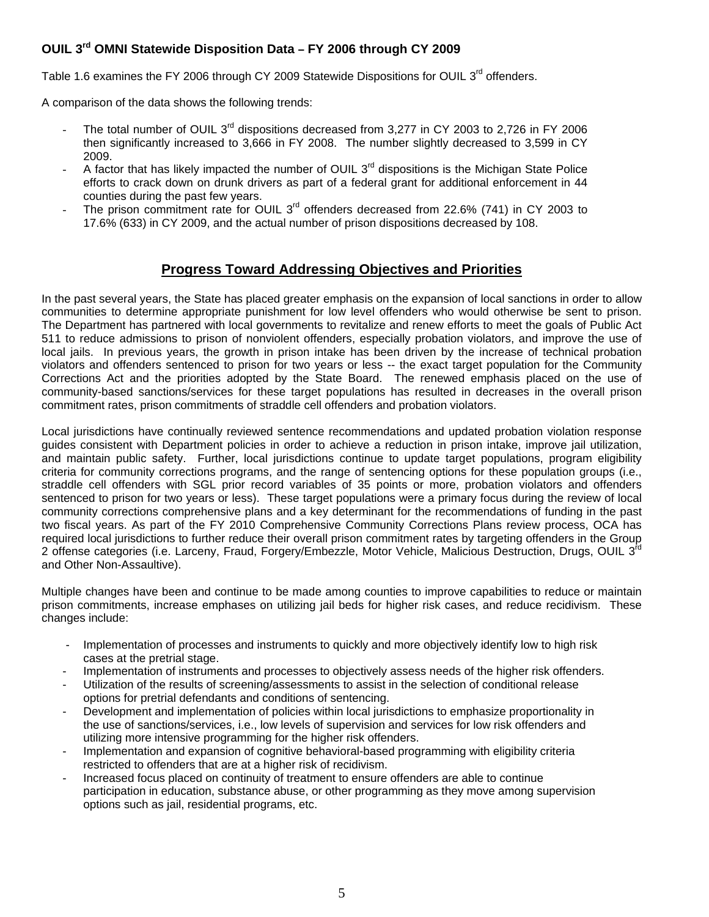### OUIL 3rd OMNI Statewide Disposition Data – FY 2006 through CY 2009

Table 1.6 examines the FY 2006 through CY 2009 Statewide Dispositions for OUIL 3rd offenders.

A comparison of the data shows the following trends:

- The total number of OUIL 3rd dispositions decreased from 3,277 in CY 2003 to 2,726 in FY 2006 then significantly increased to 3,666 in FY 2008. The number slightly decreased to 3,599 in CY 2009.
- A factor that has likely impacted the number of OUIL 3rd dispositions is the Michigan State Police efforts to crack down on drunk drivers as part of a federal grant for additional enforcement in 44 counties during the past few years.
- The prison commitment rate for OUIL 3rd offenders decreased from 22.6% (741) in CY 2003 to 17.6% (633) in CY 2009, and the actual number of prison dispositions decreased by 108.

## Progress Toward Addressing Objectives and Priorities

In the past several years, the State has placed greater emphasis on the expansion of local sanctions in order to allow communities to determine appropriate punishment for low level offenders who would otherwise be sent to prison. The Department has partnered with local governments to revitalize and renew efforts to meet the goals of Public Act 511 to reduce admissions to prison of nonviolent offenders, especially probation violators, and improve the use of local jails. In previous years, the growth in prison intake has been driven by the increase of technical probation violators and offenders sentenced to prison for two years or less -- the exact target population for the Community Corrections Act and the priorities adopted by the State Board. The renewed emphasis placed on the use of community-based sanctions/services for these target populations has resulted in decreases in the overall prison commitment rates, prison commitments of straddle cell offenders and probation violators.

Local jurisdictions have continually reviewed sentence recommendations and updated probation violation response guides consistent with Department policies in order to achieve a reduction in prison intake, improve jail utilization, and maintain public safety. Further, local jurisdictions continue to update target populations, program eligibility criteria for community corrections programs, and the range of sentencing options for these population groups (i.e., straddle cell offenders with SGL prior record variables of 35 points or more, probation violators and offenders sentenced to prison for two years or less). These target populations were a primary focus during the review of local community corrections comprehensive plans and a key determinant for the recommendations of funding in the past two fiscal years. As part of the FY 2010 Comprehensive Community Corrections Plans review process, OCA has required local jurisdictions to further reduce their overall prison commitment rates by targeting offenders in the Group 2 offense categories (i.e. Larceny, Fraud, Forgery/Embezzle, Motor Vehicle, Malicious Destruction, Drugs, OUIL 3rd and Other Non-Assaultive).

Multiple changes have been and continue to be made among counties to improve capabilities to reduce or maintain prison commitments, increase emphases on utilizing jail beds for higher risk cases, and reduce recidivism. These changes include:

- Implementation of processes and instruments to quickly and more objectively identify low to high risk cases at the pretrial stage.
- Implementation of instruments and processes to objectively assess needs of the higher risk offenders.
- Utilization of the results of screening/assessments to assist in the selection of conditional release options for pretrial defendants and conditions of sentencing.
- Development and implementation of policies within local jurisdictions to emphasize proportionality in the use of sanctions/services, i.e., low levels of supervision and services for low risk offenders and utilizing more intensive programming for the higher risk offenders.
- Implementation and expansion of cognitive behavioral-based programming with eligibility criteria restricted to offenders that are at a higher risk of recidivism.
- Increased focus placed on continuity of treatment to ensure offenders are able to continue participation in education, substance abuse, or other programming as they move among supervision options such as jail, residential programs, etc.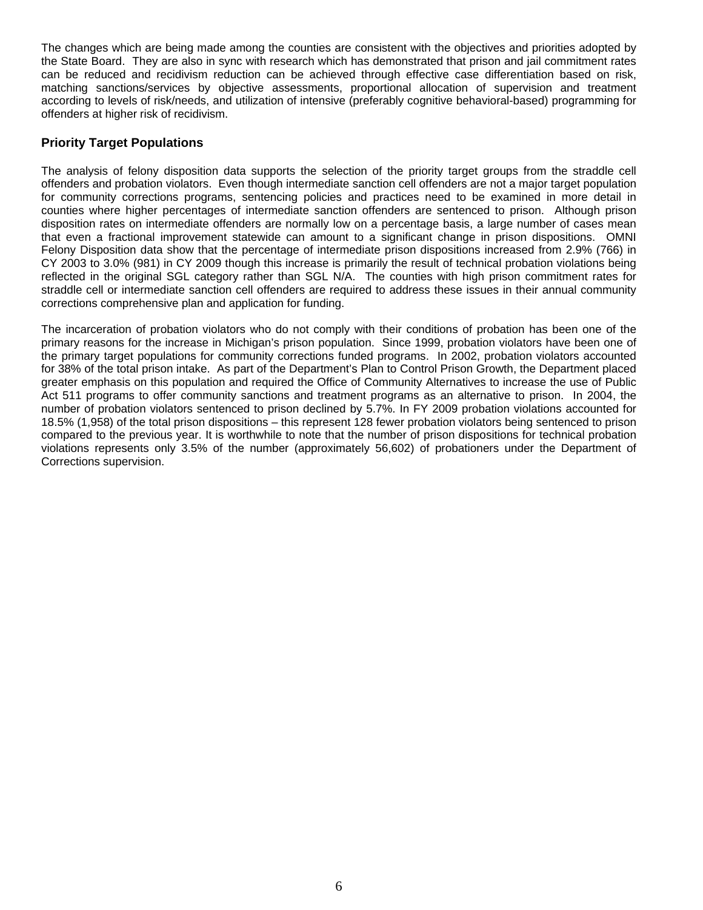The changes which are being made among the counties are consistent with the objectives and priorities adopted by the State Board. They are also in sync with research which has demonstrated that prison and jail commitment rates can be reduced and recidivism reduction can be achieved through effective case differentiation based on risk, matching sanctions/services by objective assessments, proportional allocation of supervision and treatment according to levels of risk/needs, and utilization of intensive (preferably cognitive behavioral-based) programming for offenders at higher risk of recidivism.

## Priority Target Populations

The analysis of felony disposition data supports the selection of the priority target groups from the straddle cell offenders and probation violators. Even though intermediate sanction cell offenders are not a major target population for community corrections programs, sentencing policies and practices need to be examined in more detail in counties where higher percentages of intermediate sanction offenders are sentenced to prison. Although prison disposition rates on intermediate offenders are normally low on a percentage basis, a large number of cases mean that even a fractional improvement statewide can amount to a significant change in prison dispositions. OMNI Felony Disposition data show that the percentage of intermediate prison dispositions increased from 2.9% (766) in CY 2003 to 3.0% (981) in CY 2009 though this increase is primarily the result of technical probation violations being reflected in the original SGL category rather than SGL N/A. The counties with high prison commitment rates for straddle cell or intermediate sanction cell offenders are required to address these issues in their annual community corrections comprehensive plan and application for funding.

The incarceration of probation violators who do not comply with their conditions of probation has been one of the primary reasons for the increase in Michigan's prison population. Since 1999, probation violators have been one of the primary target populations for community corrections funded programs. In 2002, probation violators accounted for 38% of the total prison intake. As part of the Department's Plan to Control Prison Growth, the Department placed greater emphasis on this population and required the Office of Community Alternatives to increase the use of Public Act 511 programs to offer community sanctions and treatment programs as an alternative to prison. In 2004, the number of probation violators sentenced to prison declined by 5.7%. In FY 2009 probation violations accounted for 18.5% (1,958) of the total prison dispositions – this represent 128 fewer probation violators being sentenced to prison compared to the previous year. It is worthwhile to note that the number of prison dispositions for technical probation violations represents only 3.5% of the number (approximately 56,602) of probationers under the Department of Corrections supervision.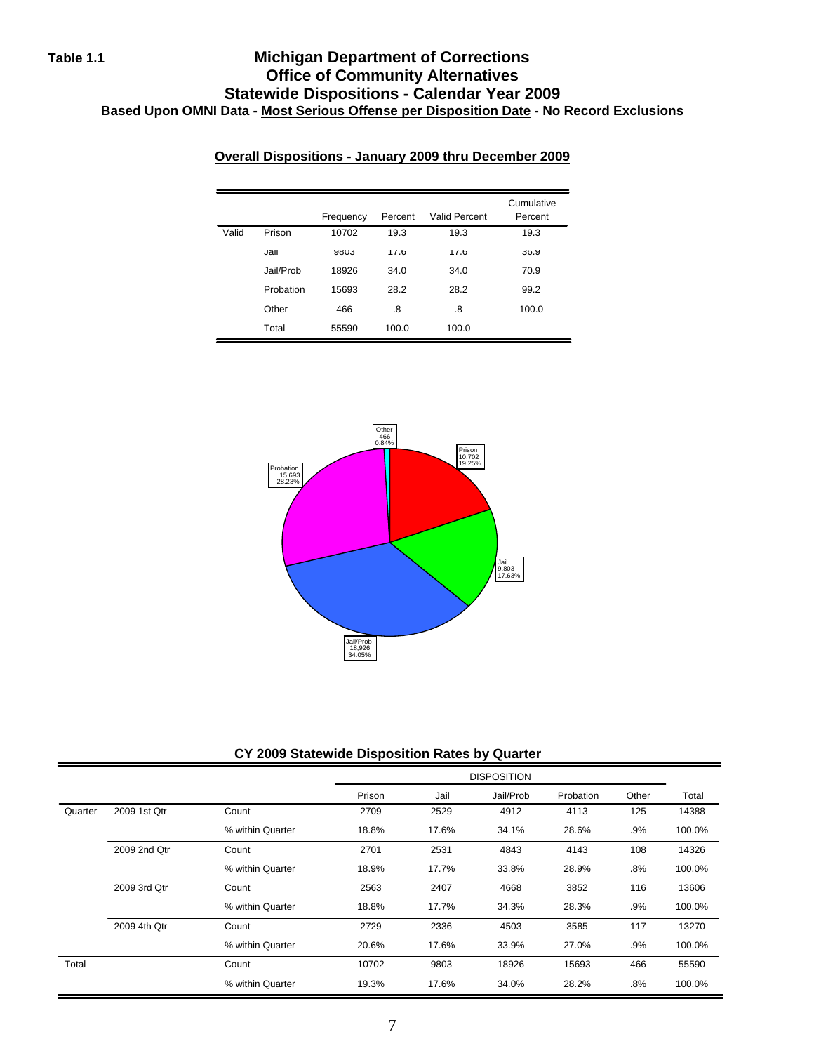**Table 1.1**

# Michigan Department of Corrections
## Office of Community Alternatives
## Statewide Dispositions - Calendar Year 2009
### Based Upon OMNI Data - Most Serious Offense per Disposition Date - No Record Exclusions

**Overall Dispositions - January 2009 thru December 2009**

| | | Frequency | Percent | Valid Percent | Cumulative Percent |
|---|---|---|---|---|---|
| Valid | Prison | 10702 | 19.3 | 19.3 | 19.3 |
| | Jail | 9803 | 17.6 | 17.6 | 36.9 |
| | Jail/Prob | 18926 | 34.0 | 34.0 | 70.9 |
| | Probation | 15693 | 28.2 | 28.2 | 99.2 |
| | Other | 466 | .8 | .8 | 100.0 |
| | Total | 55590 | 100.0 | 100.0 | |

**CY 2009 Statewide Disposition Rates by Quarter**

| | | | DISPOSITION | | | | | |
|---|---|---|---|---|---|---|---|---|
| | | | Prison | Jail | Jail/Prob | Probation | Other | Total |
| Quarter | 2009 1st Qtr | Count | 2709 | 2529 | 4912 | 4113 | 125 | 14388 |
| | | % within Quarter | 18.8% | 17.6% | 34.1% | 28.6% | .9% | 100.0% |
| | 2009 2nd Qtr | Count | 2701 | 2531 | 4843 | 4143 | 108 | 14326 |
| | | % within Quarter | 18.9% | 17.7% | 33.8% | 28.9% | .8% | 100.0% |
| | 2009 3rd Qtr | Count | 2563 | 2407 | 4668 | 3852 | 116 | 13606 |
| | | % within Quarter | 18.8% | 17.7% | 34.3% | 28.3% | .9% | 100.0% |
| | 2009 4th Qtr | Count | 2729 | 2336 | 4503 | 3585 | 117 | 13270 |
| | | % within Quarter | 20.6% | 17.6% | 33.9% | 27.0% | .9% | 100.0% |
| Total | | Count | 10702 | 9803 | 18926 | 15693 | 466 | 55590 |
| | | % within Quarter | 19.3% | 17.6% | 34.0% | 28.2% | .8% | 100.0% |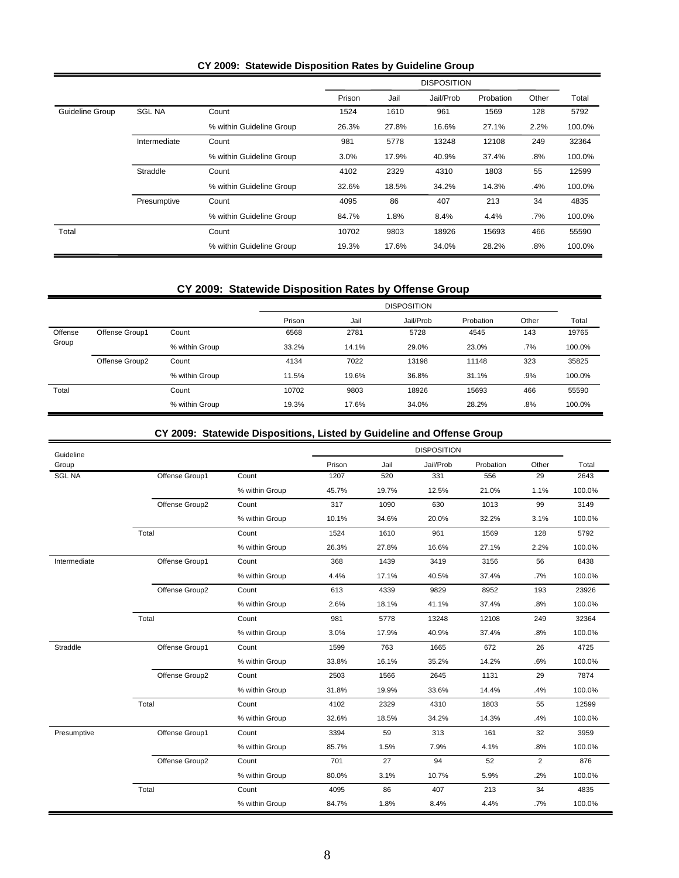## CY 2009: Statewide Disposition Rates by Guideline Group

| | | | DISPOSITION | | | | | |
|---|---|---|---|---|---|---|---|---|
| | | | Prison | Jail | Jail/Prob | Probation | Other | Total |
| Guideline Group | SGL NA | Count | 1524 | 1610 | 961 | 1569 | 128 | 5792 |
| | | % within Guideline Group | 26.3% | 27.8% | 16.6% | 27.1% | 2.2% | 100.0% |
| | Intermediate | Count | 981 | 5778 | 13248 | 12108 | 249 | 32364 |
| | | % within Guideline Group | 3.0% | 17.9% | 40.9% | 37.4% | .8% | 100.0% |
| | Straddle | Count | 4102 | 2329 | 4310 | 1803 | 55 | 12599 |
| | | % within Guideline Group | 32.6% | 18.5% | 34.2% | 14.3% | .4% | 100.0% |
| | Presumptive | Count | 4095 | 86 | 407 | 213 | 34 | 4835 |
| | | % within Guideline Group | 84.7% | 1.8% | 8.4% | 4.4% | .7% | 100.0% |
| Total | | Count | 10702 | 9803 | 18926 | 15693 | 466 | 55590 |
| | | % within Guideline Group | 19.3% | 17.6% | 34.0% | 28.2% | .8% | 100.0% |

## CY 2009: Statewide Disposition Rates by Offense Group

| | | | DISPOSITION | | | | | |
|---|---|---|---|---|---|---|---|---|
| | | | Prison | Jail | Jail/Prob | Probation | Other | Total |
| Offense Group | Offense Group1 | Count | 6568 | 2781 | 5728 | 4545 | 143 | 19765 |
| | | % within Group | 33.2% | 14.1% | 29.0% | 23.0% | .7% | 100.0% |
| | Offense Group2 | Count | 4134 | 7022 | 13198 | 11148 | 323 | 35825 |
| | | % within Group | 11.5% | 19.6% | 36.8% | 31.1% | .9% | 100.0% |
| Total | | Count | 10702 | 9803 | 18926 | 15693 | 466 | 55590 |
| | | % within Group | 19.3% | 17.6% | 34.0% | 28.2% | .8% | 100.0% |

## CY 2009: Statewide Dispositions, Listed by Guideline and Offense Group

| Guideline Group | | | DISPOSITION | | | | | |
|---|---|---|---|---|---|---|---|---|
| | | | Prison | Jail | Jail/Prob | Probation | Other | Total |
| SGL NA | Offense Group1 | Count | 1207 | 520 | 331 | 556 | 29 | 2643 |
| | | % within Group | 45.7% | 19.7% | 12.5% | 21.0% | 1.1% | 100.0% |
| | Offense Group2 | Count | 317 | 1090 | 630 | 1013 | 99 | 3149 |
| | | % within Group | 10.1% | 34.6% | 20.0% | 32.2% | 3.1% | 100.0% |
| | Total | Count | 1524 | 1610 | 961 | 1569 | 128 | 5792 |
| | | % within Group | 26.3% | 27.8% | 16.6% | 27.1% | 2.2% | 100.0% |
| Intermediate | Offense Group1 | Count | 368 | 1439 | 3419 | 3156 | 56 | 8438 |
| | | % within Group | 4.4% | 17.1% | 40.5% | 37.4% | .7% | 100.0% |
| | Offense Group2 | Count | 613 | 4339 | 9829 | 8952 | 193 | 23926 |
| | | % within Group | 2.6% | 18.1% | 41.1% | 37.4% | .8% | 100.0% |
| | Total | Count | 981 | 5778 | 13248 | 12108 | 249 | 32364 |
| | | % within Group | 3.0% | 17.9% | 40.9% | 37.4% | .8% | 100.0% |
| Straddle | Offense Group1 | Count | 1599 | 763 | 1665 | 672 | 26 | 4725 |
| | | % within Group | 33.8% | 16.1% | 35.2% | 14.2% | .6% | 100.0% |
| | Offense Group2 | Count | 2503 | 1566 | 2645 | 1131 | 29 | 7874 |
| | | % within Group | 31.8% | 19.9% | 33.6% | 14.4% | .4% | 100.0% |
| | Total | Count | 4102 | 2329 | 4310 | 1803 | 55 | 12599 |
| | | % within Group | 32.6% | 18.5% | 34.2% | 14.3% | .4% | 100.0% |
| Presumptive | Offense Group1 | Count | 3394 | 59 | 313 | 161 | 32 | 3959 |
| | | % within Group | 85.7% | 1.5% | 7.9% | 4.1% | .8% | 100.0% |
| | Offense Group2 | Count | 701 | 27 | 94 | 52 | 2 | 876 |
| | | % within Group | 80.0% | 3.1% | 10.7% | 5.9% | .2% | 100.0% |
| | Total | Count | 4095 | 86 | 407 | 213 | 34 | 4835 |
| | | % within Group | 84.7% | 1.8% | 8.4% | 4.4% | .7% | 100.0% |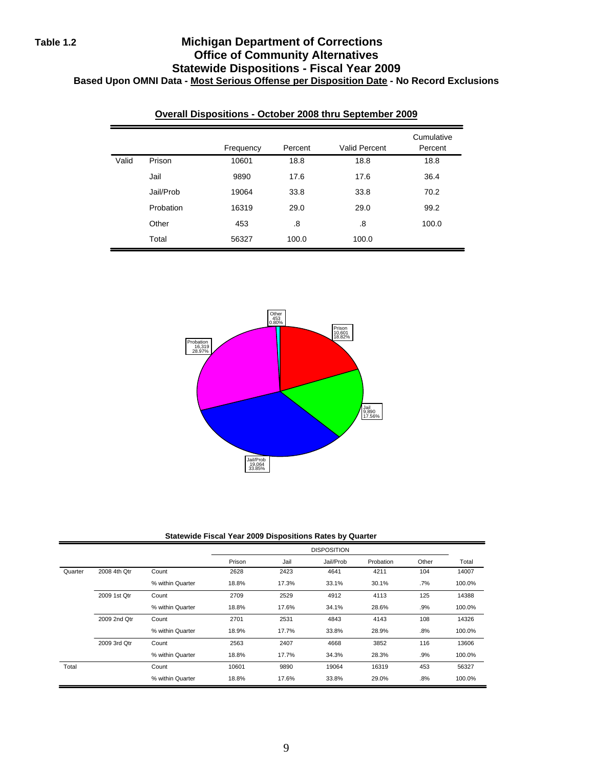**Table 1.2**

# Michigan Department of Corrections
## Office of Community Alternatives
## Statewide Dispositions - Fiscal Year 2009
### Based Upon OMNI Data - Most Serious Offense per Disposition Date - No Record Exclusions

**Overall Dispositions - October 2008 thru September 2009**

| | | Frequency | Percent | Valid Percent | Cumulative Percent |
|---|---|---|---|---|---|
| Valid | Prison | 10601 | 18.8 | 18.8 | 18.8 |
| | Jail | 9890 | 17.6 | 17.6 | 36.4 |
| | Jail/Prob | 19064 | 33.8 | 33.8 | 70.2 |
| | Probation | 16319 | 29.0 | 29.0 | 99.2 |
| | Other | 453 | .8 | .8 | 100.0 |
| | Total | 56327 | 100.0 | 100.0 | |

Other 453 0.80%
Prison 10,601 18.82%
Jail 9,890 17.56%
Jail/Prob 19,064 33.85%
Probation 16,319 28.97%

**Statewide Fiscal Year 2009 Dispositions Rates by Quarter**

| | | | DISPOSITION | | | | | |
|---|---|---|---|---|---|---|---|---|
| | | | Prison | Jail | Jail/Prob | Probation | Other | Total |
| Quarter | 2008 4th Qtr | Count | 2628 | 2423 | 4641 | 4211 | 104 | 14007 |
| | | % within Quarter | 18.8% | 17.3% | 33.1% | 30.1% | .7% | 100.0% |
| | 2009 1st Qtr | Count | 2709 | 2529 | 4912 | 4113 | 125 | 14388 |
| | | % within Quarter | 18.8% | 17.6% | 34.1% | 28.6% | .9% | 100.0% |
| | 2009 2nd Qtr | Count | 2701 | 2531 | 4843 | 4143 | 108 | 14326 |
| | | % within Quarter | 18.9% | 17.7% | 33.8% | 28.9% | .8% | 100.0% |
| | 2009 3rd Qtr | Count | 2563 | 2407 | 4668 | 3852 | 116 | 13606 |
| | | % within Quarter | 18.8% | 17.7% | 34.3% | 28.3% | .9% | 100.0% |
| Total | | Count | 10601 | 9890 | 19064 | 16319 | 453 | 56327 |
| | | % within Quarter | 18.8% | 17.6% | 33.8% | 29.0% | .8% | 100.0% |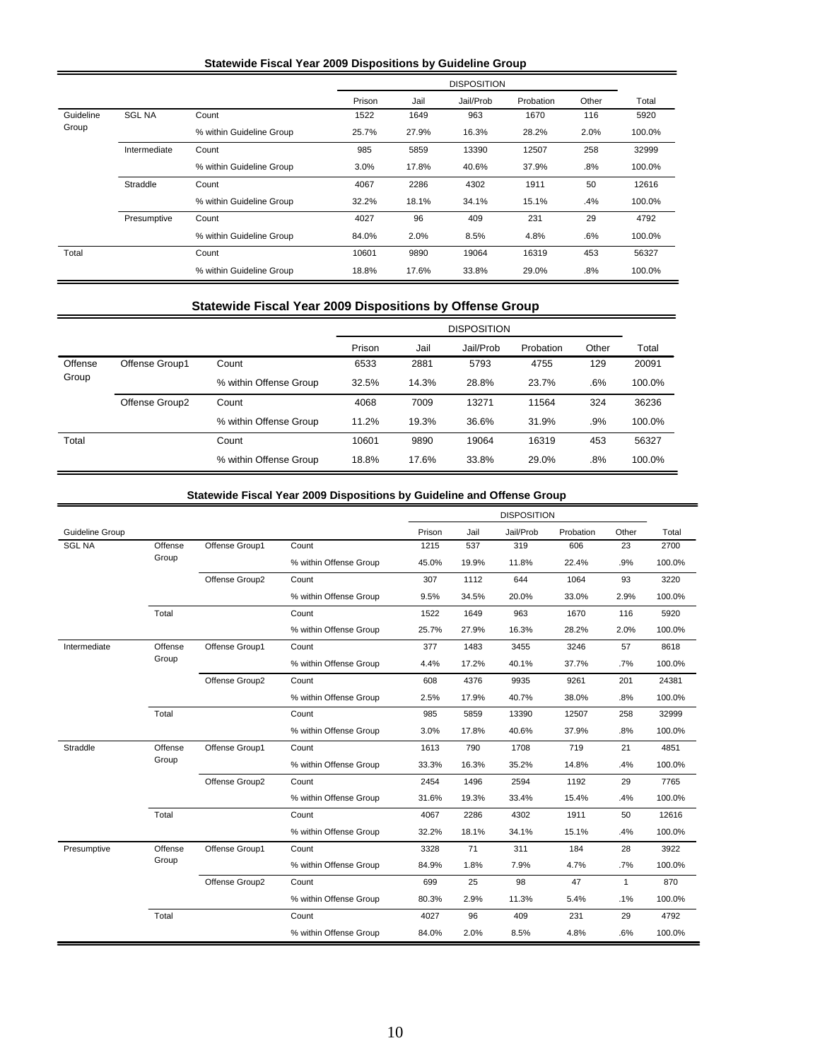**Statewide Fiscal Year 2009 Dispositions by Guideline Group**

| | | | DISPOSITION | | | | | |
|---|---|---|---|---|---|---|---|---|
| | | | Prison | Jail | Jail/Prob | Probation | Other | Total |
| Guideline Group | SGL NA | Count | 1522 | 1649 | 963 | 1670 | 116 | 5920 |
| | | % within Guideline Group | 25.7% | 27.9% | 16.3% | 28.2% | 2.0% | 100.0% |
| | Intermediate | Count | 985 | 5859 | 13390 | 12507 | 258 | 32999 |
| | | % within Guideline Group | 3.0% | 17.8% | 40.6% | 37.9% | .8% | 100.0% |
| | Straddle | Count | 4067 | 2286 | 4302 | 1911 | 50 | 12616 |
| | | % within Guideline Group | 32.2% | 18.1% | 34.1% | 15.1% | .4% | 100.0% |
| | Presumptive | Count | 4027 | 96 | 409 | 231 | 29 | 4792 |
| | | % within Guideline Group | 84.0% | 2.0% | 8.5% | 4.8% | .6% | 100.0% |
| Total | | Count | 10601 | 9890 | 19064 | 16319 | 453 | 56327 |
| | | % within Guideline Group | 18.8% | 17.6% | 33.8% | 29.0% | .8% | 100.0% |

**Statewide Fiscal Year 2009 Dispositions by Offense Group**

| | | | DISPOSITION | | | | | |
|---|---|---|---|---|---|---|---|---|
| | | | Prison | Jail | Jail/Prob | Probation | Other | Total |
| Offense Group | Offense Group1 | Count | 6533 | 2881 | 5793 | 4755 | 129 | 20091 |
| | | % within Offense Group | 32.5% | 14.3% | 28.8% | 23.7% | .6% | 100.0% |
| | Offense Group2 | Count | 4068 | 7009 | 13271 | 11564 | 324 | 36236 |
| | | % within Offense Group | 11.2% | 19.3% | 36.6% | 31.9% | .9% | 100.0% |
| Total | | Count | 10601 | 9890 | 19064 | 16319 | 453 | 56327 |
| | | % within Offense Group | 18.8% | 17.6% | 33.8% | 29.0% | .8% | 100.0% |

**Statewide Fiscal Year 2009 Dispositions by Guideline and Offense Group**

| | | | | DISPOSITION | | | | | |
|---|---|---|---|---|---|---|---|---|---|
| Guideline Group | | | | Prison | Jail | Jail/Prob | Probation | Other | Total |
| SGL NA | Offense Group | Offense Group1 | Count | 1215 | 537 | 319 | 606 | 23 | 2700 |
| | | | % within Offense Group | 45.0% | 19.9% | 11.8% | 22.4% | .9% | 100.0% |
| | | Offense Group2 | Count | 307 | 1112 | 644 | 1064 | 93 | 3220 |
| | | | % within Offense Group | 9.5% | 34.5% | 20.0% | 33.0% | 2.9% | 100.0% |
| | Total | | Count | 1522 | 1649 | 963 | 1670 | 116 | 5920 |
| | | | % within Offense Group | 25.7% | 27.9% | 16.3% | 28.2% | 2.0% | 100.0% |
| Intermediate | Offense Group | Offense Group1 | Count | 377 | 1483 | 3455 | 3246 | 57 | 8618 |
| | | | % within Offense Group | 4.4% | 17.2% | 40.1% | 37.7% | .7% | 100.0% |
| | | Offense Group2 | Count | 608 | 4376 | 9935 | 9261 | 201 | 24381 |
| | | | % within Offense Group | 2.5% | 17.9% | 40.7% | 38.0% | .8% | 100.0% |
| | Total | | Count | 985 | 5859 | 13390 | 12507 | 258 | 32999 |
| | | | % within Offense Group | 3.0% | 17.8% | 40.6% | 37.9% | .8% | 100.0% |
| Straddle | Offense Group | Offense Group1 | Count | 1613 | 790 | 1708 | 719 | 21 | 4851 |
| | | | % within Offense Group | 33.3% | 16.3% | 35.2% | 14.8% | .4% | 100.0% |
| | | Offense Group2 | Count | 2454 | 1496 | 2594 | 1192 | 29 | 7765 |
| | | | % within Offense Group | 31.6% | 19.3% | 33.4% | 15.4% | .4% | 100.0% |
| | Total | | Count | 4067 | 2286 | 4302 | 1911 | 50 | 12616 |
| | | | % within Offense Group | 32.2% | 18.1% | 34.1% | 15.1% | .4% | 100.0% |
| Presumptive | Offense Group | Offense Group1 | Count | 3328 | 71 | 311 | 184 | 28 | 3922 |
| | | | % within Offense Group | 84.9% | 1.8% | 7.9% | 4.7% | .7% | 100.0% |
| | | Offense Group2 | Count | 699 | 25 | 98 | 47 | 1 | 870 |
| | | | % within Offense Group | 80.3% | 2.9% | 11.3% | 5.4% | .1% | 100.0% |
| | Total | | Count | 4027 | 96 | 409 | 231 | 29 | 4792 |
| | | | % within Offense Group | 84.0% | 2.0% | 8.5% | 4.8% | .6% | 100.0% |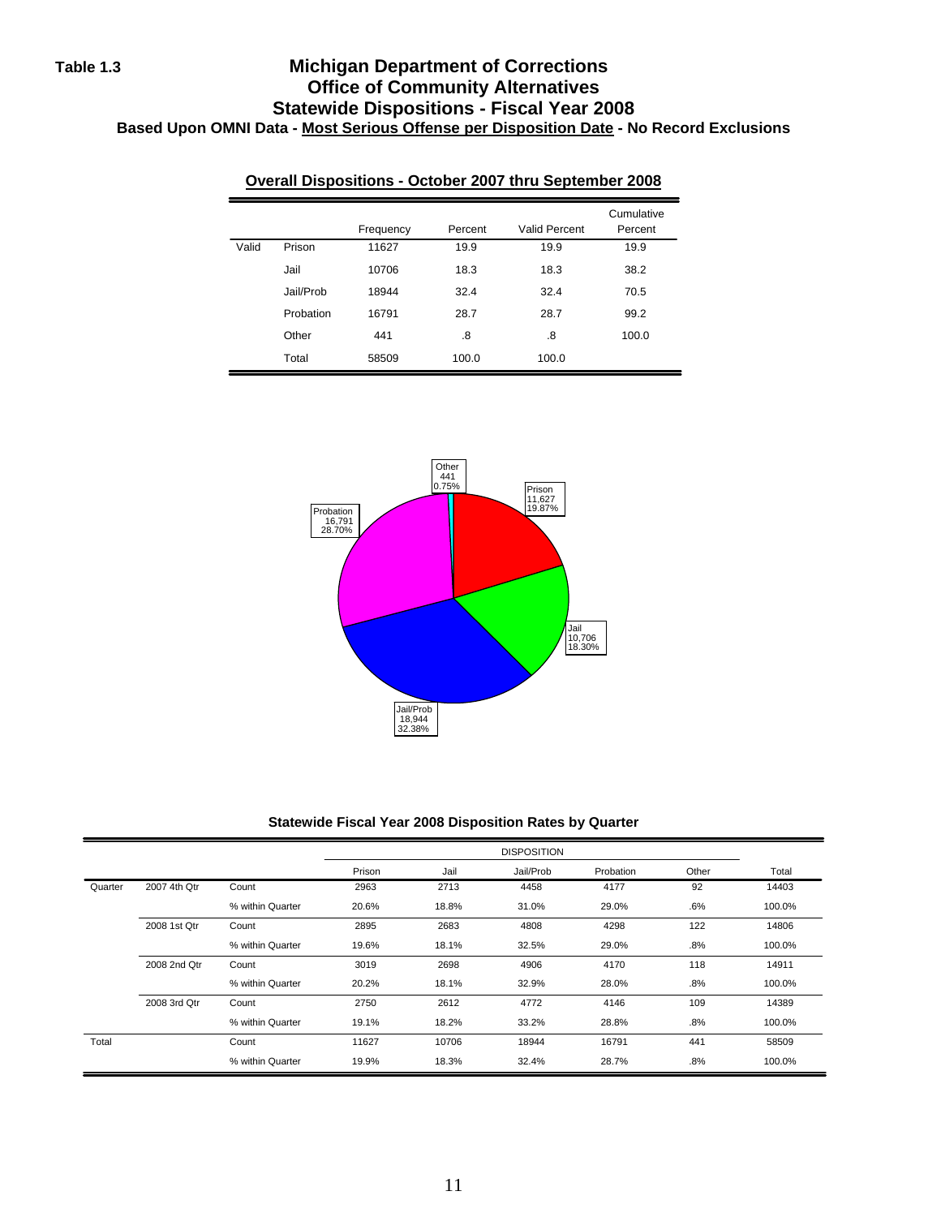**Table 1.3**

# Michigan Department of Corrections
## Office of Community Alternatives
## Statewide Dispositions - Fiscal Year 2008
### Based Upon OMNI Data - Most Serious Offense per Disposition Date - No Record Exclusions

**Overall Dispositions - October 2007 thru September 2008**

| | | Frequency | Percent | Valid Percent | Cumulative Percent |
|---|---|---|---|---|---|
| Valid | Prison | 11627 | 19.9 | 19.9 | 19.9 |
| | Jail | 10706 | 18.3 | 18.3 | 38.2 |
| | Jail/Prob | 18944 | 32.4 | 32.4 | 70.5 |
| | Probation | 16791 | 28.7 | 28.7 | 99.2 |
| | Other | 441 | .8 | .8 | 100.0 |
| | Total | 58509 | 100.0 | 100.0 | |

Other 441 0.75%
Prison 11,627 19.87%
Probation 16,791 28.70%
Jail 10,706 18.30%
Jail/Prob 18,944 32.38%

**Statewide Fiscal Year 2008 Disposition Rates by Quarter**

| | | | DISPOSITION | | | | | |
|---|---|---|---|---|---|---|---|---|
| | | | Prison | Jail | Jail/Prob | Probation | Other | Total |
| Quarter | 2007 4th Qtr | Count | 2963 | 2713 | 4458 | 4177 | 92 | 14403 |
| | | % within Quarter | 20.6% | 18.8% | 31.0% | 29.0% | .6% | 100.0% |
| | 2008 1st Qtr | Count | 2895 | 2683 | 4808 | 4298 | 122 | 14806 |
| | | % within Quarter | 19.6% | 18.1% | 32.5% | 29.0% | .8% | 100.0% |
| | 2008 2nd Qtr | Count | 3019 | 2698 | 4906 | 4170 | 118 | 14911 |
| | | % within Quarter | 20.2% | 18.1% | 32.9% | 28.0% | .8% | 100.0% |
| | 2008 3rd Qtr | Count | 2750 | 2612 | 4772 | 4146 | 109 | 14389 |
| | | % within Quarter | 19.1% | 18.2% | 33.2% | 28.8% | .8% | 100.0% |
| Total | | Count | 11627 | 10706 | 18944 | 16791 | 441 | 58509 |
| | | % within Quarter | 19.9% | 18.3% | 32.4% | 28.7% | .8% | 100.0% |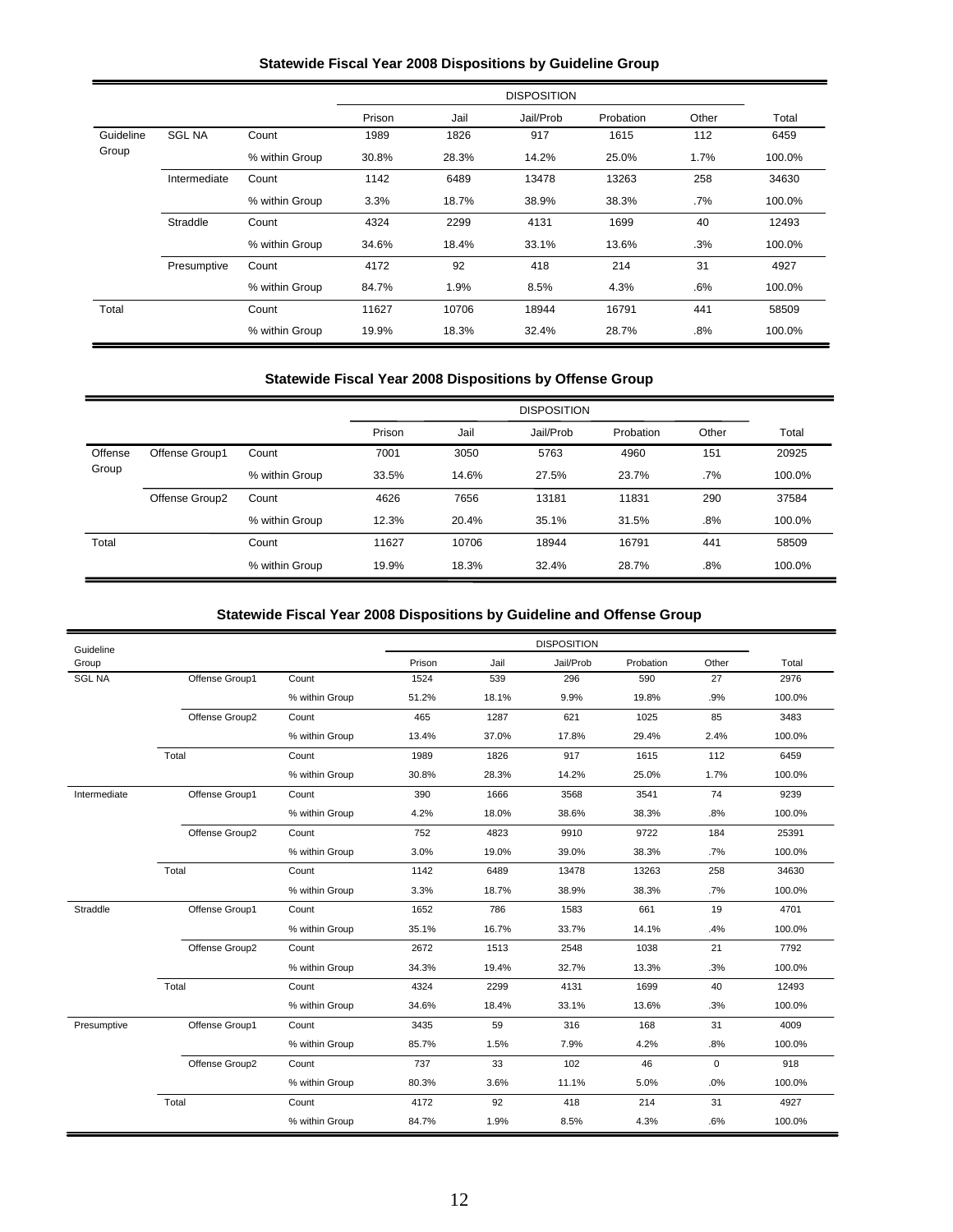### Statewide Fiscal Year 2008 Dispositions by Guideline Group

| | | | DISPOSITION | | | | | |
|---|---|---|---|---|---|---|---|---|
| | | | Prison | Jail | Jail/Prob | Probation | Other | Total |
| Guideline Group | SGL NA | Count | 1989 | 1826 | 917 | 1615 | 112 | 6459 |
| | | % within Group | 30.8% | 28.3% | 14.2% | 25.0% | 1.7% | 100.0% |
| | Intermediate | Count | 1142 | 6489 | 13478 | 13263 | 258 | 34630 |
| | | % within Group | 3.3% | 18.7% | 38.9% | 38.3% | .7% | 100.0% |
| | Straddle | Count | 4324 | 2299 | 4131 | 1699 | 40 | 12493 |
| | | % within Group | 34.6% | 18.4% | 33.1% | 13.6% | .3% | 100.0% |
| | Presumptive | Count | 4172 | 92 | 418 | 214 | 31 | 4927 |
| | | % within Group | 84.7% | 1.9% | 8.5% | 4.3% | .6% | 100.0% |
| Total | | Count | 11627 | 10706 | 18944 | 16791 | 441 | 58509 |
| | | % within Group | 19.9% | 18.3% | 32.4% | 28.7% | .8% | 100.0% |

### Statewide Fiscal Year 2008 Dispositions by Offense Group

| | | | DISPOSITION | | | | | |
|---|---|---|---|---|---|---|---|---|
| | | | Prison | Jail | Jail/Prob | Probation | Other | Total |
| Offense Group | Offense Group1 | Count | 7001 | 3050 | 5763 | 4960 | 151 | 20925 |
| | | % within Group | 33.5% | 14.6% | 27.5% | 23.7% | .7% | 100.0% |
| | Offense Group2 | Count | 4626 | 7656 | 13181 | 11831 | 290 | 37584 |
| | | % within Group | 12.3% | 20.4% | 35.1% | 31.5% | .8% | 100.0% |
| Total | | Count | 11627 | 10706 | 18944 | 16791 | 441 | 58509 |
| | | % within Group | 19.9% | 18.3% | 32.4% | 28.7% | .8% | 100.0% |

### Statewide Fiscal Year 2008 Dispositions by Guideline and Offense Group

| Guideline Group | | | DISPOSITION | | | | | |
|---|---|---|---|---|---|---|---|---|
| | | | Prison | Jail | Jail/Prob | Probation | Other | Total |
| SGL NA | Offense Group1 | Count | 1524 | 539 | 296 | 590 | 27 | 2976 |
| | | % within Group | 51.2% | 18.1% | 9.9% | 19.8% | .9% | 100.0% |
| | Offense Group2 | Count | 465 | 1287 | 621 | 1025 | 85 | 3483 |
| | | % within Group | 13.4% | 37.0% | 17.8% | 29.4% | 2.4% | 100.0% |
| | Total | Count | 1989 | 1826 | 917 | 1615 | 112 | 6459 |
| | | % within Group | 30.8% | 28.3% | 14.2% | 25.0% | 1.7% | 100.0% |
| Intermediate | Offense Group1 | Count | 390 | 1666 | 3568 | 3541 | 74 | 9239 |
| | | % within Group | 4.2% | 18.0% | 38.6% | 38.3% | .8% | 100.0% |
| | Offense Group2 | Count | 752 | 4823 | 9910 | 9722 | 184 | 25391 |
| | | % within Group | 3.0% | 19.0% | 39.0% | 38.3% | .7% | 100.0% |
| | Total | Count | 1142 | 6489 | 13478 | 13263 | 258 | 34630 |
| | | % within Group | 3.3% | 18.7% | 38.9% | 38.3% | .7% | 100.0% |
| Straddle | Offense Group1 | Count | 1652 | 786 | 1583 | 661 | 19 | 4701 |
| | | % within Group | 35.1% | 16.7% | 33.7% | 14.1% | .4% | 100.0% |
| | Offense Group2 | Count | 2672 | 1513 | 2548 | 1038 | 21 | 7792 |
| | | % within Group | 34.3% | 19.4% | 32.7% | 13.3% | .3% | 100.0% |
| | Total | Count | 4324 | 2299 | 4131 | 1699 | 40 | 12493 |
| | | % within Group | 34.6% | 18.4% | 33.1% | 13.6% | .3% | 100.0% |
| Presumptive | Offense Group1 | Count | 3435 | 59 | 316 | 168 | 31 | 4009 |
| | | % within Group | 85.7% | 1.5% | 7.9% | 4.2% | .8% | 100.0% |
| | Offense Group2 | Count | 737 | 33 | 102 | 46 | 0 | 918 |
| | | % within Group | 80.3% | 3.6% | 11.1% | 5.0% | .0% | 100.0% |
| | Total | Count | 4172 | 92 | 418 | 214 | 31 | 4927 |
| | | % within Group | 84.7% | 1.9% | 8.5% | 4.3% | .6% | 100.0% |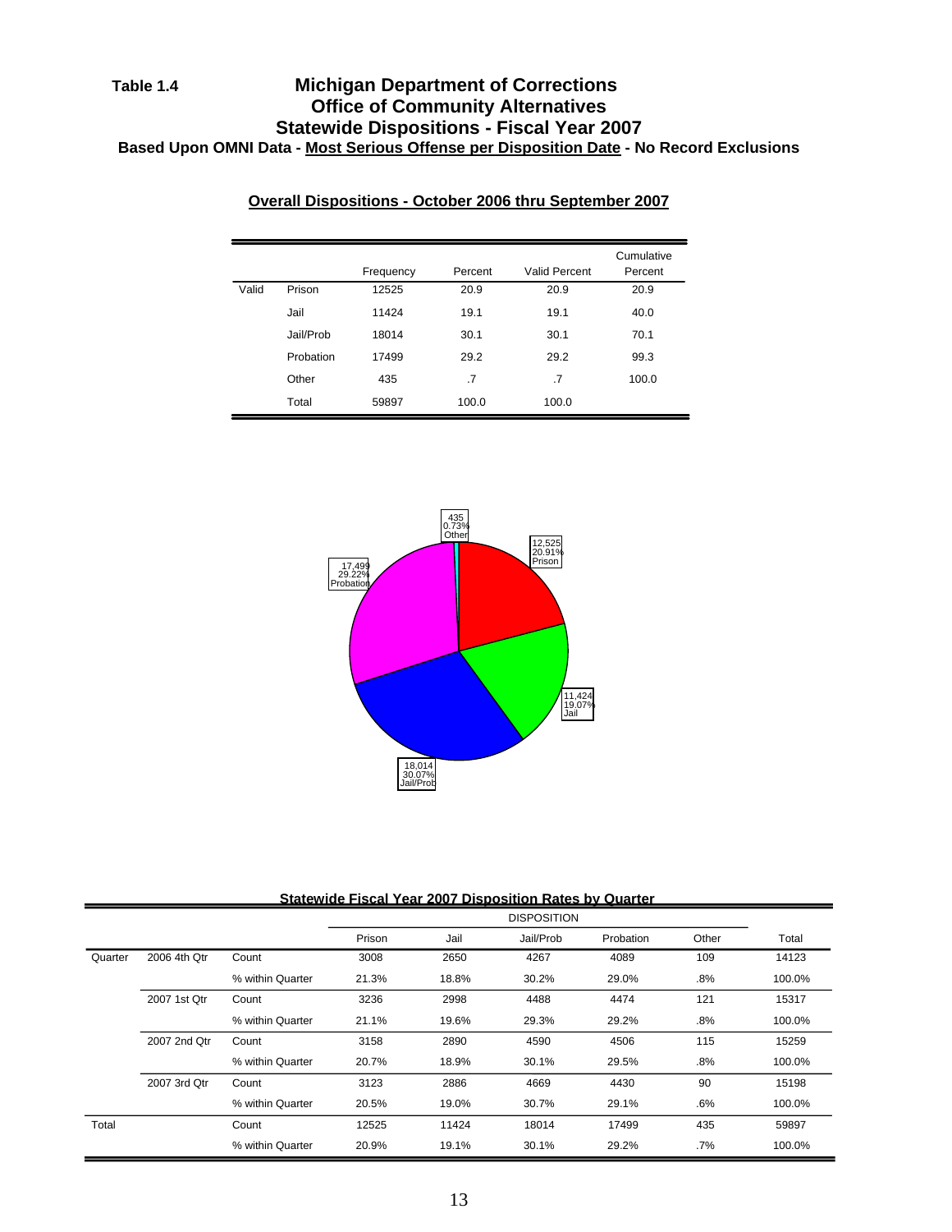**Table 1.4**

# Michigan Department of Corrections
## Office of Community Alternatives
## Statewide Dispositions - Fiscal Year 2007
**Based Upon OMNI Data - Most Serious Offense per Disposition Date - No Record Exclusions**

### Overall Dispositions - October 2006 thru September 2007

| | | Frequency | Percent | Valid Percent | Cumulative Percent |
|---|---|---|---|---|---|
| Valid | Prison | 12525 | 20.9 | 20.9 | 20.9 |
| | Jail | 11424 | 19.1 | 19.1 | 40.0 |
| | Jail/Prob | 18014 | 30.1 | 30.1 | 70.1 |
| | Probation | 17499 | 29.2 | 29.2 | 99.3 |
| | Other | 435 | .7 | .7 | 100.0 |
| | Total | 59897 | 100.0 | 100.0 | |

435 0.73% Other

12,525 20.91% Prison

17,499 29.22% Probation

11,424 19.07% Jail

18,014 30.07% Jail/Prob

### Statewide Fiscal Year 2007 Disposition Rates by Quarter

| | | | DISPOSITION | | | | | |
|---|---|---|---|---|---|---|---|---|
| | | | Prison | Jail | Jail/Prob | Probation | Other | Total |
| Quarter | 2006 4th Qtr | Count | 3008 | 2650 | 4267 | 4089 | 109 | 14123 |
| | | % within Quarter | 21.3% | 18.8% | 30.2% | 29.0% | .8% | 100.0% |
| | 2007 1st Qtr | Count | 3236 | 2998 | 4488 | 4474 | 121 | 15317 |
| | | % within Quarter | 21.1% | 19.6% | 29.3% | 29.2% | .8% | 100.0% |
| | 2007 2nd Qtr | Count | 3158 | 2890 | 4590 | 4506 | 115 | 15259 |
| | | % within Quarter | 20.7% | 18.9% | 30.1% | 29.5% | .8% | 100.0% |
| | 2007 3rd Qtr | Count | 3123 | 2886 | 4669 | 4430 | 90 | 15198 |
| | | % within Quarter | 20.5% | 19.0% | 30.7% | 29.1% | .6% | 100.0% |
| Total | | Count | 12525 | 11424 | 18014 | 17499 | 435 | 59897 |
| | | % within Quarter | 20.9% | 19.1% | 30.1% | 29.2% | .7% | 100.0% |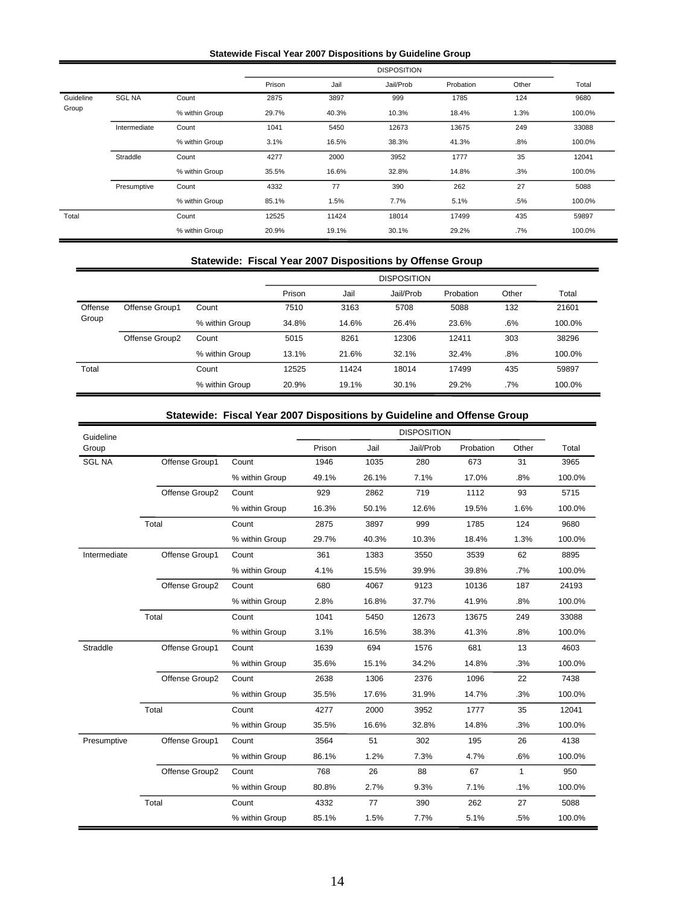**Statewide Fiscal Year 2007 Dispositions by Guideline Group**

| | | | DISPOSITION | | | | | |
|---|---|---|---|---|---|---|---|---|
| | | | Prison | Jail | Jail/Prob | Probation | Other | Total |
| Guideline Group | SGL NA | Count | 2875 | 3897 | 999 | 1785 | 124 | 9680 |
| | | % within Group | 29.7% | 40.3% | 10.3% | 18.4% | 1.3% | 100.0% |
| | Intermediate | Count | 1041 | 5450 | 12673 | 13675 | 249 | 33088 |
| | | % within Group | 3.1% | 16.5% | 38.3% | 41.3% | .8% | 100.0% |
| | Straddle | Count | 4277 | 2000 | 3952 | 1777 | 35 | 12041 |
| | | % within Group | 35.5% | 16.6% | 32.8% | 14.8% | .3% | 100.0% |
| | Presumptive | Count | 4332 | 77 | 390 | 262 | 27 | 5088 |
| | | % within Group | 85.1% | 1.5% | 7.7% | 5.1% | .5% | 100.0% |
| Total | | Count | 12525 | 11424 | 18014 | 17499 | 435 | 59897 |
| | | % within Group | 20.9% | 19.1% | 30.1% | 29.2% | .7% | 100.0% |

**Statewide: Fiscal Year 2007 Dispositions by Offense Group**

| | | | DISPOSITION | | | | | |
|---|---|---|---|---|---|---|---|---|
| | | | Prison | Jail | Jail/Prob | Probation | Other | Total |
| Offense Group | Offense Group1 | Count | 7510 | 3163 | 5708 | 5088 | 132 | 21601 |
| | | % within Group | 34.8% | 14.6% | 26.4% | 23.6% | .6% | 100.0% |
| | Offense Group2 | Count | 5015 | 8261 | 12306 | 12411 | 303 | 38296 |
| | | % within Group | 13.1% | 21.6% | 32.1% | 32.4% | .8% | 100.0% |
| Total | | Count | 12525 | 11424 | 18014 | 17499 | 435 | 59897 |
| | | % within Group | 20.9% | 19.1% | 30.1% | 29.2% | .7% | 100.0% |

**Statewide: Fiscal Year 2007 Dispositions by Guideline and Offense Group**

| Guideline Group | | | DISPOSITION | | | | | |
|---|---|---|---|---|---|---|---|---|
| | | | Prison | Jail | Jail/Prob | Probation | Other | Total |
| SGL NA | Offense Group1 | Count | 1946 | 1035 | 280 | 673 | 31 | 3965 |
| | | % within Group | 49.1% | 26.1% | 7.1% | 17.0% | .8% | 100.0% |
| | Offense Group2 | Count | 929 | 2862 | 719 | 1112 | 93 | 5715 |
| | | % within Group | 16.3% | 50.1% | 12.6% | 19.5% | 1.6% | 100.0% |
| | Total | Count | 2875 | 3897 | 999 | 1785 | 124 | 9680 |
| | | % within Group | 29.7% | 40.3% | 10.3% | 18.4% | 1.3% | 100.0% |
| Intermediate | Offense Group1 | Count | 361 | 1383 | 3550 | 3539 | 62 | 8895 |
| | | % within Group | 4.1% | 15.5% | 39.9% | 39.8% | .7% | 100.0% |
| | Offense Group2 | Count | 680 | 4067 | 9123 | 10136 | 187 | 24193 |
| | | % within Group | 2.8% | 16.8% | 37.7% | 41.9% | .8% | 100.0% |
| | Total | Count | 1041 | 5450 | 12673 | 13675 | 249 | 33088 |
| | | % within Group | 3.1% | 16.5% | 38.3% | 41.3% | .8% | 100.0% |
| Straddle | Offense Group1 | Count | 1639 | 694 | 1576 | 681 | 13 | 4603 |
| | | % within Group | 35.6% | 15.1% | 34.2% | 14.8% | .3% | 100.0% |
| | Offense Group2 | Count | 2638 | 1306 | 2376 | 1096 | 22 | 7438 |
| | | % within Group | 35.5% | 17.6% | 31.9% | 14.7% | .3% | 100.0% |
| | Total | Count | 4277 | 2000 | 3952 | 1777 | 35 | 12041 |
| | | % within Group | 35.5% | 16.6% | 32.8% | 14.8% | .3% | 100.0% |
| Presumptive | Offense Group1 | Count | 3564 | 51 | 302 | 195 | 26 | 4138 |
| | | % within Group | 86.1% | 1.2% | 7.3% | 4.7% | .6% | 100.0% |
| | Offense Group2 | Count | 768 | 26 | 88 | 67 | 1 | 950 |
| | | % within Group | 80.8% | 2.7% | 9.3% | 7.1% | .1% | 100.0% |
| | Total | Count | 4332 | 77 | 390 | 262 | 27 | 5088 |
| | | % within Group | 85.1% | 1.5% | 7.7% | 5.1% | .5% | 100.0% |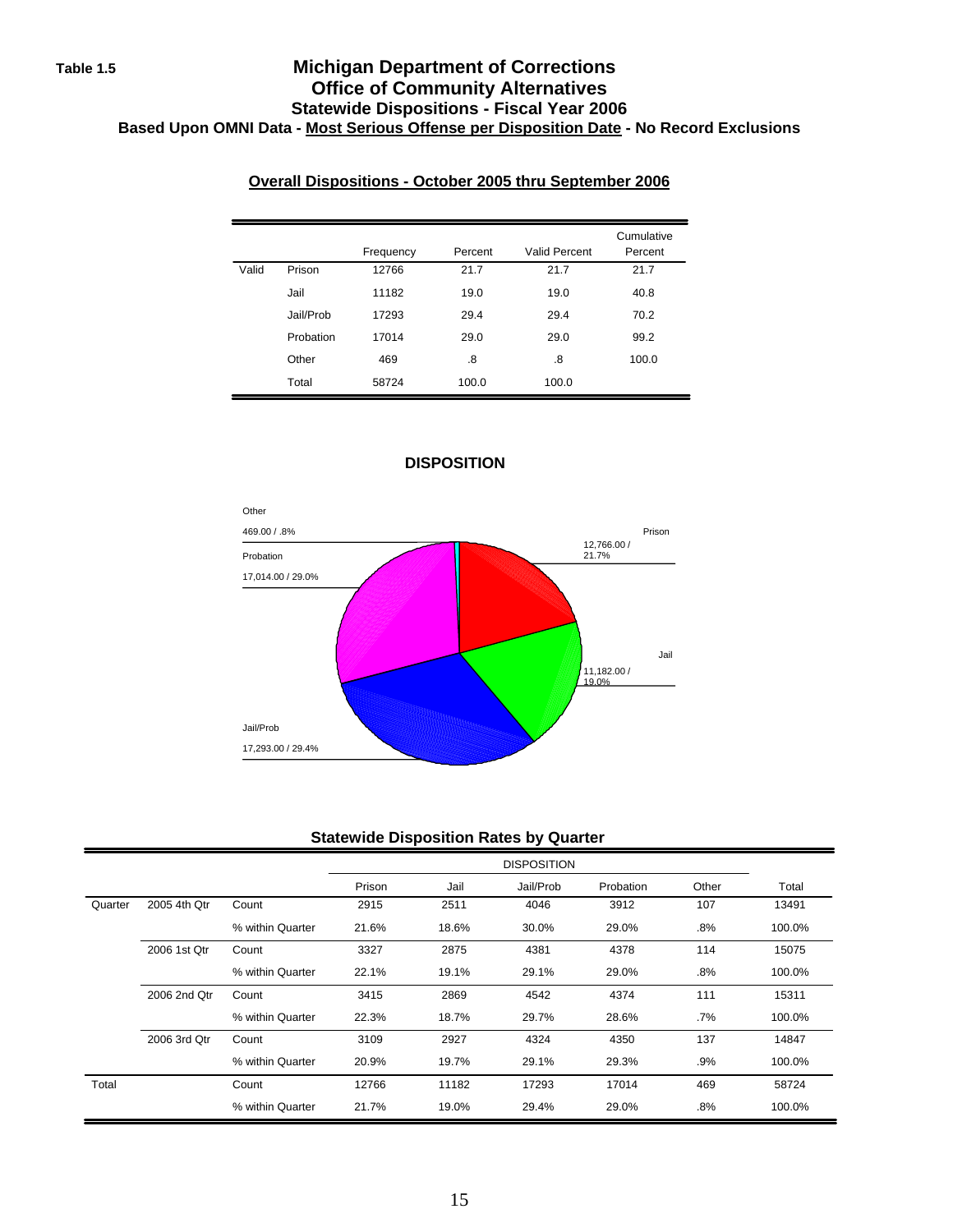Table 1.5

# Michigan Department of Corrections
## Office of Community Alternatives
### Statewide Dispositions - Fiscal Year 2006
**Based Upon OMNI Data - Most Serious Offense per Disposition Date - No Record Exclusions**

**Overall Dispositions - October 2005 thru September 2006**

| | | Frequency | Percent | Valid Percent | Cumulative Percent |
|---|---|---|---|---|---|
| Valid | Prison | 12766 | 21.7 | 21.7 | 21.7 |
| | Jail | 11182 | 19.0 | 19.0 | 40.8 |
| | Jail/Prob | 17293 | 29.4 | 29.4 | 70.2 |
| | Probation | 17014 | 29.0 | 29.0 | 99.2 |
| | Other | 469 | .8 | .8 | 100.0 |
| | Total | 58724 | 100.0 | 100.0 | |

**DISPOSITION**

Other 469.00 / .8%
Prison 12,766.00 / 21.7%
Probation 17,014.00 / 29.0%
Jail 11,182.00 / 19.0%
Jail/Prob 17,293.00 / 29.4%

**Statewide Disposition Rates by Quarter**

| | | | DISPOSITION | | | | | |
|---|---|---|---|---|---|---|---|---|
| | | | Prison | Jail | Jail/Prob | Probation | Other | Total |
| Quarter | 2005 4th Qtr | Count | 2915 | 2511 | 4046 | 3912 | 107 | 13491 |
| | | % within Quarter | 21.6% | 18.6% | 30.0% | 29.0% | .8% | 100.0% |
| | 2006 1st Qtr | Count | 3327 | 2875 | 4381 | 4378 | 114 | 15075 |
| | | % within Quarter | 22.1% | 19.1% | 29.1% | 29.0% | .8% | 100.0% |
| | 2006 2nd Qtr | Count | 3415 | 2869 | 4542 | 4374 | 111 | 15311 |
| | | % within Quarter | 22.3% | 18.7% | 29.7% | 28.6% | .7% | 100.0% |
| | 2006 3rd Qtr | Count | 3109 | 2927 | 4324 | 4350 | 137 | 14847 |
| | | % within Quarter | 20.9% | 19.7% | 29.1% | 29.3% | .9% | 100.0% |
| Total | | Count | 12766 | 11182 | 17293 | 17014 | 469 | 58724 |
| | | % within Quarter | 21.7% | 19.0% | 29.4% | 29.0% | .8% | 100.0% |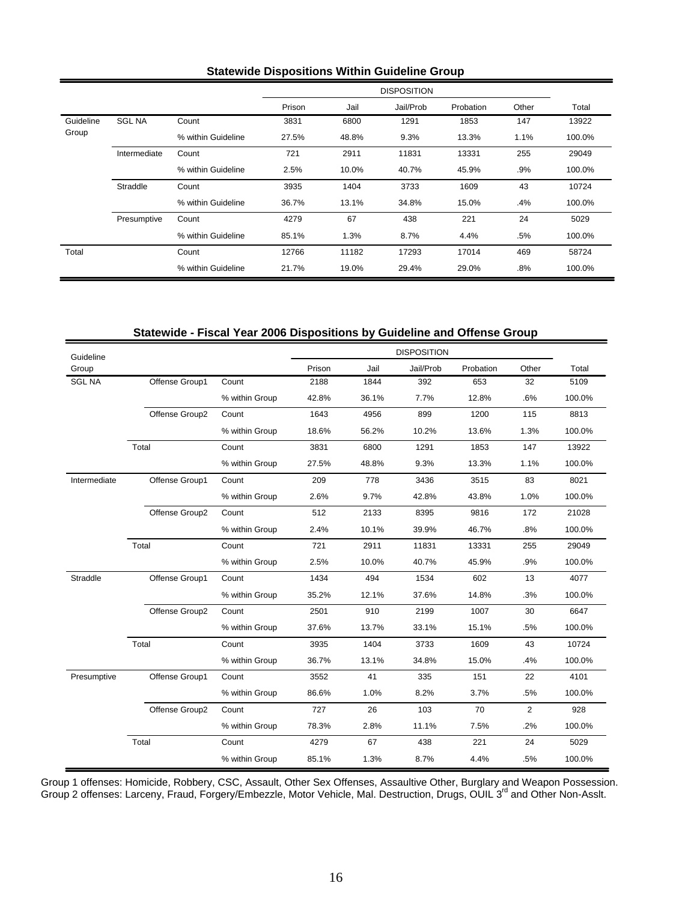### Statewide Dispositions Within Guideline Group

| | | | DISPOSITION | | | | | |
|---|---|---|---|---|---|---|---|---|
| | | | Prison | Jail | Jail/Prob | Probation | Other | Total |
| Guideline Group | SGL NA | Count | 3831 | 6800 | 1291 | 1853 | 147 | 13922 |
| | | % within Guideline | 27.5% | 48.8% | 9.3% | 13.3% | 1.1% | 100.0% |
| | Intermediate | Count | 721 | 2911 | 11831 | 13331 | 255 | 29049 |
| | | % within Guideline | 2.5% | 10.0% | 40.7% | 45.9% | .9% | 100.0% |
| | Straddle | Count | 3935 | 1404 | 3733 | 1609 | 43 | 10724 |
| | | % within Guideline | 36.7% | 13.1% | 34.8% | 15.0% | .4% | 100.0% |
| | Presumptive | Count | 4279 | 67 | 438 | 221 | 24 | 5029 |
| | | % within Guideline | 85.1% | 1.3% | 8.7% | 4.4% | .5% | 100.0% |
| Total | | Count | 12766 | 11182 | 17293 | 17014 | 469 | 58724 |
| | | % within Guideline | 21.7% | 19.0% | 29.4% | 29.0% | .8% | 100.0% |

### Statewide - Fiscal Year 2006 Dispositions by Guideline and Offense Group

| Guideline Group | | | DISPOSITION | | | | | |
|---|---|---|---|---|---|---|---|---|
| | | | Prison | Jail | Jail/Prob | Probation | Other | Total |
| SGL NA | Offense Group1 | Count | 2188 | 1844 | 392 | 653 | 32 | 5109 |
| | | % within Group | 42.8% | 36.1% | 7.7% | 12.8% | .6% | 100.0% |
| | Offense Group2 | Count | 1643 | 4956 | 899 | 1200 | 115 | 8813 |
| | | % within Group | 18.6% | 56.2% | 10.2% | 13.6% | 1.3% | 100.0% |
| | Total | Count | 3831 | 6800 | 1291 | 1853 | 147 | 13922 |
| | | % within Group | 27.5% | 48.8% | 9.3% | 13.3% | 1.1% | 100.0% |
| Intermediate | Offense Group1 | Count | 209 | 778 | 3436 | 3515 | 83 | 8021 |
| | | % within Group | 2.6% | 9.7% | 42.8% | 43.8% | 1.0% | 100.0% |
| | Offense Group2 | Count | 512 | 2133 | 8395 | 9816 | 172 | 21028 |
| | | % within Group | 2.4% | 10.1% | 39.9% | 46.7% | .8% | 100.0% |
| | Total | Count | 721 | 2911 | 11831 | 13331 | 255 | 29049 |
| | | % within Group | 2.5% | 10.0% | 40.7% | 45.9% | .9% | 100.0% |
| Straddle | Offense Group1 | Count | 1434 | 494 | 1534 | 602 | 13 | 4077 |
| | | % within Group | 35.2% | 12.1% | 37.6% | 14.8% | .3% | 100.0% |
| | Offense Group2 | Count | 2501 | 910 | 2199 | 1007 | 30 | 6647 |
| | | % within Group | 37.6% | 13.7% | 33.1% | 15.1% | .5% | 100.0% |
| | Total | Count | 3935 | 1404 | 3733 | 1609 | 43 | 10724 |
| | | % within Group | 36.7% | 13.1% | 34.8% | 15.0% | .4% | 100.0% |
| Presumptive | Offense Group1 | Count | 3552 | 41 | 335 | 151 | 22 | 4101 |
| | | % within Group | 86.6% | 1.0% | 8.2% | 3.7% | .5% | 100.0% |
| | Offense Group2 | Count | 727 | 26 | 103 | 70 | 2 | 928 |
| | | % within Group | 78.3% | 2.8% | 11.1% | 7.5% | .2% | 100.0% |
| | Total | Count | 4279 | 67 | 438 | 221 | 24 | 5029 |
| | | % within Group | 85.1% | 1.3% | 8.7% | 4.4% | .5% | 100.0% |

Group 1 offenses: Homicide, Robbery, CSC, Assault, Other Sex Offenses, Assaultive Other, Burglary and Weapon Possession.
Group 2 offenses: Larceny, Fraud, Forgery/Embezzle, Motor Vehicle, Mal. Destruction, Drugs, OUIL 3rd and Other Non-Asslt.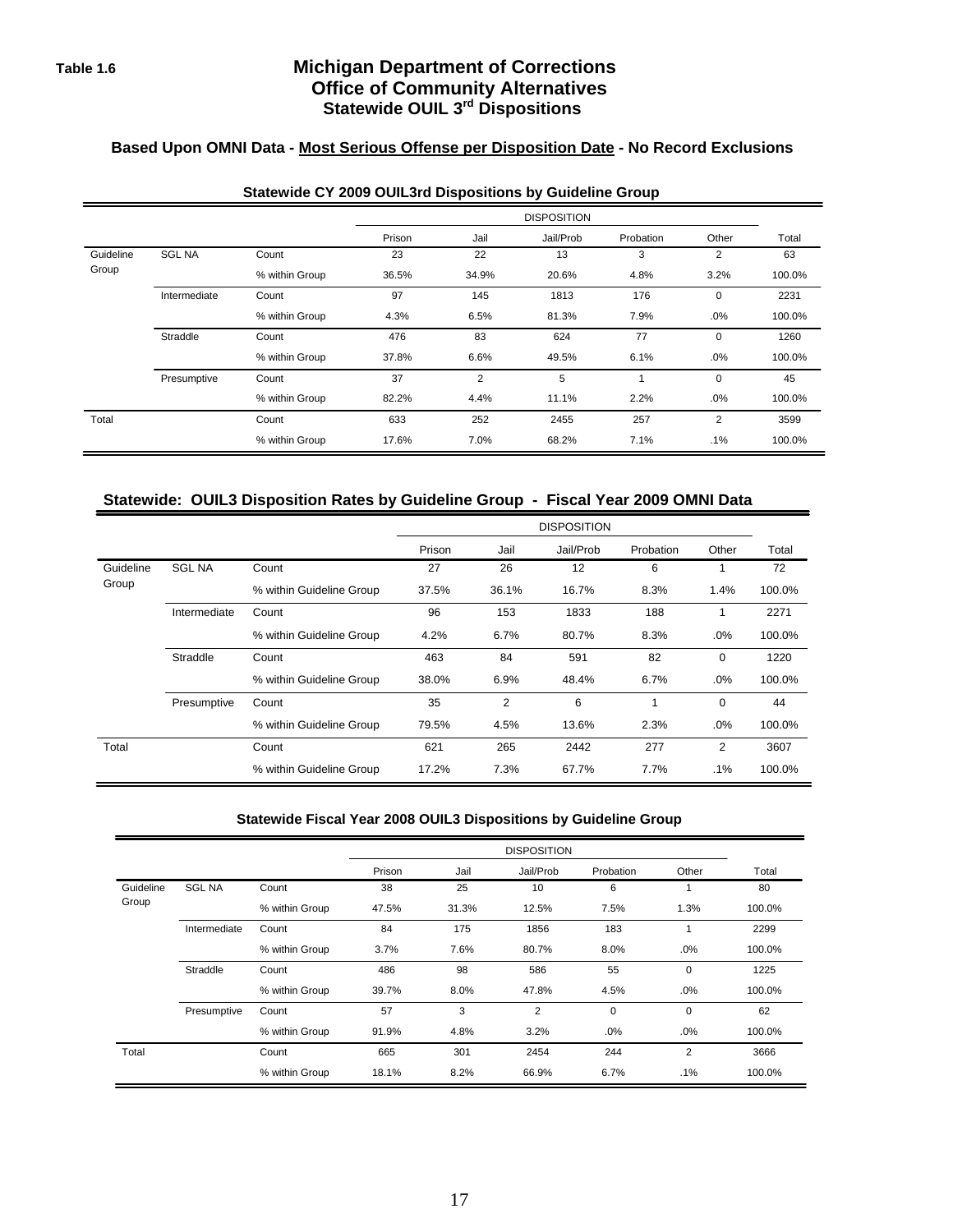**Table 1.6**

# Michigan Department of Corrections
## Office of Community Alternatives
## Statewide OUIL 3rd Dispositions

### Based Upon OMNI Data - Most Serious Offense per Disposition Date - No Record Exclusions

**Statewide CY 2009 OUIL3rd Dispositions by Guideline Group**

| | | | DISPOSITION | | | | | |
|---|---|---|---|---|---|---|---|---|
| | | | Prison | Jail | Jail/Prob | Probation | Other | Total |
| Guideline Group | SGL NA | Count | 23 | 22 | 13 | 3 | 2 | 63 |
| | | % within Group | 36.5% | 34.9% | 20.6% | 4.8% | 3.2% | 100.0% |
| | Intermediate | Count | 97 | 145 | 1813 | 176 | 0 | 2231 |
| | | % within Group | 4.3% | 6.5% | 81.3% | 7.9% | .0% | 100.0% |
| | Straddle | Count | 476 | 83 | 624 | 77 | 0 | 1260 |
| | | % within Group | 37.8% | 6.6% | 49.5% | 6.1% | .0% | 100.0% |
| | Presumptive | Count | 37 | 2 | 5 | 1 | 0 | 45 |
| | | % within Group | 82.2% | 4.4% | 11.1% | 2.2% | .0% | 100.0% |
| Total | | Count | 633 | 252 | 2455 | 257 | 2 | 3599 |
| | | % within Group | 17.6% | 7.0% | 68.2% | 7.1% | .1% | 100.0% |

**Statewide: OUIL3 Disposition Rates by Guideline Group - Fiscal Year 2009 OMNI Data**

| | | | DISPOSITION | | | | | |
|---|---|---|---|---|---|---|---|---|
| | | | Prison | Jail | Jail/Prob | Probation | Other | Total |
| Guideline Group | SGL NA | Count | 27 | 26 | 12 | 6 | 1 | 72 |
| | | % within Guideline Group | 37.5% | 36.1% | 16.7% | 8.3% | 1.4% | 100.0% |
| | Intermediate | Count | 96 | 153 | 1833 | 188 | 1 | 2271 |
| | | % within Guideline Group | 4.2% | 6.7% | 80.7% | 8.3% | .0% | 100.0% |
| | Straddle | Count | 463 | 84 | 591 | 82 | 0 | 1220 |
| | | % within Guideline Group | 38.0% | 6.9% | 48.4% | 6.7% | .0% | 100.0% |
| | Presumptive | Count | 35 | 2 | 6 | 1 | 0 | 44 |
| | | % within Guideline Group | 79.5% | 4.5% | 13.6% | 2.3% | .0% | 100.0% |
| Total | | Count | 621 | 265 | 2442 | 277 | 2 | 3607 |
| | | % within Guideline Group | 17.2% | 7.3% | 67.7% | 7.7% | .1% | 100.0% |

**Statewide Fiscal Year 2008 OUIL3 Dispositions by Guideline Group**

| | | | DISPOSITION | | | | | |
|---|---|---|---|---|---|---|---|---|
| | | | Prison | Jail | Jail/Prob | Probation | Other | Total |
| Guideline Group | SGL NA | Count | 38 | 25 | 10 | 6 | 1 | 80 |
| | | % within Group | 47.5% | 31.3% | 12.5% | 7.5% | 1.3% | 100.0% |
| | Intermediate | Count | 84 | 175 | 1856 | 183 | 1 | 2299 |
| | | % within Group | 3.7% | 7.6% | 80.7% | 8.0% | .0% | 100.0% |
| | Straddle | Count | 486 | 98 | 586 | 55 | 0 | 1225 |
| | | % within Group | 39.7% | 8.0% | 47.8% | 4.5% | .0% | 100.0% |
| | Presumptive | Count | 57 | 3 | 2 | 0 | 0 | 62 |
| | | % within Group | 91.9% | 4.8% | 3.2% | .0% | .0% | 100.0% |
| Total | | Count | 665 | 301 | 2454 | 244 | 2 | 3666 |
| | | % within Group | 18.1% | 8.2% | 66.9% | 6.7% | .1% | 100.0% |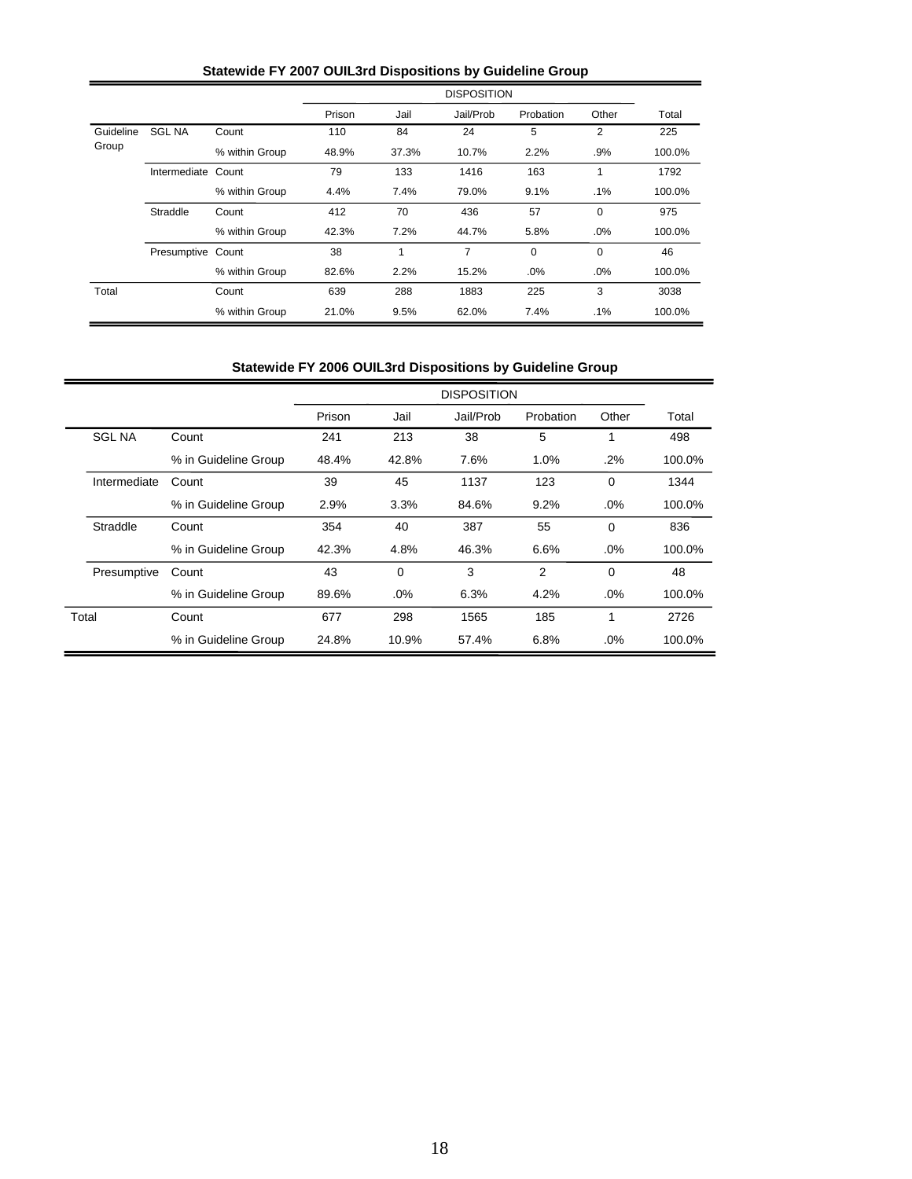**Statewide FY 2007 OUIL3rd Dispositions by Guideline Group**

| | | | DISPOSITION | | | | | |
|---|---|---|---|---|---|---|---|---|
| | | | Prison | Jail | Jail/Prob | Probation | Other | Total |
| Guideline Group | SGL NA | Count | 110 | 84 | 24 | 5 | 2 | 225 |
| | | % within Group | 48.9% | 37.3% | 10.7% | 2.2% | .9% | 100.0% |
| | Intermediate | Count | 79 | 133 | 1416 | 163 | 1 | 1792 |
| | | % within Group | 4.4% | 7.4% | 79.0% | 9.1% | .1% | 100.0% |
| | Straddle | Count | 412 | 70 | 436 | 57 | 0 | 975 |
| | | % within Group | 42.3% | 7.2% | 44.7% | 5.8% | .0% | 100.0% |
| | Presumptive | Count | 38 | 1 | 7 | 0 | 0 | 46 |
| | | % within Group | 82.6% | 2.2% | 15.2% | .0% | .0% | 100.0% |
| Total | | Count | 639 | 288 | 1883 | 225 | 3 | 3038 |
| | | % within Group | 21.0% | 9.5% | 62.0% | 7.4% | .1% | 100.0% |

**Statewide FY 2006 OUIL3rd Dispositions by Guideline Group**

| | | DISPOSITION | | | | | |
|---|---|---|---|---|---|---|---|
| | | Prison | Jail | Jail/Prob | Probation | Other | Total |
| SGL NA | Count | 241 | 213 | 38 | 5 | 1 | 498 |
| | % in Guideline Group | 48.4% | 42.8% | 7.6% | 1.0% | .2% | 100.0% |
| Intermediate | Count | 39 | 45 | 1137 | 123 | 0 | 1344 |
| | % in Guideline Group | 2.9% | 3.3% | 84.6% | 9.2% | .0% | 100.0% |
| Straddle | Count | 354 | 40 | 387 | 55 | 0 | 836 |
| | % in Guideline Group | 42.3% | 4.8% | 46.3% | 6.6% | .0% | 100.0% |
| Presumptive | Count | 43 | 0 | 3 | 2 | 0 | 48 |
| | % in Guideline Group | 89.6% | .0% | 6.3% | 4.2% | .0% | 100.0% |
| Total | Count | 677 | 298 | 1565 | 185 | 1 | 2726 |
| | % in Guideline Group | 24.8% | 10.9% | 57.4% | 6.8% | .0% | 100.0% |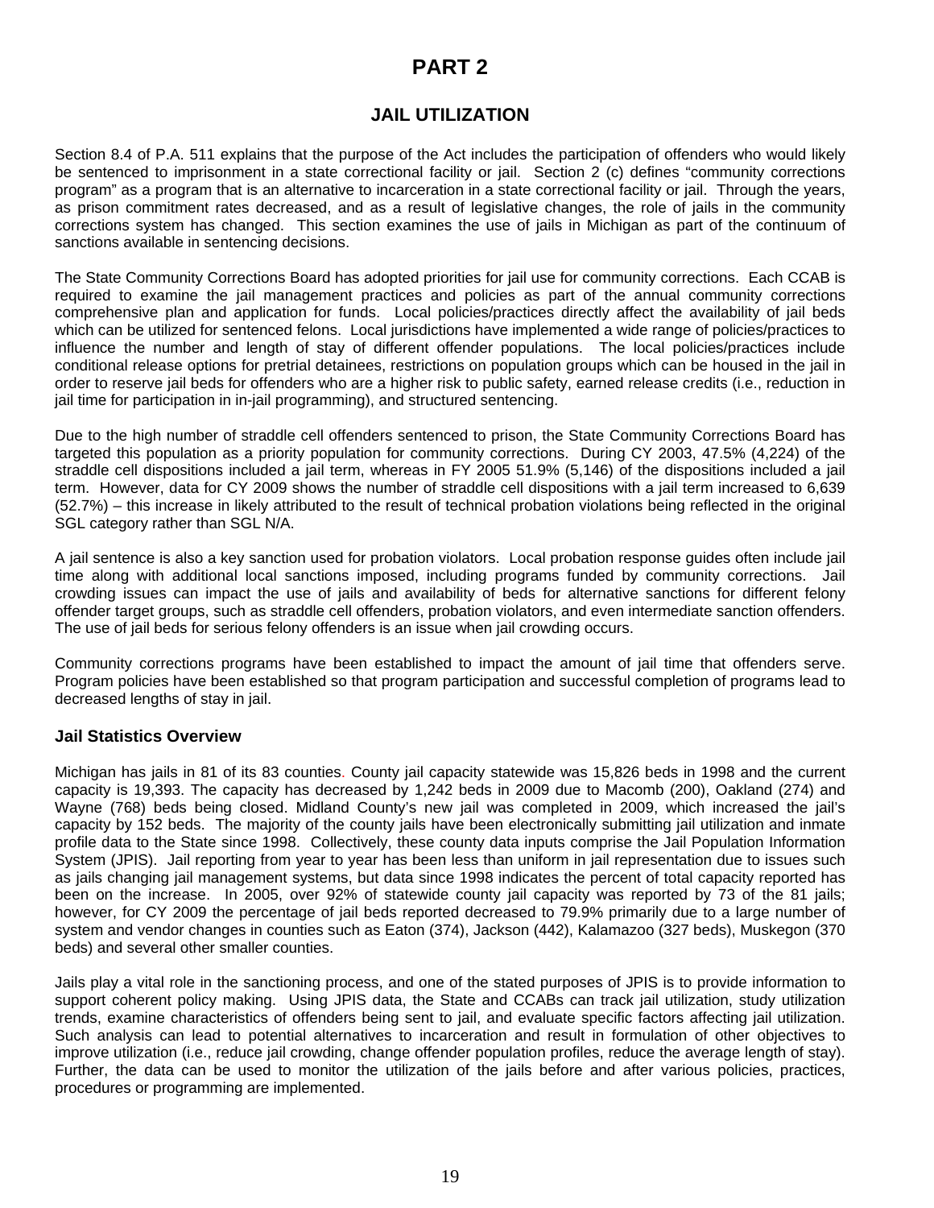# PART 2

## JAIL UTILIZATION

Section 8.4 of P.A. 511 explains that the purpose of the Act includes the participation of offenders who would likely be sentenced to imprisonment in a state correctional facility or jail. Section 2 (c) defines "community corrections program" as a program that is an alternative to incarceration in a state correctional facility or jail. Through the years, as prison commitment rates decreased, and as a result of legislative changes, the role of jails in the community corrections system has changed. This section examines the use of jails in Michigan as part of the continuum of sanctions available in sentencing decisions.

The State Community Corrections Board has adopted priorities for jail use for community corrections. Each CCAB is required to examine the jail management practices and policies as part of the annual community corrections comprehensive plan and application for funds. Local policies/practices directly affect the availability of jail beds which can be utilized for sentenced felons. Local jurisdictions have implemented a wide range of policies/practices to influence the number and length of stay of different offender populations. The local policies/practices include conditional release options for pretrial detainees, restrictions on population groups which can be housed in the jail in order to reserve jail beds for offenders who are a higher risk to public safety, earned release credits (i.e., reduction in jail time for participation in in-jail programming), and structured sentencing.

Due to the high number of straddle cell offenders sentenced to prison, the State Community Corrections Board has targeted this population as a priority population for community corrections. During CY 2003, 47.5% (4,224) of the straddle cell dispositions included a jail term, whereas in FY 2005 51.9% (5,146) of the dispositions included a jail term. However, data for CY 2009 shows the number of straddle cell dispositions with a jail term increased to 6,639 (52.7%) – this increase in likely attributed to the result of technical probation violations being reflected in the original SGL category rather than SGL N/A.

A jail sentence is also a key sanction used for probation violators. Local probation response guides often include jail time along with additional local sanctions imposed, including programs funded by community corrections. Jail crowding issues can impact the use of jails and availability of beds for alternative sanctions for different felony offender target groups, such as straddle cell offenders, probation violators, and even intermediate sanction offenders. The use of jail beds for serious felony offenders is an issue when jail crowding occurs.

Community corrections programs have been established to impact the amount of jail time that offenders serve. Program policies have been established so that program participation and successful completion of programs lead to decreased lengths of stay in jail.

### Jail Statistics Overview

Michigan has jails in 81 of its 83 counties. County jail capacity statewide was 15,826 beds in 1998 and the current capacity is 19,393. The capacity has decreased by 1,242 beds in 2009 due to Macomb (200), Oakland (274) and Wayne (768) beds being closed. Midland County's new jail was completed in 2009, which increased the jail's capacity by 152 beds. The majority of the county jails have been electronically submitting jail utilization and inmate profile data to the State since 1998. Collectively, these county data inputs comprise the Jail Population Information System (JPIS). Jail reporting from year to year has been less than uniform in jail representation due to issues such as jails changing jail management systems, but data since 1998 indicates the percent of total capacity reported has been on the increase. In 2005, over 92% of statewide county jail capacity was reported by 73 of the 81 jails; however, for CY 2009 the percentage of jail beds reported decreased to 79.9% primarily due to a large number of system and vendor changes in counties such as Eaton (374), Jackson (442), Kalamazoo (327 beds), Muskegon (370 beds) and several other smaller counties.

Jails play a vital role in the sanctioning process, and one of the stated purposes of JPIS is to provide information to support coherent policy making. Using JPIS data, the State and CCABs can track jail utilization, study utilization trends, examine characteristics of offenders being sent to jail, and evaluate specific factors affecting jail utilization. Such analysis can lead to potential alternatives to incarceration and result in formulation of other objectives to improve utilization (i.e., reduce jail crowding, change offender population profiles, reduce the average length of stay). Further, the data can be used to monitor the utilization of the jails before and after various policies, practices, procedures or programming are implemented.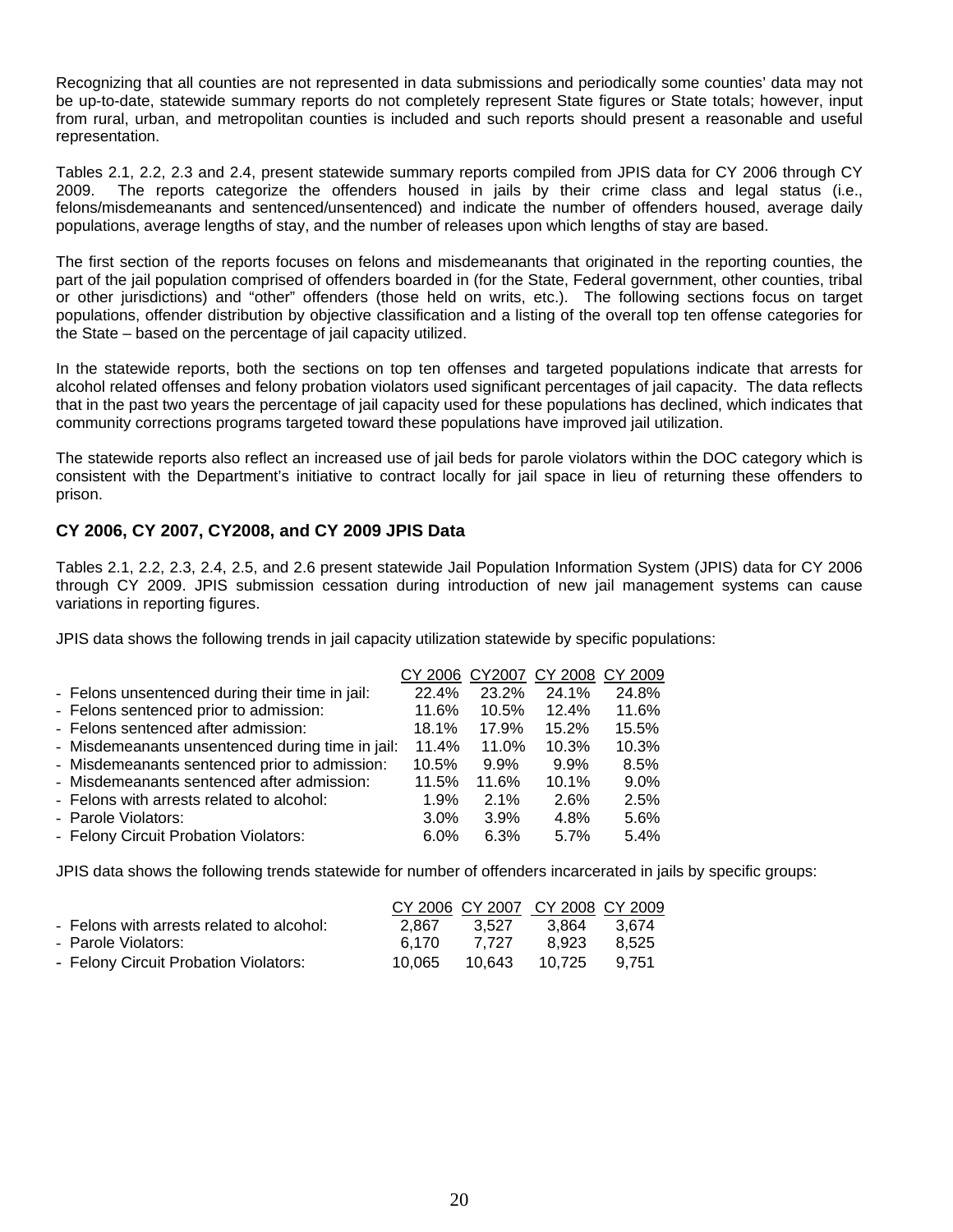Recognizing that all counties are not represented in data submissions and periodically some counties' data may not be up-to-date, statewide summary reports do not completely represent State figures or State totals; however, input from rural, urban, and metropolitan counties is included and such reports should present a reasonable and useful representation.

Tables 2.1, 2.2, 2.3 and 2.4, present statewide summary reports compiled from JPIS data for CY 2006 through CY 2009. The reports categorize the offenders housed in jails by their crime class and legal status (i.e., felons/misdemeanants and sentenced/unsentenced) and indicate the number of offenders housed, average daily populations, average lengths of stay, and the number of releases upon which lengths of stay are based.

The first section of the reports focuses on felons and misdemeanants that originated in the reporting counties, the part of the jail population comprised of offenders boarded in (for the State, Federal government, other counties, tribal or other jurisdictions) and "other" offenders (those held on writs, etc.). The following sections focus on target populations, offender distribution by objective classification and a listing of the overall top ten offense categories for the State – based on the percentage of jail capacity utilized.

In the statewide reports, both the sections on top ten offenses and targeted populations indicate that arrests for alcohol related offenses and felony probation violators used significant percentages of jail capacity. The data reflects that in the past two years the percentage of jail capacity used for these populations has declined, which indicates that community corrections programs targeted toward these populations have improved jail utilization.

The statewide reports also reflect an increased use of jail beds for parole violators within the DOC category which is consistent with the Department's initiative to contract locally for jail space in lieu of returning these offenders to prison.

## CY 2006, CY 2007, CY2008, and CY 2009 JPIS Data

Tables 2.1, 2.2, 2.3, 2.4, 2.5, and 2.6 present statewide Jail Population Information System (JPIS) data for CY 2006 through CY 2009. JPIS submission cessation during introduction of new jail management systems can cause variations in reporting figures.

JPIS data shows the following trends in jail capacity utilization statewide by specific populations:

| | CY 2006 | CY2007 | CY 2008 | CY 2009 |
|---|---|---|---|---|
| - Felons unsentenced during their time in jail: | 22.4% | 23.2% | 24.1% | 24.8% |
| - Felons sentenced prior to admission: | 11.6% | 10.5% | 12.4% | 11.6% |
| - Felons sentenced after admission: | 18.1% | 17.9% | 15.2% | 15.5% |
| - Misdemeanants unsentenced during time in jail: | 11.4% | 11.0% | 10.3% | 10.3% |
| - Misdemeanants sentenced prior to admission: | 10.5% | 9.9% | 9.9% | 8.5% |
| - Misdemeanants sentenced after admission: | 11.5% | 11.6% | 10.1% | 9.0% |
| - Felons with arrests related to alcohol: | 1.9% | 2.1% | 2.6% | 2.5% |
| - Parole Violators: | 3.0% | 3.9% | 4.8% | 5.6% |
| - Felony Circuit Probation Violators: | 6.0% | 6.3% | 5.7% | 5.4% |

JPIS data shows the following trends statewide for number of offenders incarcerated in jails by specific groups:

| | CY 2006 | CY 2007 | CY 2008 | CY 2009 |
|---|---|---|---|---|
| - Felons with arrests related to alcohol: | 2,867 | 3,527 | 3,864 | 3,674 |
| - Parole Violators: | 6,170 | 7,727 | 8,923 | 8,525 |
| - Felony Circuit Probation Violators: | 10,065 | 10,643 | 10,725 | 9,751 |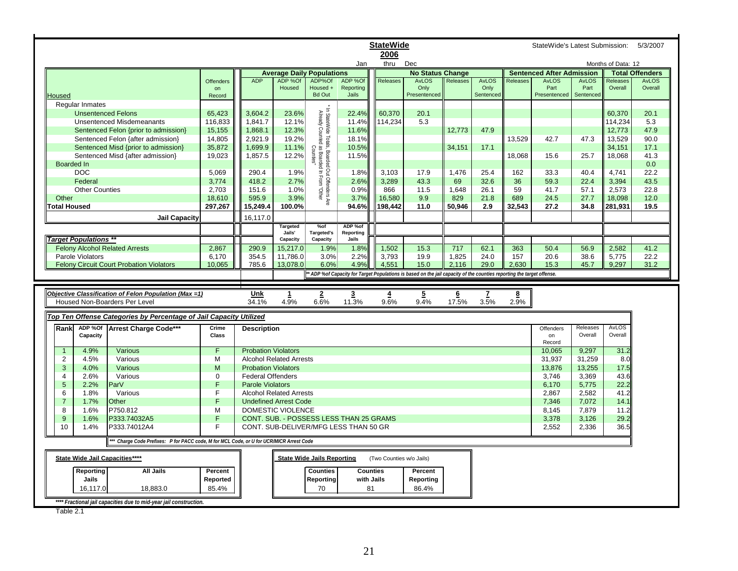**StateWide**

**2006**

StateWide's Latest Submission: 5/3/2007

Jan thru Dec — Months of Data: 12

| Housed | Offenders on Record | ADP | ADP %Of Housed | ADP%Of Housed + Bd Out | ADP %Of Reporting Jails | No Status Change Releases | No Status Change AvLOS Only Presentenced | No Status Change Releases | No Status Change AvLOS Only Sentenced | Sentenced After Admission Releases | Sentenced After Admission AvLOS Part Presentenced | Sentenced After Admission AvLOS Part Sentenced | Total Offenders Releases Overall | Total Offenders AvLOS Overall |
|---|---|---|---|---|---|---|---|---|---|---|---|---|---|---|
| Regular Inmates | | | | | | | | | | | | | | |
| Unsentenced Felons | 65,423 | 3,604.2 | 23.6% | * In StateWide Totals, Boarded Out Offenders Are Already Counted as Boarded In From "Other Counties" | 22.4% | 60,370 | 20.1 | | | | | | 60,370 | 20.1 |
| Unsentenced Misdemeanants | 116,833 | 1,841.7 | 12.1% | | 11.4% | 114,234 | 5.3 | | | | | | 114,234 | 5.3 |
| Sentenced Felon {prior to admission} | 15,155 | 1,868.1 | 12.3% | | 11.6% | | | 12,773 | 47.9 | | | | 12,773 | 47.9 |
| Sentenced Felon {after admission} | 14,805 | 2,921.9 | 19.2% | | 18.1% | | | | | 13,529 | 42.7 | 47.3 | 13,529 | 90.0 |
| Sentenced Misd {prior to admission} | 35,872 | 1,699.9 | 11.1% | | 10.5% | | | 34,151 | 17.1 | | | | 34,151 | 17.1 |
| Sentenced Misd {after admission} | 19,023 | 1,857.5 | 12.2% | | 11.5% | | | | | 18,068 | 15.6 | 25.7 | 18,068 | 41.3 |
| Boarded In | | | | | | | | | | | | | | 0.0 |
| DOC | 5,069 | 290.4 | 1.9% | | 1.8% | 3,103 | 17.9 | 1,476 | 25.4 | 162 | 33.3 | 40.4 | 4,741 | 22.2 |
| Federal | 3,774 | 418.2 | 2.7% | | 2.6% | 3,289 | 43.3 | 69 | 32.6 | 36 | 59.3 | 22.4 | 3,394 | 43.5 |
| Other Counties | 2,703 | 151.6 | 1.0% | | 0.9% | 866 | 11.5 | 1,648 | 26.1 | 59 | 41.7 | 57.1 | 2,573 | 22.8 |
| Other | 18,610 | 595.9 | 3.9% | | 3.7% | 16,580 | 9.9 | 829 | 21.8 | 689 | 24.5 | 27.7 | 18,098 | 12.0 |
| **Total Housed** | **297,267** | **15,249.4** | **100.0%** | | **94.6%** | **198,442** | **11.0** | **50,946** | **2.9** | **32,543** | **27.2** | **34.8** | **281,931** | **19.5** |
| **Jail Capacity** | | 16,117.0 | | | | | | | | | | | | |
| ***Target Populations \*\**** | | | Targeted Jails' Capacity | %of Targeted's Capacity | ADP %of Reporting Jails | | | | | | | | | |
| Felony Alcohol Related Arrests | 2,867 | 290.9 | 15,217.0 | 1.9% | 1.8% | 1,502 | 15.3 | 717 | 62.1 | 363 | 50.4 | 56.9 | 2,582 | 41.2 |
| Parole Violators | 6,170 | 354.5 | 11,786.0 | 3.0% | 2.2% | 3,793 | 19.9 | 1,825 | 24.0 | 157 | 20.6 | 38.6 | 5,775 | 22.2 |
| Felony Circuit Court Probation Violators | 10,065 | 785.6 | 13,078.0 | 6.0% | 4.9% | 4,551 | 15.0 | 2,116 | 29.0 | 2,630 | 15.3 | 45.7 | 9,297 | 31.2 |

*\*\* ADP %of Capacity for Target Populations is based on the jail capacity of the counties reporting the target offense.*

| *Objective Classification of Felon Population (Max =1)* | Unk | 1 | 2 | 3 | 4 | 5 | 6 | 7 | 8 |
|---|---|---|---|---|---|---|---|---|---|
| Housed Non-Boarders Per Level | 34.1% | 4.9% | 6.6% | 11.3% | 9.6% | 9.4% | 17.5% | 3.5% | 2.9% |

***Top Ten Offense Categories by Percentage of Jail Capacity Utilized***

| Rank | ADP %Of Capacity | Arrest Charge Code*** | Crime Class | Description | Offenders on Record | Releases Overall | AvLOS Overall |
|---|---|---|---|---|---|---|---|
| 1 | 4.9% | Various | F | Probation Violators | 10,065 | 9,297 | 31.2 |
| 2 | 4.5% | Various | M | Alcohol Related Arrests | 31,937 | 31,259 | 8.0 |
| 3 | 4.0% | Various | M | Probation Violators | 13,876 | 13,255 | 17.5 |
| 4 | 2.6% | Various | 0 | Federal Offenders | 3,746 | 3,369 | 43.6 |
| 5 | 2.2% | ParV | F | Parole Violators | 6,170 | 5,775 | 22.2 |
| 6 | 1.8% | Various | F | Alcohol Related Arrests | 2,867 | 2,582 | 41.2 |
| 7 | 1.7% | Other | F | Undefined Arrest Code | 7,346 | 7,072 | 14.1 |
| 8 | 1.6% | P750.812 | M | DOMESTIC VIOLENCE | 8,145 | 7,879 | 11.2 |
| 9 | 1.6% | P333.74032A5 | F | CONT. SUB. - POSSESS LESS THAN 25 GRAMS | 3,378 | 3,126 | 29.2 |
| 10 | 1.4% | P333.74012A4 | F | CONT. SUB-DELIVER/MFG LESS THAN 50 GR | 2,552 | 2,336 | 36.5 |

*\*\*\* Charge Code Prefixes: P for PACC code, M for MCL Code, or U for UCR/MICR Arrest Code*

**State Wide Jail Capacities\*\*\*\***

| Reporting Jails | All Jails | Percent Reported |
|---|---|---|
| 16,117.0 | 18,883.0 | 85.4% |

**State Wide Jails Reporting** (Two Counties w/o Jails)

| Counties Reporting | Counties with Jails | Percent Reporting |
|---|---|---|
| 70 | 81 | 86.4% |

*\*\*\*\* Fractional jail capacities due to mid-year jail construction.*

Table 2.1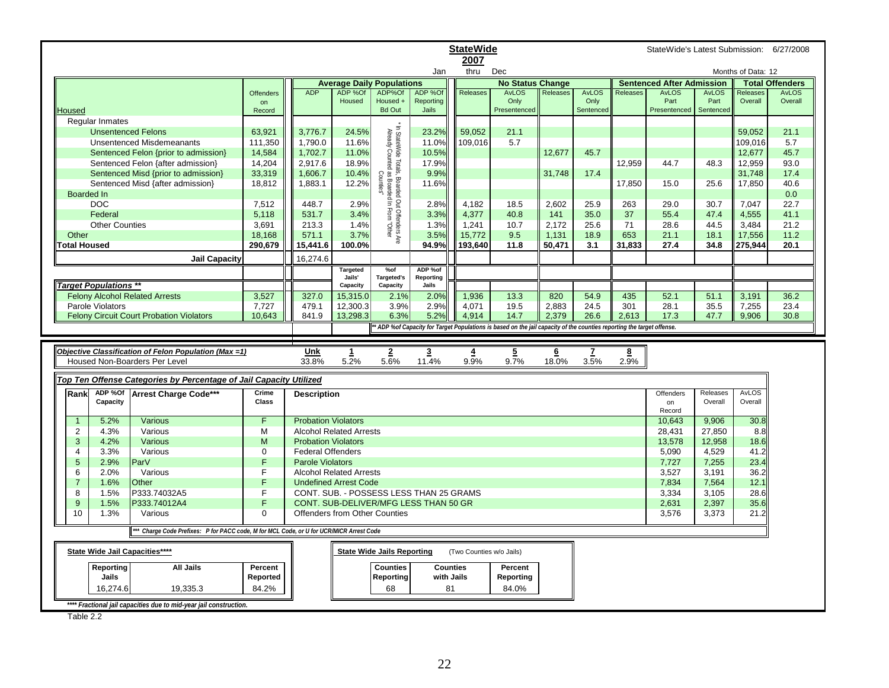**StateWide** StateWide's Latest Submission: 6/27/2008

**2007**

Jan thru Dec — Months of Data: 12

| Housed | Offenders on Record | ADP | ADP %Of Housed | ADP%Of Housed + Bd Out | ADP %Of Reporting Jails | No Status Change Releases | No Status Change AvLOS Only Presentenced | No Status Change Releases | No Status Change AvLOS Only Sentenced | Sentenced After Admission Releases | Sentenced After Admission AvLOS Part Presentenced | Sentenced After Admission AvLOS Part Sentenced | Total Offenders Releases Overall | Total Offenders AvLOS Overall |
|---|---|---|---|---|---|---|---|---|---|---|---|---|---|---|
| Regular Inmates | | | | | | | | | | | | | | |
| Unsentenced Felons | 63,921 | 3,776.7 | 24.5% | | 23.2% | 59,052 | 21.1 | | | | | | 59,052 | 21.1 |
| Unsentenced Misdemeanants | 111,350 | 1,790.0 | 11.6% | | 11.0% | 109,016 | 5.7 | | | | | | 109,016 | 5.7 |
| Sentenced Felon {prior to admission} | 14,584 | 1,702.7 | 11.0% | | 10.5% | | | 12,677 | 45.7 | | | | 12,677 | 45.7 |
| Sentenced Felon {after admission} | 14,204 | 2,917.6 | 18.9% | | 17.9% | | | | | 12,959 | 44.7 | 48.3 | 12,959 | 93.0 |
| Sentenced Misd {prior to admission} | 33,319 | 1,606.7 | 10.4% | | 9.9% | | | 31,748 | 17.4 | | | | 31,748 | 17.4 |
| Sentenced Misd {after admission} | 18,812 | 1,883.1 | 12.2% | | 11.6% | | | | | 17,850 | 15.0 | 25.6 | 17,850 | 40.6 |
| Boarded In | | | | | | | | | | | | | | 0.0 |
| DOC | 7,512 | 448.7 | 2.9% | | 2.8% | 4,182 | 18.5 | 2,602 | 25.9 | 263 | 29.0 | 30.7 | 7,047 | 22.7 |
| Federal | 5,118 | 531.7 | 3.4% | | 3.3% | 4,377 | 40.8 | 141 | 35.0 | 37 | 55.4 | 47.4 | 4,555 | 41.1 |
| Other Counties | 3,691 | 213.3 | 1.4% | | 1.3% | 1,241 | 10.7 | 2,172 | 25.6 | 71 | 28.6 | 44.5 | 3,484 | 21.2 |
| Other | 18,168 | 571.1 | 3.7% | | 3.5% | 15,772 | 9.5 | 1,131 | 18.9 | 653 | 21.1 | 18.1 | 17,556 | 11.2 |
| **Total Housed** | **290,679** | **15,441.6** | **100.0%** | | **94.9%** | **193,640** | **11.8** | **50,471** | **3.1** | **31,833** | **27.4** | **34.8** | **275,944** | **20.1** |
| **Jail Capacity** | | 16,274.6 | | | | | | | | | | | | |

\* In StateWide Totals, Boarded Out Offenders Are Already Counted as Boarded In From "Other Counties"

| Target Populations ** | Offenders on Record | ADP | Targeted Jails' Capacity | %of Targeted's Capacity | ADP %of Reporting Jails | Releases | AvLOS Only Presentenced | Releases | AvLOS Only Sentenced | Releases | AvLOS Part Presentenced | AvLOS Part Sentenced | Releases Overall | AvLOS Overall |
|---|---|---|---|---|---|---|---|---|---|---|---|---|---|---|
| Felony Alcohol Related Arrests | 3,527 | 327.0 | 15,315.0 | 2.1% | 2.0% | 1,936 | 13.3 | 820 | 54.9 | 435 | 52.1 | 51.1 | 3,191 | 36.2 |
| Parole Violators | 7,727 | 479.1 | 12,300.3 | 3.9% | 2.9% | 4,071 | 19.5 | 2,883 | 24.5 | 301 | 28.1 | 35.5 | 7,255 | 23.4 |
| Felony Circuit Court Probation Violators | 10,643 | 841.9 | 13,298.3 | 6.3% | 5.2% | 4,914 | 14.7 | 2,379 | 26.6 | 2,613 | 17.3 | 47.7 | 9,906 | 30.8 |

*\*\* ADP %of Capacity for Target Populations is based on the jail capacity of the counties reporting the target offense.*

| *Objective Classification of Felon Population (Max =1)* | Unk | 1 | 2 | 3 | 4 | 5 | 6 | 7 | 8 |
|---|---|---|---|---|---|---|---|---|---|
| Housed Non-Boarders Per Level | 33.8% | 5.2% | 5.6% | 11.4% | 9.9% | 9.7% | 18.0% | 3.5% | 2.9% |

***Top Ten Offense Categories by Percentage of Jail Capacity Utilized***

| Rank | ADP %Of Capacity | Arrest Charge Code*** | Crime Class | Description | Offenders on Record | Releases Overall | AvLOS Overall |
|---|---|---|---|---|---|---|---|
| 1 | 5.2% | Various | F | Probation Violators | 10,643 | 9,906 | 30.8 |
| 2 | 4.3% | Various | M | Alcohol Related Arrests | 28,431 | 27,850 | 8.8 |
| 3 | 4.2% | Various | M | Probation Violators | 13,578 | 12,958 | 18.6 |
| 4 | 3.3% | Various | 0 | Federal Offenders | 5,090 | 4,529 | 41.2 |
| 5 | 2.9% | ParV | F | Parole Violators | 7,727 | 7,255 | 23.4 |
| 6 | 2.0% | Various | F | Alcohol Related Arrests | 3,527 | 3,191 | 36.2 |
| 7 | 1.6% | Other | F | Undefined Arrest Code | 7,834 | 7,564 | 12.1 |
| 8 | 1.5% | P333.74032A5 | F | CONT. SUB. - POSSESS LESS THAN 25 GRAMS | 3,334 | 3,105 | 28.6 |
| 9 | 1.5% | P333.74012A4 | F | CONT. SUB-DELIVER/MFG LESS THAN 50 GR | 2,631 | 2,397 | 35.6 |
| 10 | 1.3% | Various | 0 | Offenders from Other Counties | 3,576 | 3,373 | 21.2 |

*\*\*\* Charge Code Prefixes: P for PACC code, M for MCL Code, or U for UCR/MICR Arrest Code*

**State Wide Jail Capacities\*\*\*\***

| Reporting Jails | All Jails | Percent Reported |
|---|---|---|
| 16,274.6 | 19,335.3 | 84.2% |

**State Wide Jails Reporting** (Two Counties w/o Jails)

| Counties Reporting | Counties with Jails | Percent Reporting |
|---|---|---|
| 68 | 81 | 84.0% |

*\*\*\*\* Fractional jail capacities due to mid-year jail construction.*

Table 2.2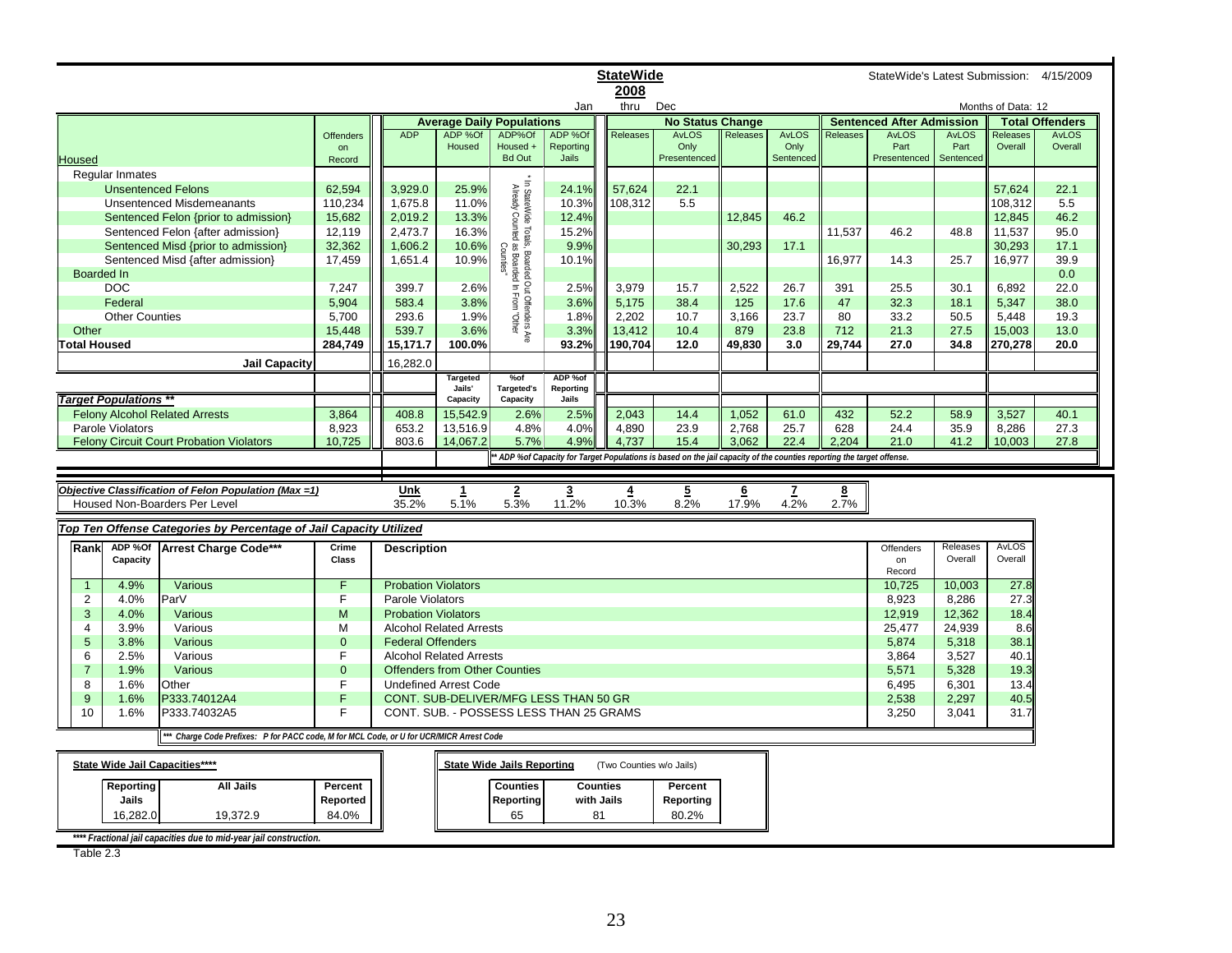**StateWide**

**2008**

Jan thru Dec

StateWide's Latest Submission: 4/15/2009

Months of Data: 12

| Housed | Offenders on Record | Average Daily Populations: ADP | ADP %Of Housed | ADP%Of Housed + Bd Out | ADP %Of Reporting Jails | No Status Change: Releases | AvLOS Only Presentenced | Releases | AvLOS Only Sentenced | Sentenced After Admission: Releases | AvLOS Part Presentenced | AvLOS Part Sentenced | Total Offenders: Releases Overall | AvLOS Overall |
|---|---|---|---|---|---|---|---|---|---|---|---|---|---|---|
| Regular Inmates | | | | | | | | | | | | | | |
| Unsentenced Felons | 62,594 | 3,929.0 | 25.9% | | 24.1% | 57,624 | 22.1 | | | | | | 57,624 | 22.1 |
| Unsentenced Misdemeanants | 110,234 | 1,675.8 | 11.0% | | 10.3% | 108,312 | 5.5 | | | | | | 108,312 | 5.5 |
| Sentenced Felon {prior to admission} | 15,682 | 2,019.2 | 13.3% | | 12.4% | | | 12,845 | 46.2 | | | | 12,845 | 46.2 |
| Sentenced Felon {after admission} | 12,119 | 2,473.7 | 16.3% | | 15.2% | | | | | 11,537 | 46.2 | 48.8 | 11,537 | 95.0 |
| Sentenced Misd {prior to admission} | 32,362 | 1,606.2 | 10.6% | | 9.9% | | | 30,293 | 17.1 | | | | 30,293 | 17.1 |
| Sentenced Misd {after admission} | 17,459 | 1,651.4 | 10.9% | | 10.1% | | | | | 16,977 | 14.3 | 25.7 | 16,977 | 39.9 |
| Boarded In | | | | | | | | | | | | | | 0.0 |
| DOC | 7,247 | 399.7 | 2.6% | | 2.5% | 3,979 | 15.7 | 2,522 | 26.7 | 391 | 25.5 | 30.1 | 6,892 | 22.0 |
| Federal | 5,904 | 583.4 | 3.8% | | 3.6% | 5,175 | 38.4 | 125 | 17.6 | 47 | 32.3 | 18.1 | 5,347 | 38.0 |
| Other Counties | 5,700 | 293.6 | 1.9% | | 1.8% | 2,202 | 10.7 | 3,166 | 23.7 | 80 | 33.2 | 50.5 | 5,448 | 19.3 |
| Other | 15,448 | 539.7 | 3.6% | | 3.3% | 13,412 | 10.4 | 879 | 23.8 | 712 | 21.3 | 27.5 | 15,003 | 13.0 |
| **Total Housed** | **284,749** | **15,171.7** | **100.0%** | | **93.2%** | **190,704** | **12.0** | **49,830** | **3.0** | **29,744** | **27.0** | **34.8** | **270,278** | **20.0** |
| **Jail Capacity** | | 16,282.0 | | | | | | | | | | | | |

\* In StateWide Totals, Boarded Out Offenders Are Already Counted as Boarded In From "Other Counties"

| *Target Populations \*\** | Offenders on Record | ADP | Targeted Jails' Capacity | %of Targeted's Capacity | ADP %of Reporting Jails | Releases | AvLOS Only Presentenced | Releases | AvLOS Only Sentenced | Releases | AvLOS Part Presentenced | AvLOS Part Sentenced | Releases Overall | AvLOS Overall |
|---|---|---|---|---|---|---|---|---|---|---|---|---|---|---|
| Felony Alcohol Related Arrests | 3,864 | 408.8 | 15,542.9 | 2.6% | 2.5% | 2,043 | 14.4 | 1,052 | 61.0 | 432 | 52.2 | 58.9 | 3,527 | 40.1 |
| Parole Violators | 8,923 | 653.2 | 13,516.9 | 4.8% | 4.0% | 4,890 | 23.9 | 2,768 | 25.7 | 628 | 24.4 | 35.9 | 8,286 | 27.3 |
| Felony Circuit Court Probation Violators | 10,725 | 803.6 | 14,067.2 | 5.7% | 4.9% | 4,737 | 15.4 | 3,062 | 22.4 | 2,204 | 21.0 | 41.2 | 10,003 | 27.8 |

*\*\* ADP %of Capacity for Target Populations is based on the jail capacity of the counties reporting the target offense.*

| *Objective Classification of Felon Population (Max =1)* | Unk | 1 | 2 | 3 | 4 | 5 | 6 | 7 | 8 |
|---|---|---|---|---|---|---|---|---|---|
| Housed Non-Boarders Per Level | 35.2% | 5.1% | 5.3% | 11.2% | 10.3% | 8.2% | 17.9% | 4.2% | 2.7% |

***Top Ten Offense Categories by Percentage of Jail Capacity Utilized***

| Rank | ADP %Of Capacity | Arrest Charge Code*** | Crime Class | Description | Offenders on Record | Releases Overall | AvLOS Overall |
|---|---|---|---|---|---|---|---|
| 1 | 4.9% | Various | F | Probation Violators | 10,725 | 10,003 | 27.8 |
| 2 | 4.0% | ParV | F | Parole Violators | 8,923 | 8,286 | 27.3 |
| 3 | 4.0% | Various | M | Probation Violators | 12,919 | 12,362 | 18.4 |
| 4 | 3.9% | Various | M | Alcohol Related Arrests | 25,477 | 24,939 | 8.6 |
| 5 | 3.8% | Various | 0 | Federal Offenders | 5,874 | 5,318 | 38.1 |
| 6 | 2.5% | Various | F | Alcohol Related Arrests | 3,864 | 3,527 | 40.1 |
| 7 | 1.9% | Various | 0 | Offenders from Other Counties | 5,571 | 5,328 | 19.3 |
| 8 | 1.6% | Other | F | Undefined Arrest Code | 6,495 | 6,301 | 13.4 |
| 9 | 1.6% | P333.74012A4 | F | CONT. SUB-DELIVER/MFG LESS THAN 50 GR | 2,538 | 2,297 | 40.5 |
| 10 | 1.6% | P333.74032A5 | F | CONT. SUB. - POSSESS LESS THAN 25 GRAMS | 3,250 | 3,041 | 31.7 |

*\*\*\* Charge Code Prefixes: P for PACC code, M for MCL Code, or U for UCR/MICR Arrest Code*

**State Wide Jail Capacities\*\*\*\***

| Reporting Jails | All Jails | Percent Reported |
|---|---|---|
| 16,282.0 | 19,372.9 | 84.0% |

**State Wide Jails Reporting** (Two Counties w/o Jails)

| Counties Reporting | Counties with Jails | Percent Reporting |
|---|---|---|
| 65 | 81 | 80.2% |

*\*\*\*\* Fractional jail capacities due to mid-year jail construction.*

Table 2.3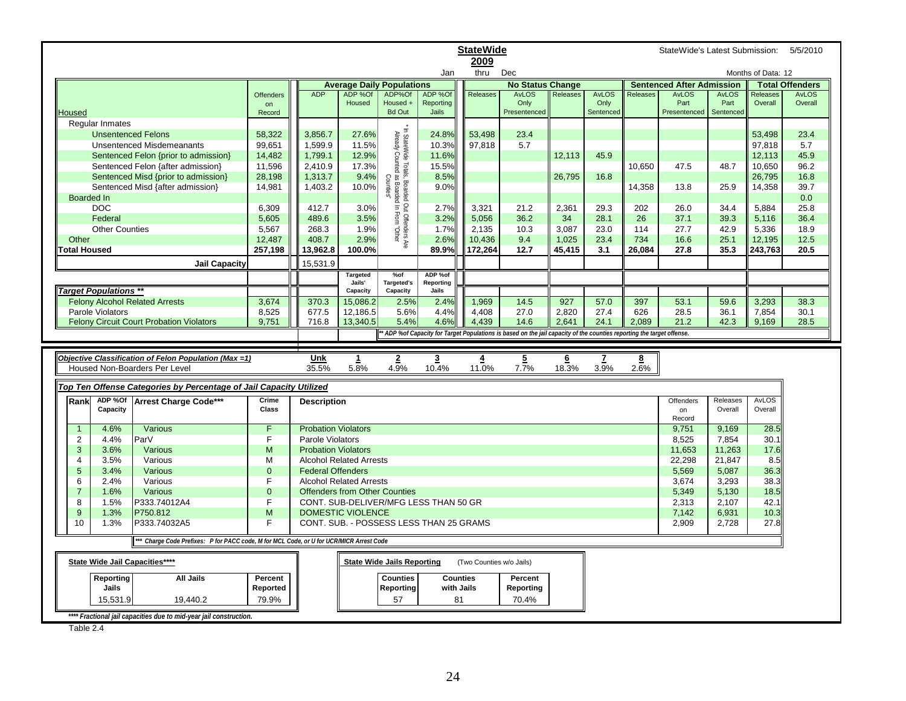**StateWide**

**2009**

StateWide's Latest Submission: 5/2010

Jan thru Dec — Months of Data: 12

| Housed | Offenders on Record | ADP | ADP %Of Housed | ADP%Of Housed + Bd Out | ADP %Of Reporting Jails | No Status Change Releases | No Status Change AvLOS Only Presentenced | No Status Change Releases | No Status Change AvLOS Only Sentenced | Sentenced After Admission Releases | Sentenced After Admission AvLOS Part Presentenced | Sentenced After Admission AvLOS Part Sentenced | Total Offenders Releases Overall | Total Offenders AvLOS Overall |
|---|---|---|---|---|---|---|---|---|---|---|---|---|---|---|
| Regular Inmates | | | | | | | | | | | | | | |
| Unsentenced Felons | 58,322 | 3,856.7 | 27.6% | * In StateWide Totals, Boarded Out Offenders Are Already Counted as Boarded In From "Other Counties" | 24.8% | 53,498 | 23.4 | | | | | | 53,498 | 23.4 |
| Unsentenced Misdemeanants | 99,651 | 1,599.9 | 11.5% | | 10.3% | 97,818 | 5.7 | | | | | | 97,818 | 5.7 |
| Sentenced Felon {prior to admission} | 14,482 | 1,799.1 | 12.9% | | 11.6% | | | 12,113 | 45.9 | | | | 12,113 | 45.9 |
| Sentenced Felon {after admission} | 11,596 | 2,410.9 | 17.3% | | 15.5% | | | | | 10,650 | 47.5 | 48.7 | 10,650 | 96.2 |
| Sentenced Misd {prior to admission} | 28,198 | 1,313.7 | 9.4% | | 8.5% | | | 26,795 | 16.8 | | | | 26,795 | 16.8 |
| Sentenced Misd {after admission} | 14,981 | 1,403.2 | 10.0% | | 9.0% | | | | | 14,358 | 13.8 | 25.9 | 14,358 | 39.7 |
| Boarded In | | | | | | | | | | | | | | 0.0 |
| DOC | 6,309 | 412.7 | 3.0% | | 2.7% | 3,321 | 21.2 | 2,361 | 29.3 | 202 | 26.0 | 34.4 | 5,884 | 25.8 |
| Federal | 5,605 | 489.6 | 3.5% | | 3.2% | 5,056 | 36.2 | 34 | 28.1 | 26 | 37.1 | 39.3 | 5,116 | 36.4 |
| Other Counties | 5,567 | 268.3 | 1.9% | | 1.7% | 2,135 | 10.3 | 3,087 | 23.0 | 114 | 27.7 | 42.9 | 5,336 | 18.9 |
| Other | 12,487 | 408.7 | 2.9% | | 2.6% | 10,436 | 9.4 | 1,025 | 23.4 | 734 | 16.6 | 25.1 | 12,195 | 12.5 |
| **Total Housed** | **257,198** | **13,962.8** | **100.0%** | | **89.9%** | **172,264** | **12.7** | **45,415** | **3.1** | **26,084** | **27.8** | **35.3** | **243,763** | **20.5** |
| **Jail Capacity** | | 15,531.9 | | | | | | | | | | | | |

| Target Populations ** | Offenders on Record | ADP | Targeted Jails' Capacity | %of Targeted's Capacity | ADP %of Reporting Jails | Releases | AvLOS Only Presentenced | Releases | AvLOS Only Sentenced | Releases | AvLOS Part Presentenced | AvLOS Part Sentenced | Releases Overall | AvLOS Overall |
|---|---|---|---|---|---|---|---|---|---|---|---|---|---|---|
| Felony Alcohol Related Arrests | 3,674 | 370.3 | 15,086.2 | 2.5% | 2.4% | 1,969 | 14.5 | 927 | 57.0 | 397 | 53.1 | 59.6 | 3,293 | 38.3 |
| Parole Violators | 8,525 | 677.5 | 12,186.5 | 5.6% | 4.4% | 4,408 | 27.0 | 2,820 | 27.4 | 626 | 28.5 | 36.1 | 7,854 | 30.1 |
| Felony Circuit Court Probation Violators | 9,751 | 716.8 | 13,340.5 | 5.4% | 4.6% | 4,439 | 14.6 | 2,641 | 24.1 | 2,089 | 21.2 | 42.3 | 9,169 | 28.5 |

*** ADP %of Capacity for Target Populations is based on the jail capacity of the counties reporting the target offense.*

| *Objective Classification of Felon Population (Max =1)* | Unk | 1 | 2 | 3 | 4 | 5 | 6 | 7 | 8 |
|---|---|---|---|---|---|---|---|---|---|
| Housed Non-Boarders Per Level | 35.5% | 5.8% | 4.9% | 10.4% | 11.0% | 7.7% | 18.3% | 3.9% | 2.6% |

***Top Ten Offense Categories by Percentage of Jail Capacity Utilized***

| Rank | ADP %Of Capacity | Arrest Charge Code*** | Crime Class | Description | Offenders on Record | Releases Overall | AvLOS Overall |
|---|---|---|---|---|---|---|---|
| 1 | 4.6% | Various | F | Probation Violators | 9,751 | 9,169 | 28.5 |
| 2 | 4.4% | ParV | F | Parole Violators | 8,525 | 7,854 | 30.1 |
| 3 | 3.6% | Various | M | Probation Violators | 11,653 | 11,263 | 17.6 |
| 4 | 3.5% | Various | M | Alcohol Related Arrests | 22,298 | 21,847 | 8.5 |
| 5 | 3.4% | Various | 0 | Federal Offenders | 5,569 | 5,087 | 36.3 |
| 6 | 2.4% | Various | F | Alcohol Related Arrests | 3,674 | 3,293 | 38.3 |
| 7 | 1.6% | Various | 0 | Offenders from Other Counties | 5,349 | 5,130 | 18.5 |
| 8 | 1.5% | P333.74012A4 | F | CONT. SUB-DELIVER/MFG LESS THAN 50 GR | 2,313 | 2,107 | 42.1 |
| 9 | 1.3% | P750.812 | M | DOMESTIC VIOLENCE | 7,142 | 6,931 | 10.3 |
| 10 | 1.3% | P333.74032A5 | F | CONT. SUB. - POSSESS LESS THAN 25 GRAMS | 2,909 | 2,728 | 27.8 |

****** Charge Code Prefixes: P for PACC code, M for MCL Code, or U for UCR/MICR Arrest Code*

**State Wide Jail Capacities******

| Reporting Jails | All Jails | Percent Reported |
|---|---|---|
| 15,531.9 | 19,440.2 | 79.9% |

**State Wide Jails Reporting** (Two Counties w/o Jails)

| Counties Reporting | Counties with Jails | Percent Reporting |
|---|---|---|
| 57 | 81 | 70.4% |

******* Fractional jail capacities due to mid-year jail construction.*

Table 2.4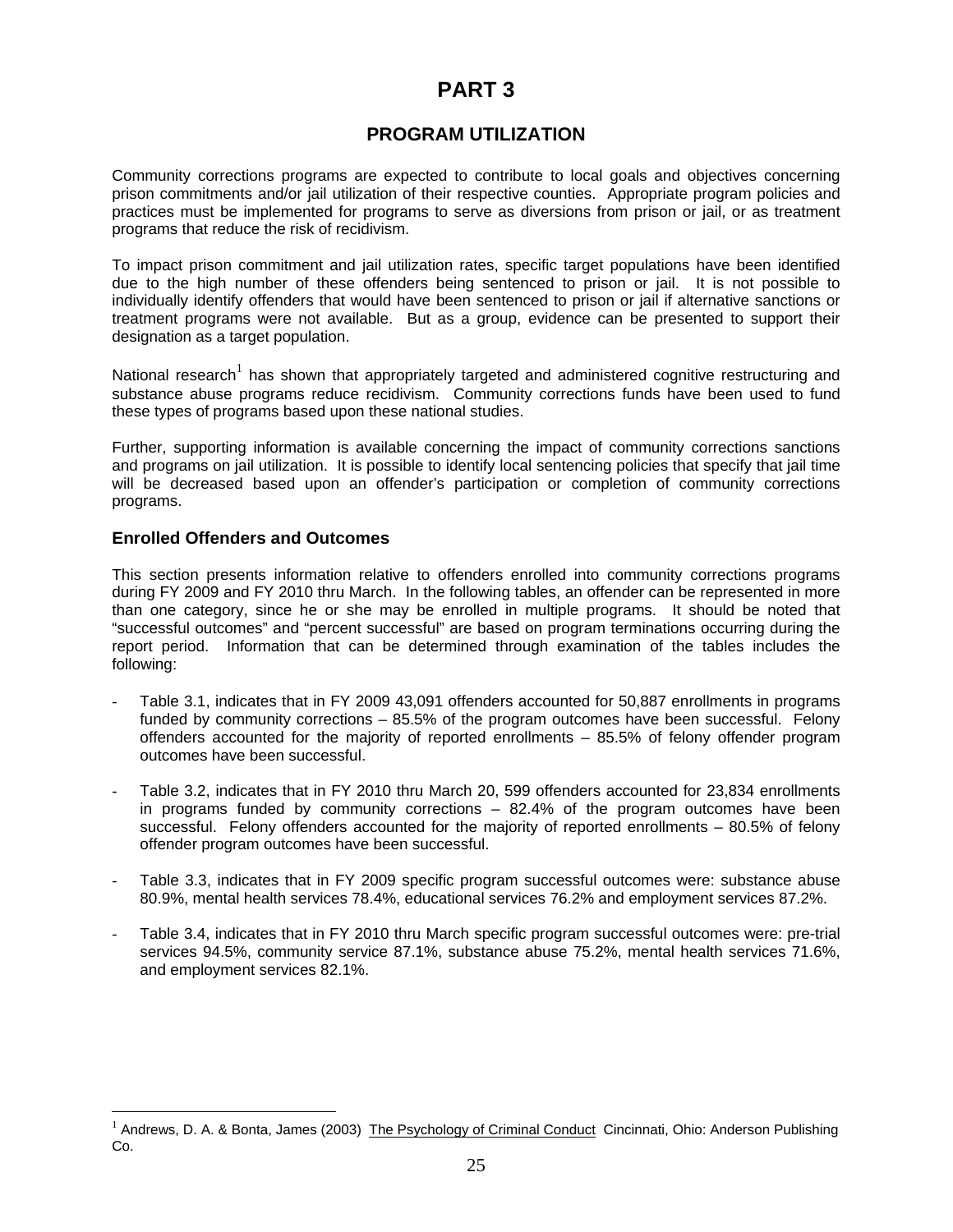# PART 3

## PROGRAM UTILIZATION

Community corrections programs are expected to contribute to local goals and objectives concerning prison commitments and/or jail utilization of their respective counties. Appropriate program policies and practices must be implemented for programs to serve as diversions from prison or jail, or as treatment programs that reduce the risk of recidivism.

To impact prison commitment and jail utilization rates, specific target populations have been identified due to the high number of these offenders being sentenced to prison or jail. It is not possible to individually identify offenders that would have been sentenced to prison or jail if alternative sanctions or treatment programs were not available. But as a group, evidence can be presented to support their designation as a target population.

National research[1] has shown that appropriately targeted and administered cognitive restructuring and substance abuse programs reduce recidivism. Community corrections funds have been used to fund these types of programs based upon these national studies.

Further, supporting information is available concerning the impact of community corrections sanctions and programs on jail utilization. It is possible to identify local sentencing policies that specify that jail time will be decreased based upon an offender's participation or completion of community corrections programs.

### Enrolled Offenders and Outcomes

This section presents information relative to offenders enrolled into community corrections programs during FY 2009 and FY 2010 thru March. In the following tables, an offender can be represented in more than one category, since he or she may be enrolled in multiple programs. It should be noted that "successful outcomes" and "percent successful" are based on program terminations occurring during the report period. Information that can be determined through examination of the tables includes the following:

- Table 3.1, indicates that in FY 2009 43,091 offenders accounted for 50,887 enrollments in programs funded by community corrections – 85.5% of the program outcomes have been successful. Felony offenders accounted for the majority of reported enrollments – 85.5% of felony offender program outcomes have been successful.
- Table 3.2, indicates that in FY 2010 thru March 20, 599 offenders accounted for 23,834 enrollments in programs funded by community corrections – 82.4% of the program outcomes have been successful. Felony offenders accounted for the majority of reported enrollments – 80.5% of felony offender program outcomes have been successful.
- Table 3.3, indicates that in FY 2009 specific program successful outcomes were: substance abuse 80.9%, mental health services 78.4%, educational services 76.2% and employment services 87.2%.
- Table 3.4, indicates that in FY 2010 thru March specific program successful outcomes were: pre-trial services 94.5%, community service 87.1%, substance abuse 75.2%, mental health services 71.6%, and employment services 82.1%.

---

[1] Andrews, D. A. & Bonta, James (2003) The Psychology of Criminal Conduct Cincinnati, Ohio: Anderson Publishing Co.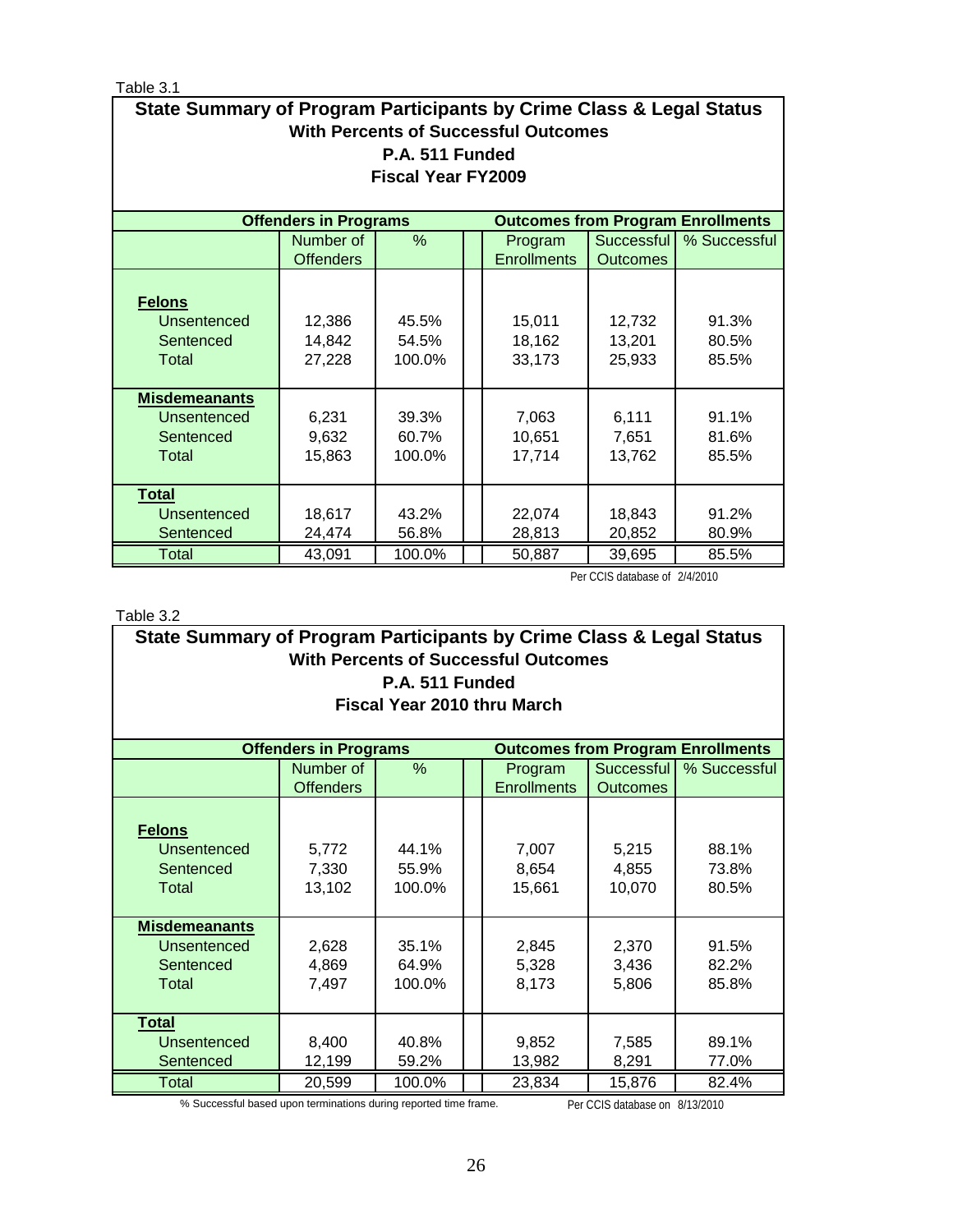Table 3.1

## State Summary of Program Participants by Crime Class & Legal Status
### With Percents of Successful Outcomes
### P.A. 511 Funded
### Fiscal Year FY2009

| | Offenders in Programs | | | Outcomes from Program Enrollments | | |
|---|---|---|---|---|---|---|
| | Number of Offenders | % | | Program Enrollments | Successful Outcomes | % Successful |
| **Felons** | | | | | | |
| Unsentenced | 12,386 | 45.5% | | 15,011 | 12,732 | 91.3% |
| Sentenced | 14,842 | 54.5% | | 18,162 | 13,201 | 80.5% |
| Total | 27,228 | 100.0% | | 33,173 | 25,933 | 85.5% |
| **Misdemeanants** | | | | | | |
| Unsentenced | 6,231 | 39.3% | | 7,063 | 6,111 | 91.1% |
| Sentenced | 9,632 | 60.7% | | 10,651 | 7,651 | 81.6% |
| Total | 15,863 | 100.0% | | 17,714 | 13,762 | 85.5% |
| **Total** | | | | | | |
| Unsentenced | 18,617 | 43.2% | | 22,074 | 18,843 | 91.2% |
| Sentenced | 24,474 | 56.8% | | 28,813 | 20,852 | 80.9% |
| Total | 43,091 | 100.0% | | 50,887 | 39,695 | 85.5% |

Per CCIS database of 2/4/2010

Table 3.2

## State Summary of Program Participants by Crime Class & Legal Status
### With Percents of Successful Outcomes
### P.A. 511 Funded
### Fiscal Year 2010 thru March

| | Offenders in Programs | | | Outcomes from Program Enrollments | | |
|---|---|---|---|---|---|---|
| | Number of Offenders | % | | Program Enrollments | Successful Outcomes | % Successful |
| **Felons** | | | | | | |
| Unsentenced | 5,772 | 44.1% | | 7,007 | 5,215 | 88.1% |
| Sentenced | 7,330 | 55.9% | | 8,654 | 4,855 | 73.8% |
| Total | 13,102 | 100.0% | | 15,661 | 10,070 | 80.5% |
| **Misdemeanants** | | | | | | |
| Unsentenced | 2,628 | 35.1% | | 2,845 | 2,370 | 91.5% |
| Sentenced | 4,869 | 64.9% | | 5,328 | 3,436 | 82.2% |
| Total | 7,497 | 100.0% | | 8,173 | 5,806 | 85.8% |
| **Total** | | | | | | |
| Unsentenced | 8,400 | 40.8% | | 9,852 | 7,585 | 89.1% |
| Sentenced | 12,199 | 59.2% | | 13,982 | 8,291 | 77.0% |
| Total | 20,599 | 100.0% | | 23,834 | 15,876 | 82.4% |

% Successful based upon terminations during reported time frame.

Per CCIS database on 8/13/2010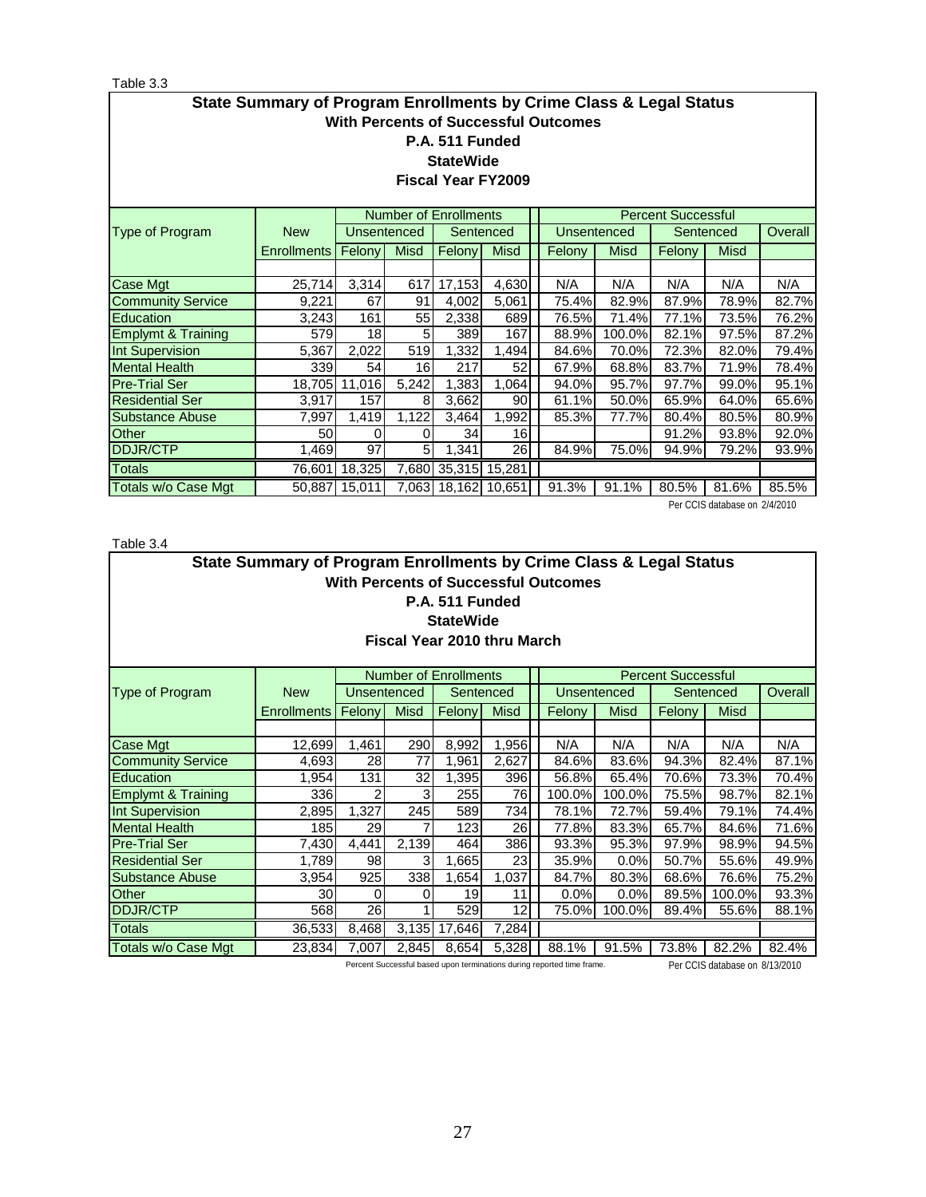Table 3.3

**State Summary of Program Enrollments by Crime Class & Legal Status**
**With Percents of Successful Outcomes**
**P.A. 511 Funded**
**StateWide**
**Fiscal Year FY2009**

| Type of Program | New | Number of Enrollments | | | | Percent Successful | | | | |
|---|---|---|---|---|---|---|---|---|---|---|
| | | Unsentenced | | Sentenced | | Unsentenced | | Sentenced | | Overall |
| | Enrollments | Felony | Misd | Felony | Misd | Felony | Misd | Felony | Misd | |
| Case Mgt | 25,714 | 3,314 | 617 | 17,153 | 4,630 | N/A | N/A | N/A | N/A | N/A |
| Community Service | 9,221 | 67 | 91 | 4,002 | 5,061 | 75.4% | 82.9% | 87.9% | 78.9% | 82.7% |
| Education | 3,243 | 161 | 55 | 2,338 | 689 | 76.5% | 71.4% | 77.1% | 73.5% | 76.2% |
| Emplymt & Training | 579 | 18 | 5 | 389 | 167 | 88.9% | 100.0% | 82.1% | 97.5% | 87.2% |
| Int Supervision | 5,367 | 2,022 | 519 | 1,332 | 1,494 | 84.6% | 70.0% | 72.3% | 82.0% | 79.4% |
| Mental Health | 339 | 54 | 16 | 217 | 52 | 67.9% | 68.8% | 83.7% | 71.9% | 78.4% |
| Pre-Trial Ser | 18,705 | 11,016 | 5,242 | 1,383 | 1,064 | 94.0% | 95.7% | 97.7% | 99.0% | 95.1% |
| Residential Ser | 3,917 | 157 | 8 | 3,662 | 90 | 61.1% | 50.0% | 65.9% | 64.0% | 65.6% |
| Substance Abuse | 7,997 | 1,419 | 1,122 | 3,464 | 1,992 | 85.3% | 77.7% | 80.4% | 80.5% | 80.9% |
| Other | 50 | 0 | 0 | 34 | 16 | | | 91.2% | 93.8% | 92.0% |
| DDJR/CTP | 1,469 | 97 | 5 | 1,341 | 26 | 84.9% | 75.0% | 94.9% | 79.2% | 93.9% |
| Totals | 76,601 | 18,325 | 7,680 | 35,315 | 15,281 | | | | | |
| Totals w/o Case Mgt | 50,887 | 15,011 | 7,063 | 18,162 | 10,651 | 91.3% | 91.1% | 80.5% | 81.6% | 85.5% |

Per CCIS database on 2/4/2010

Table 3.4

**State Summary of Program Enrollments by Crime Class & Legal Status**
**With Percents of Successful Outcomes**
**P.A. 511 Funded**
**StateWide**
**Fiscal Year 2010 thru March**

| Type of Program | New | Number of Enrollments | | | | Percent Successful | | | | |
|---|---|---|---|---|---|---|---|---|---|---|
| | | Unsentenced | | Sentenced | | Unsentenced | | Sentenced | | Overall |
| | Enrollments | Felony | Misd | Felony | Misd | Felony | Misd | Felony | Misd | |
| Case Mgt | 12,699 | 1,461 | 290 | 8,992 | 1,956 | N/A | N/A | N/A | N/A | N/A |
| Community Service | 4,693 | 28 | 77 | 1,961 | 2,627 | 84.6% | 83.6% | 94.3% | 82.4% | 87.1% |
| Education | 1,954 | 131 | 32 | 1,395 | 396 | 56.8% | 65.4% | 70.6% | 73.3% | 70.4% |
| Emplymt & Training | 336 | 2 | 3 | 255 | 76 | 100.0% | 100.0% | 75.5% | 98.7% | 82.1% |
| Int Supervision | 2,895 | 1,327 | 245 | 589 | 734 | 78.1% | 72.7% | 59.4% | 79.1% | 74.4% |
| Mental Health | 185 | 29 | 7 | 123 | 26 | 77.8% | 83.3% | 65.7% | 84.6% | 71.6% |
| Pre-Trial Ser | 7,430 | 4,441 | 2,139 | 464 | 386 | 93.3% | 95.3% | 97.9% | 98.9% | 94.5% |
| Residential Ser | 1,789 | 98 | 3 | 1,665 | 23 | 35.9% | 0.0% | 50.7% | 55.6% | 49.9% |
| Substance Abuse | 3,954 | 925 | 338 | 1,654 | 1,037 | 84.7% | 80.3% | 68.6% | 76.6% | 75.2% |
| Other | 30 | 0 | 0 | 19 | 11 | 0.0% | 0.0% | 89.5% | 100.0% | 93.3% |
| DDJR/CTP | 568 | 26 | 1 | 529 | 12 | 75.0% | 100.0% | 89.4% | 55.6% | 88.1% |
| Totals | 36,533 | 8,468 | 3,135 | 17,646 | 7,284 | | | | | |
| Totals w/o Case Mgt | 23,834 | 7,007 | 2,845 | 8,654 | 5,328 | 88.1% | 91.5% | 73.8% | 82.2% | 82.4% |

Percent Successful based upon terminations during reported time frame.

Per CCIS database on 8/13/2010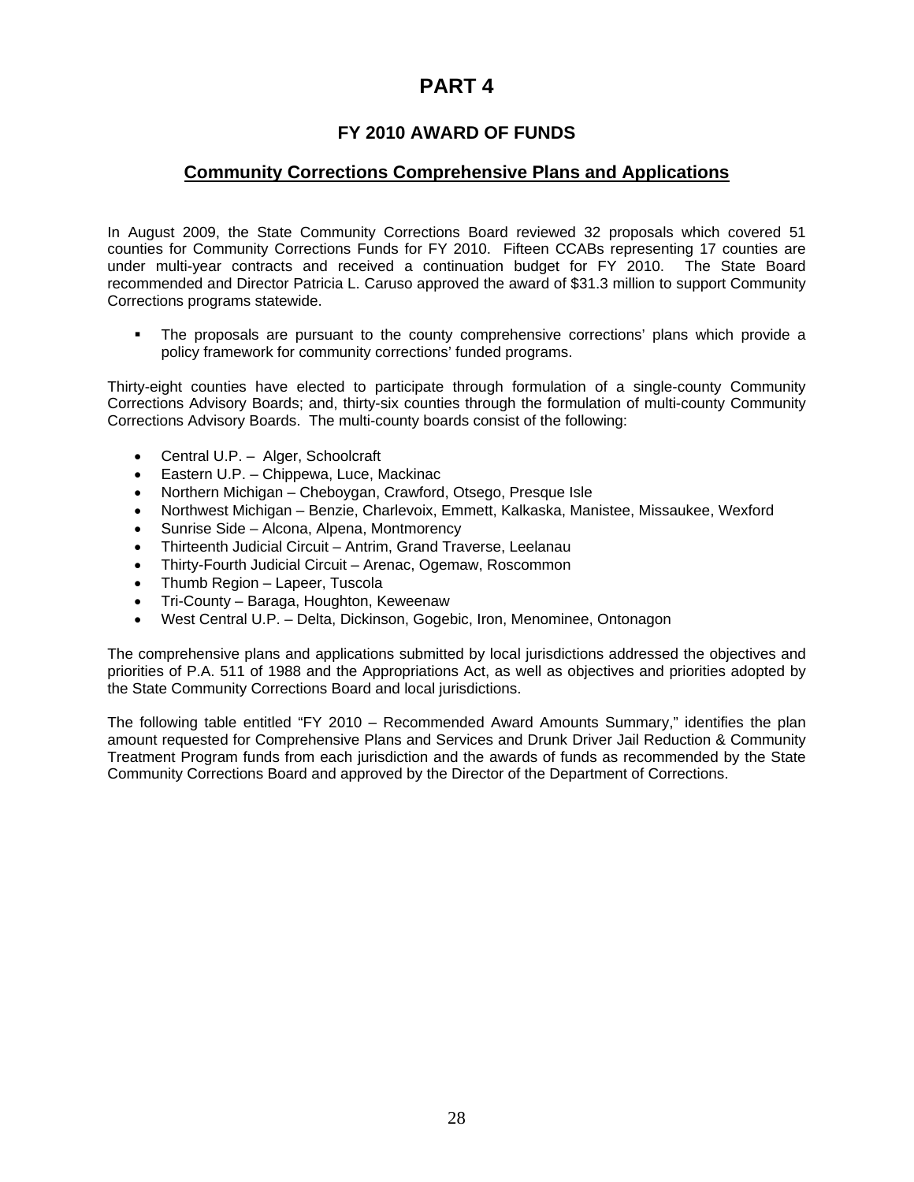# PART 4

## FY 2010 AWARD OF FUNDS

### Community Corrections Comprehensive Plans and Applications

In August 2009, the State Community Corrections Board reviewed 32 proposals which covered 51 counties for Community Corrections Funds for FY 2010. Fifteen CCABs representing 17 counties are under multi-year contracts and received a continuation budget for FY 2010. The State Board recommended and Director Patricia L. Caruso approved the award of $31.3 million to support Community Corrections programs statewide.

- The proposals are pursuant to the county comprehensive corrections' plans which provide a policy framework for community corrections' funded programs.

Thirty-eight counties have elected to participate through formulation of a single-county Community Corrections Advisory Boards; and, thirty-six counties through the formulation of multi-county Community Corrections Advisory Boards. The multi-county boards consist of the following:

- Central U.P. – Alger, Schoolcraft
- Eastern U.P. – Chippewa, Luce, Mackinac
- Northern Michigan – Cheboygan, Crawford, Otsego, Presque Isle
- Northwest Michigan – Benzie, Charlevoix, Emmett, Kalkaska, Manistee, Missaukee, Wexford
- Sunrise Side – Alcona, Alpena, Montmorency
- Thirteenth Judicial Circuit – Antrim, Grand Traverse, Leelanau
- Thirty-Fourth Judicial Circuit – Arenac, Ogemaw, Roscommon
- Thumb Region – Lapeer, Tuscola
- Tri-County – Baraga, Houghton, Keweenaw
- West Central U.P. – Delta, Dickinson, Gogebic, Iron, Menominee, Ontonagon

The comprehensive plans and applications submitted by local jurisdictions addressed the objectives and priorities of P.A. 511 of 1988 and the Appropriations Act, as well as objectives and priorities adopted by the State Community Corrections Board and local jurisdictions.

The following table entitled "FY 2010 – Recommended Award Amounts Summary," identifies the plan amount requested for Comprehensive Plans and Services and Drunk Driver Jail Reduction & Community Treatment Program funds from each jurisdiction and the awards of funds as recommended by the State Community Corrections Board and approved by the Director of the Department of Corrections.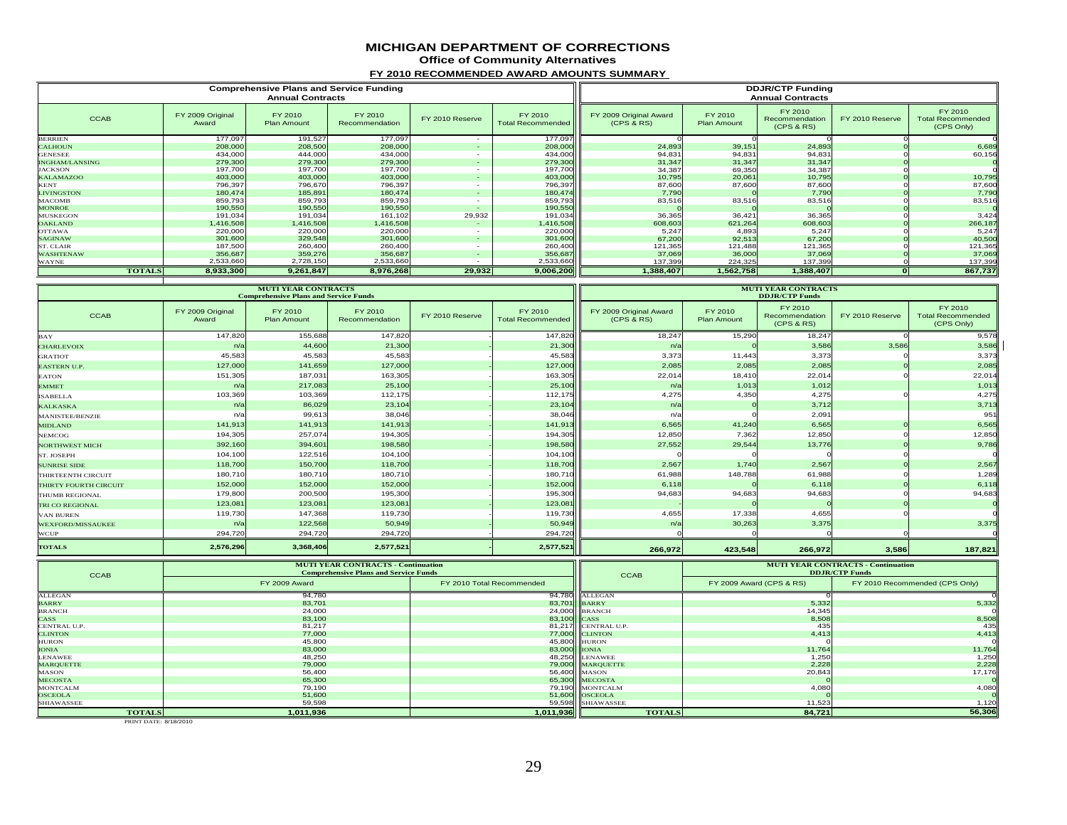# MICHIGAN DEPARTMENT OF CORRECTIONS

## Office of Community Alternatives

### FY 2010 RECOMMENDED AWARD AMOUNTS SUMMARY

| | Comprehensive Plans and Service Funding Annual Contracts | | | | | DDJR/CTP Funding Annual Contracts | | | | |
|---|---|---|---|---|---|---|---|---|---|---|
| CCAB | FY 2009 Original Award | FY 2010 Plan Amount | FY 2010 Recommendation | FY 2010 Reserve | FY 2010 Total Recommended | FY 2009 Original Award (CPS & RS) | FY 2010 Plan Amount | FY 2010 Recommendation (CPS & RS) | FY 2010 Reserve | FY 2010 Total Recommended (CPS Only) |
| BERRIEN | 177,097 | 191,527 | 177,097 | - | 177,097 | 0 | 0 | 0 | 0 | 0 |
| CALHOUN | 208,000 | 208,500 | 208,000 | - | 208,000 | 24,893 | 39,151 | 24,893 | 0 | 6,689 |
| GENESEE | 434,000 | 444,000 | 434,000 | - | 434,000 | 94,831 | 94,831 | 94,831 | 0 | 60,156 |
| INGHAM/LANSING | 279,300 | 279,300 | 279,300 | - | 279,300 | 31,347 | 31,347 | 31,347 | 0 | 0 |
| JACKSON | 197,700 | 197,700 | 197,700 | - | 197,700 | 34,387 | 69,350 | 34,387 | 0 | 0 |
| KALAMAZOO | 403,000 | 403,000 | 403,000 | - | 403,000 | 10,795 | 20,061 | 10,795 | 0 | 10,795 |
| KENT | 796,397 | 796,670 | 796,397 | - | 796,397 | 87,600 | 87,600 | 87,600 | 0 | 87,600 |
| LIVINGSTON | 180,474 | 185,891 | 180,474 | - | 180,474 | 7,790 | 0 | 7,790 | 0 | 7,790 |
| MACOMB | 859,793 | 859,793 | 859,793 | - | 859,793 | 83,516 | 83,516 | 83,516 | 0 | 83,516 |
| MONROE | 190,550 | 190,550 | 190,550 | - | 190,550 | 0 | 0 | 0 | 0 | 0 |
| MUSKEGON | 191,034 | 191,034 | 161,102 | 29,932 | 191,034 | 36,365 | 36,421 | 36,365 | 0 | 3,424 |
| OAKLAND | 1,416,508 | 1,416,508 | 1,416,508 | - | 1,416,508 | 608,603 | 621,264 | 608,603 | 0 | 266,187 |
| OTTAWA | 220,000 | 220,000 | 220,000 | - | 220,000 | 5,247 | 4,893 | 5,247 | 0 | 5,247 |
| SAGINAW | 301,600 | 329,548 | 301,600 | - | 301,600 | 67,200 | 92,513 | 67,200 | 0 | 40,500 |
| ST. CLAIR | 187,500 | 260,400 | 260,400 | - | 260,400 | 121,365 | 121,488 | 121,365 | 0 | 121,365 |
| WASHTENAW | 356,687 | 359,276 | 356,687 | - | 356,687 | 37,069 | 36,000 | 37,069 | 0 | 37,069 |
| WAYNE | 2,533,660 | 2,728,150 | 2,533,660 | - | 2,533,660 | 137,399 | 224,325 | 137,399 | 0 | 137,399 |
| **TOTALS** | **8,933,300** | **9,261,847** | **8,976,268** | **29,932** | **9,006,200** | **1,388,407** | **1,562,758** | **1,388,407** | **0** | **867,737** |

| | MUTI YEAR CONTRACTS Comprehensive Plans and Service Funds | | | | | MUTI YEAR CONTRACTS DDJR/CTP Funds | | | | |
|---|---|---|---|---|---|---|---|---|---|---|
| CCAB | FY 2009 Original Award | FY 2010 Plan Amount | FY 2010 Recommendation | FY 2010 Reserve | FY 2010 Total Recommended | FY 2009 Original Award (CPS & RS) | FY 2010 Plan Amount | FY 2010 Recommendation (CPS & RS) | FY 2010 Reserve | FY 2010 Total Recommended (CPS Only) |
| BAY | 147,820 | 155,688 | 147,820 | - | 147,820 | 18,247 | 15,290 | 18,247 | 0 | 9,578 |
| CHARLEVOIX | n/a | 44,600 | 21,300 | - | 21,300 | n/a | 0 | 3,586 | 3,586 | 3,586 |
| GRATIOT | 45,583 | 45,583 | 45,583 | - | 45,583 | 3,373 | 11,443 | 3,373 | 0 | 3,373 |
| EASTERN U.P. | 127,000 | 141,659 | 127,000 | - | 127,000 | 2,085 | 2,085 | 2,085 | 0 | 2,085 |
| EATON | 151,305 | 187,031 | 163,305 | - | 163,305 | 22,014 | 18,410 | 22,014 | 0 | 22,014 |
| EMMET | n/a | 217,083 | 25,100 | - | 25,100 | n/a | 1,013 | 1,012 | | 1,013 |
| ISABELLA | 103,369 | 103,369 | 112,175 | - | 112,175 | 4,275 | 4,350 | 4,275 | 0 | 4,275 |
| KALKASKA | n/a | 86,029 | 23,104 | - | 23,104 | n/a | 0 | 3,712 | | 3,713 |
| MANISTEE/BENZIE | n/a | 99,613 | 38,046 | - | 38,046 | n/a | 0 | 2,091 | | 951 |
| MIDLAND | 141,913 | 141,913 | 141,913 | - | 141,913 | 6,565 | 41,240 | 6,565 | 0 | 6,565 |
| NEMCOG | 194,305 | 257,074 | 194,305 | - | 194,305 | 12,850 | 7,362 | 12,850 | 0 | 12,850 |
| NORTHWEST MICH | 392,160 | 394,601 | 198,580 | - | 198,580 | 27,552 | 29,544 | 13,776 | 0 | 9,786 |
| ST. JOSEPH | 104,100 | 122,516 | 104,100 | - | 104,100 | 0 | 0 | 0 | 0 | 0 |
| SUNRISE SIDE | 118,700 | 150,700 | 118,700 | - | 118,700 | 2,567 | 1,740 | 2,567 | 0 | 2,567 |
| THIRTEENTH CIRCUIT | 180,710 | 180,710 | 180,710 | - | 180,710 | 61,988 | 148,788 | 61,988 | 0 | 1,289 |
| THIRTY FOURTH CIRCUIT | 152,000 | 152,000 | 152,000 | - | 152,000 | 6,118 | 0 | 6,118 | 0 | 6,118 |
| THUMB REGIONAL | 179,800 | 200,500 | 195,300 | - | 195,300 | 94,683 | 94,683 | 94,683 | 0 | 94,683 |
| TRI CO REGIONAL | 123,081 | 123,081 | 123,081 | - | 123,081 | - | 0 | 0 | 0 | 0 |
| VAN BUREN | 119,730 | 147,368 | 119,730 | - | 119,730 | 4,655 | 17,338 | 4,655 | 0 | 0 |
| WEXFORD/MISSAUKEE | n/a | 122,568 | 50,949 | - | 50,949 | n/a | 30,263 | 3,375 | | 3,375 |
| WCUP | 294,720 | 294,720 | 294,720 | - | 294,720 | 0 | 0 | 0 | 0 | 0 |
| **TOTALS** | **2,576,296** | **3,368,406** | **2,577,521** | **-** | **2,577,521** | **266,972** | **423,548** | **266,972** | **3,586** | **187,821** |

| CCAB | MUTI YEAR CONTRACTS - Continuation Comprehensive Plans and Service Funds | | CCAB | MUTI YEAR CONTRACTS - Continuation DDJR/CTP Funds | |
|---|---|---|---|---|---|
| | FY 2009 Award | FY 2010 Total Recommended | | FY 2009 Award (CPS & RS) | FY 2010 Recommended (CPS Only) |
| ALLEGAN | 94,780 | 94,780 | ALLEGAN | 0 | 0 |
| BARRY | 83,701 | 83,701 | BARRY | 5,332 | 5,332 |
| BRANCH | 24,000 | 24,000 | BRANCH | 14,345 | 0 |
| CASS | 83,100 | 83,100 | CASS | 8,508 | 8,508 |
| CENTRAL U.P. | 81,217 | 81,217 | CENTRAL U.P. | 435 | 435 |
| CLINTON | 77,000 | 77,000 | CLINTON | 4,413 | 4,413 |
| HURON | 45,800 | 45,800 | HURON | 0 | 0 |
| IONIA | 83,000 | 83,000 | IONIA | 11,764 | 11,764 |
| LENAWEE | 48,250 | 48,250 | LENAWEE | 1,250 | 1,250 |
| MARQUETTE | 79,000 | 79,000 | MARQUETTE | 2,228 | 2,228 |
| MASON | 56,400 | 56,400 | MASON | 20,843 | 17,176 |
| MECOSTA | 65,300 | 65,300 | MECOSTA | 0 | 0 |
| MONTCALM | 79,190 | 79,190 | MONTCALM | 4,080 | 4,080 |
| OSCEOLA | 51,600 | 51,600 | OSCEOLA | 0 | 0 |
| SHIAWASSEE | 59,598 | 59,598 | SHIAWASSEE | 11,523 | 1,120 |
| **TOTALS** | **1,011,936** | **1,011,936** | **TOTALS** | **84,721** | **56,306** |

PRINT DATE: 8/18/2010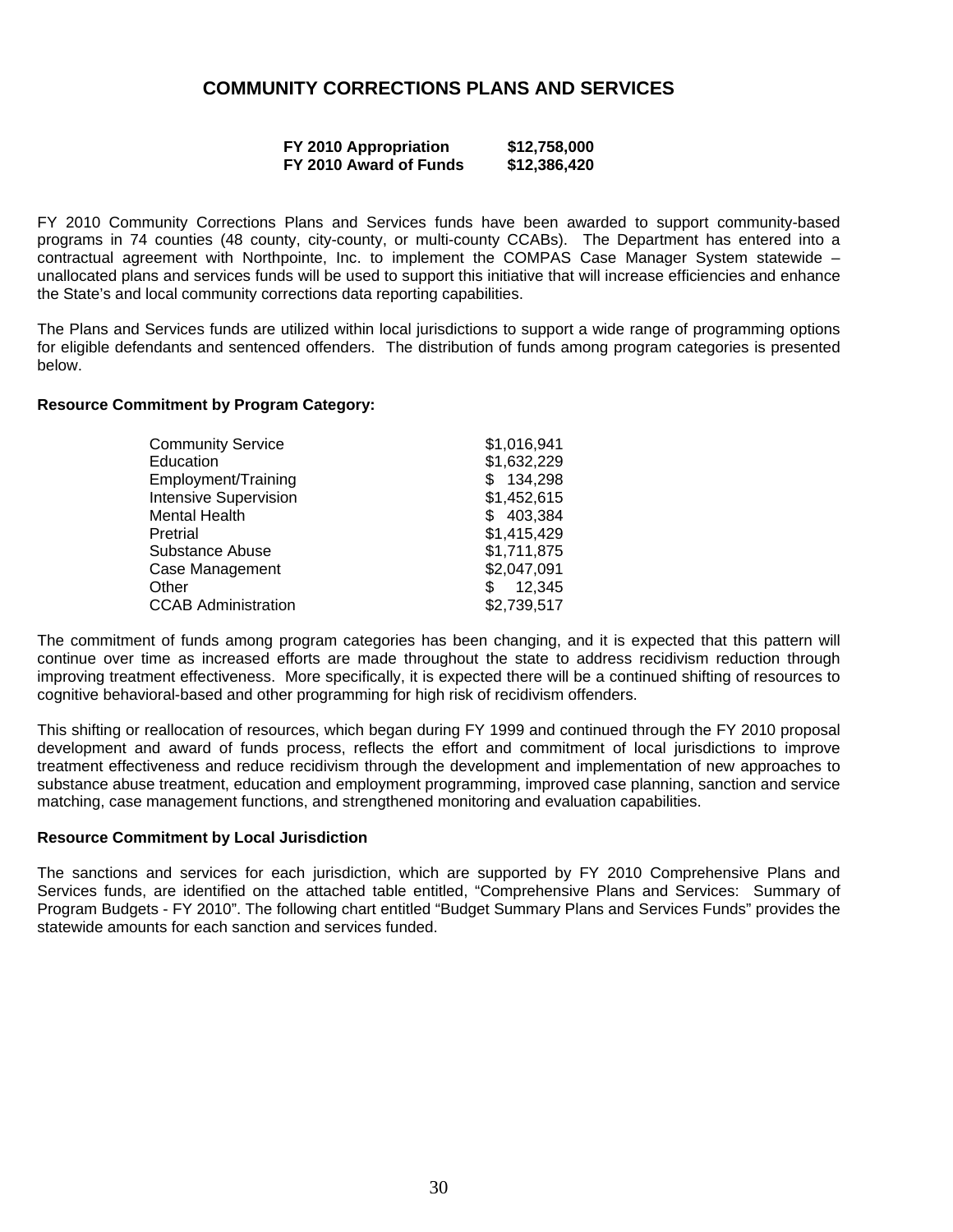# COMMUNITY CORRECTIONS PLANS AND SERVICES

| | |
|---|---|
| **FY 2010 Appropriation** | **$12,758,000** |
| **FY 2010 Award of Funds** | **$12,386,420** |

FY 2010 Community Corrections Plans and Services funds have been awarded to support community-based programs in 74 counties (48 county, city-county, or multi-county CCABs). The Department has entered into a contractual agreement with Northpointe, Inc. to implement the COMPAS Case Manager System statewide – unallocated plans and services funds will be used to support this initiative that will increase efficiencies and enhance the State's and local community corrections data reporting capabilities.

The Plans and Services funds are utilized within local jurisdictions to support a wide range of programming options for eligible defendants and sentenced offenders. The distribution of funds among program categories is presented below.

**Resource Commitment by Program Category:**

| | |
|---|---|
| Community Service | $1,016,941 |
| Education | $1,632,229 |
| Employment/Training | $ 134,298 |
| Intensive Supervision | $1,452,615 |
| Mental Health | $ 403,384 |
| Pretrial | $1,415,429 |
| Substance Abuse | $1,711,875 |
| Case Management | $2,047,091 |
| Other | $ 12,345 |
| CCAB Administration | $2,739,517 |

The commitment of funds among program categories has been changing, and it is expected that this pattern will continue over time as increased efforts are made throughout the state to address recidivism reduction through improving treatment effectiveness. More specifically, it is expected there will be a continued shifting of resources to cognitive behavioral-based and other programming for high risk of recidivism offenders.

This shifting or reallocation of resources, which began during FY 1999 and continued through the FY 2010 proposal development and award of funds process, reflects the effort and commitment of local jurisdictions to improve treatment effectiveness and reduce recidivism through the development and implementation of new approaches to substance abuse treatment, education and employment programming, improved case planning, sanction and service matching, case management functions, and strengthened monitoring and evaluation capabilities.

**Resource Commitment by Local Jurisdiction**

The sanctions and services for each jurisdiction, which are supported by FY 2010 Comprehensive Plans and Services funds, are identified on the attached table entitled, "Comprehensive Plans and Services: Summary of Program Budgets - FY 2010". The following chart entitled "Budget Summary Plans and Services Funds" provides the statewide amounts for each sanction and services funded.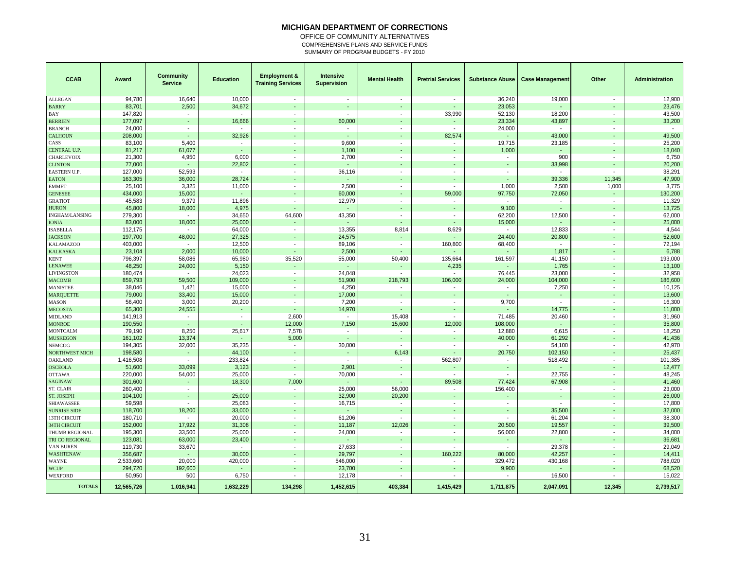# MICHIGAN DEPARTMENT OF CORRECTIONS

OFFICE OF COMMUNITY ALTERNATIVES

COMPREHENSIVE PLANS AND SERVICE FUNDS

SUMMARY OF PROGRAM BUDGETS - FY 2010

| CCAB | Award | Community Service | Education | Employment & Training Services | Intensive Supervision | Mental Health | Pretrial Services | Substance Abuse | Case Management | Other | Administration |
|---|---|---|---|---|---|---|---|---|---|---|---|
| ALLEGAN | 94,780 | 16,640 | 10,000 | - | - | - | - | 36,240 | 19,000 | - | 12,900 |
| BARRY | 83,701 | 2,500 | 34,672 | - | - | - | - | 23,053 | - | - | 23,476 |
| BAY | 147,820 | - | - | - | - | - | 33,990 | 52,130 | 18,200 | - | 43,500 |
| BERRIEN | 177,097 | - | 16,666 | - | 60,000 | - | - | 23,334 | 43,897 | - | 33,200 |
| BRANCH | 24,000 | - | - | - | - | - | - | 24,000 | - | - | - |
| CALHOUN | 208,000 | - | 32,926 | - | - | - | 82,574 | - | 43,000 | - | 49,500 |
| CASS | 83,100 | 5,400 | - | - | 9,600 | - | - | 19,715 | 23,185 | - | 25,200 |
| CENTRAL U.P. | 81,217 | 61,077 | - | - | 1,100 | - | - | 1,000 | - | - | 18,040 |
| CHARLEVOIX | 21,300 | 4,950 | 6,000 | - | 2,700 | - | - | - | 900 | - | 6,750 |
| CLINTON | 77,000 | - | 22,802 | - | - | - | - | - | 33,998 | - | 20,200 |
| EASTERN U.P. | 127,000 | 52,593 | - | - | 36,116 | - | - | - | - | - | 38,291 |
| EATON | 163,305 | 36,000 | 28,724 | - | - | - | - | - | 39,336 | 11,345 | 47,900 |
| EMMET | 25,100 | 3,325 | 11,000 | - | 2,500 | - | - | 1,000 | 2,500 | 1,000 | 3,775 |
| GENESEE | 434,000 | 15,000 | - | - | 60,000 | - | 59,000 | 97,750 | 72,050 | - | 130,200 |
| GRATIOT | 45,583 | 9,379 | 11,896 | - | 12,979 | - | - | - | - | - | 11,329 |
| HURON | 45,800 | 18,000 | 4,975 | - | - | - | - | 9,100 | - | - | 13,725 |
| INGHAM/LANSING | 279,300 | - | 34,650 | 64,600 | 43,350 | - | - | 62,200 | 12,500 | - | 62,000 |
| IONIA | 83,000 | 18,000 | 25,000 | - | - | - | - | 15,000 | - | - | 25,000 |
| ISABELLA | 112,175 | - | 64,000 | - | 13,355 | 8,814 | 8,629 | - | 12,833 | - | 4,544 |
| JACKSON | 197,700 | 48,000 | 27,325 | - | 24,575 | - | - | 24,400 | 20,800 | - | 52,600 |
| KALAMAZOO | 403,000 | - | 12,500 | - | 89,106 | - | 160,800 | 68,400 | - | - | 72,194 |
| KALKASKA | 23,104 | 2,000 | 10,000 | - | 2,500 | - | - | - | 1,817 | - | 6,788 |
| KENT | 796,397 | 58,086 | 65,980 | 35,520 | 55,000 | 50,400 | 135,664 | 161,597 | 41,150 | - | 193,000 |
| LENAWEE | 48,250 | 24,000 | 5,150 | - | - | - | 4,235 | - | 1,765 | - | 13,100 |
| LIVINGSTON | 180,474 | - | 24,023 | - | 24,048 | - | - | 76,445 | 23,000 | - | 32,958 |
| MACOMB | 859,793 | 59,500 | 109,000 | - | 51,900 | 218,793 | 106,000 | 24,000 | 104,000 | - | 186,600 |
| MANISTEE | 38,046 | 1,421 | 15,000 | - | 4,250 | - | - | - | 7,250 | - | 10,125 |
| MARQUETTE | 79,000 | 33,400 | 15,000 | - | 17,000 | - | - | - | - | - | 13,600 |
| MASON | 56,400 | 3,000 | 20,200 | - | 7,200 | - | - | 9,700 | - | - | 16,300 |
| MECOSTA | 65,300 | 24,555 | - | - | 14,970 | - | - | - | 14,775 | - | 11,000 |
| MIDLAND | 141,913 | - | - | 2,600 | - | 15,408 | - | 71,485 | 20,460 | - | 31,960 |
| MONROE | 190,550 | - | - | 12,000 | 7,150 | 15,600 | 12,000 | 108,000 | - | - | 35,800 |
| MONTCALM | 79,190 | 8,250 | 25,617 | 7,578 | - | - | - | 12,880 | 6,615 | - | 18,250 |
| MUSKEGON | 161,102 | 13,374 | - | 5,000 | - | - | - | 40,000 | 61,292 | - | 41,436 |
| NEMCOG | 194,305 | 32,000 | 35,235 | - | 30,000 | - | - | - | 54,100 | - | 42,970 |
| NORTHWEST MICH | 198,580 | - | 44,100 | - | - | 6,143 | - | 20,750 | 102,150 | - | 25,437 |
| OAKLAND | 1,416,508 | - | 233,824 | - | - | - | 562,807 | - | 518,492 | - | 101,385 |
| OSCEOLA | 51,600 | 33,099 | 3,123 | - | 2,901 | - | - | - | - | - | 12,477 |
| OTTAWA | 220,000 | 54,000 | 25,000 | - | 70,000 | - | - | - | 22,755 | - | 48,245 |
| SAGINAW | 301,600 | - | 18,300 | 7,000 | - | - | 89,508 | 77,424 | 67,908 | - | 41,460 |
| ST. CLAIR | 260,400 | - | - | - | 25,000 | 56,000 | - | 156,400 | - | - | 23,000 |
| ST. JOSEPH | 104,100 | - | 25,000 | - | 32,900 | 20,200 | - | - | - | - | 26,000 |
| SHIAWASSEE | 59,598 | - | 25,083 | - | 16,715 | - | - | - | - | - | 17,800 |
| SUNRISE SIDE | 118,700 | 18,200 | 33,000 | - | - | - | - | - | 35,500 | - | 32,000 |
| 13TH CIRCUIT | 180,710 | - | 20,000 | - | 61,206 | - | - | - | 61,204 | - | 38,300 |
| 34TH CIRCUIT | 152,000 | 17,922 | 31,308 | - | 11,187 | 12,026 | - | 20,500 | 19,557 | - | 39,500 |
| THUMB REGIONAL | 195,300 | 33,500 | 25,000 | - | 24,000 | - | - | 56,000 | 22,800 | - | 34,000 |
| TRI CO REGIONAL | 123,081 | 63,000 | 23,400 | - | - | - | - | - | - | - | 36,681 |
| VAN BUREN | 119,730 | 33,670 | - | - | 27,633 | - | - | - | 29,378 | - | 29,049 |
| WASHTENAW | 356,687 | - | 30,000 | - | 29,797 | - | 160,222 | 80,000 | 42,257 | - | 14,411 |
| WAYNE | 2,533,660 | 20,000 | 420,000 | - | 546,000 | - | - | 329,472 | 430,168 | - | 788,020 |
| WCUP | 294,720 | 192,600 | - | - | 23,700 | - | - | 9,900 | - | - | 68,520 |
| WEXFORD | 50,950 | 500 | 6,750 | - | 12,178 | - | - | - | 16,500 | - | 15,022 |
| **TOTALS** | **12,565,726** | **1,016,941** | **1,632,229** | **134,298** | **1,452,615** | **403,384** | **1,415,429** | **1,711,875** | **2,047,091** | **12,345** | **2,739,517** |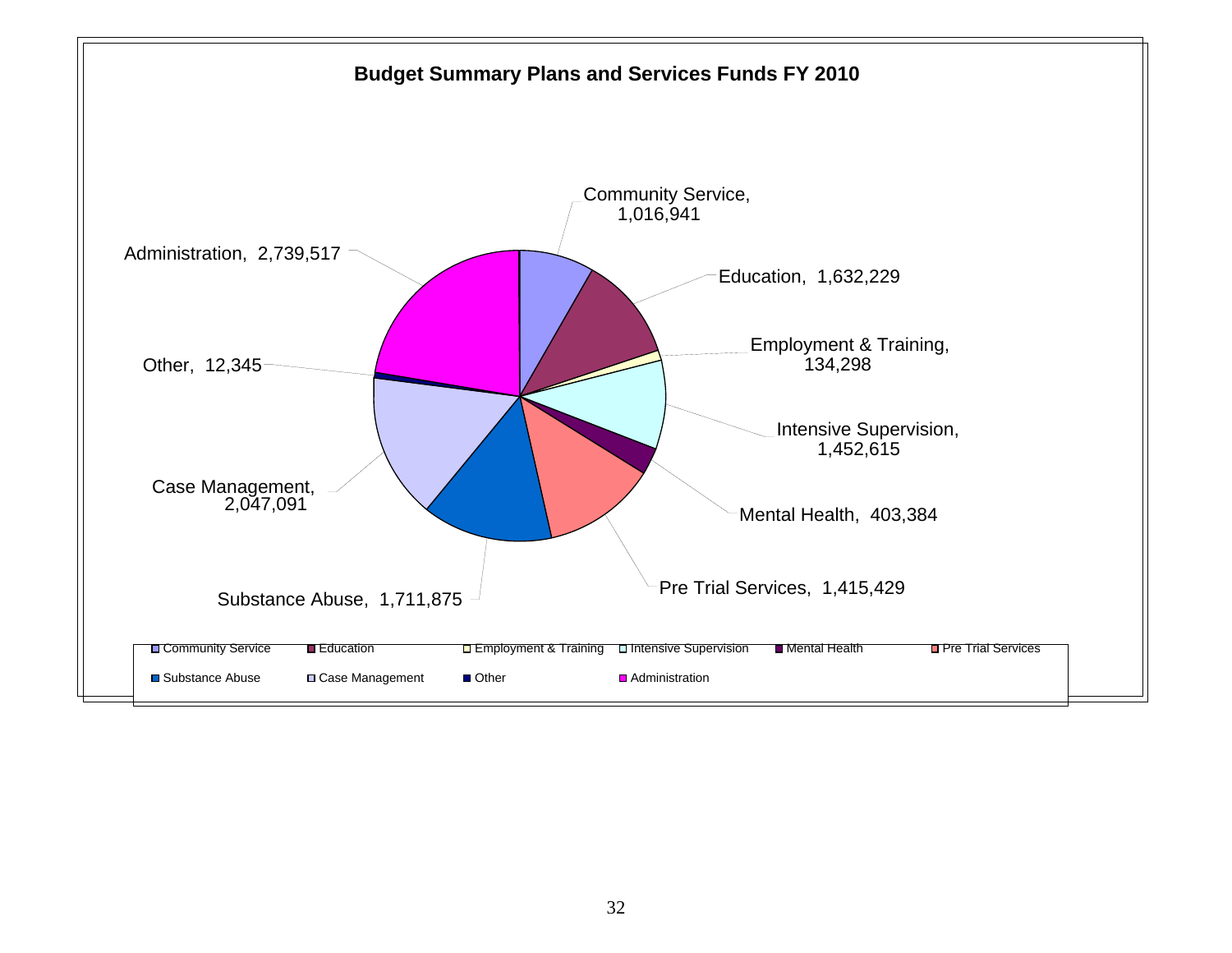## Budget Summary Plans and Services Funds FY 2010

| Category | Amount |
|---|---|
| Community Service | 1,016,941 |
| Education | 1,632,229 |
| Employment & Training | 134,298 |
| Intensive Supervision | 1,452,615 |
| Mental Health | 403,384 |
| Pre Trial Services | 1,415,429 |
| Substance Abuse | 1,711,875 |
| Case Management | 2,047,091 |
| Other | 12,345 |
| Administration | 2,739,517 |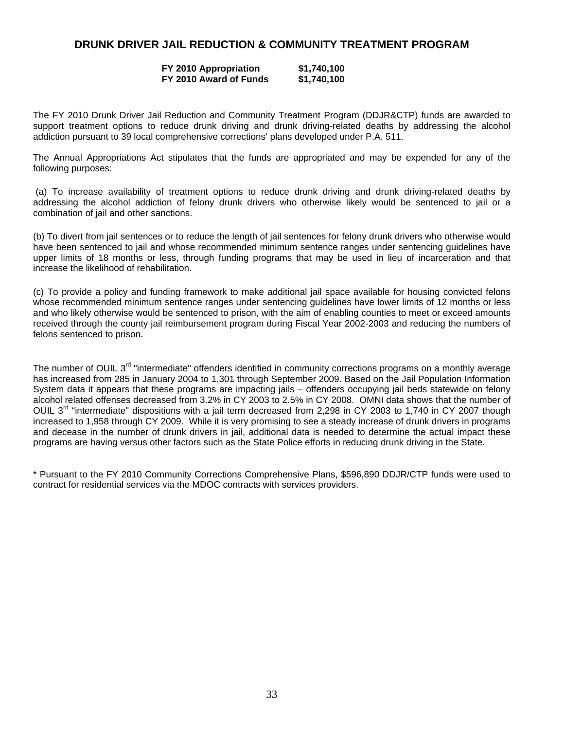## DRUNK DRIVER JAIL REDUCTION & COMMUNITY TREATMENT PROGRAM

| | |
|---|---|
| **FY 2010 Appropriation** | **$1,740,100** |
| **FY 2010 Award of Funds** | **$1,740,100** |

The FY 2010 Drunk Driver Jail Reduction and Community Treatment Program (DDJR&CTP) funds are awarded to support treatment options to reduce drunk driving and drunk driving-related deaths by addressing the alcohol addiction pursuant to 39 local comprehensive corrections' plans developed under P.A. 511.

The Annual Appropriations Act stipulates that the funds are appropriated and may be expended for any of the following purposes:

(a) To increase availability of treatment options to reduce drunk driving and drunk driving-related deaths by addressing the alcohol addiction of felony drunk drivers who otherwise likely would be sentenced to jail or a combination of jail and other sanctions.

(b) To divert from jail sentences or to reduce the length of jail sentences for felony drunk drivers who otherwise would have been sentenced to jail and whose recommended minimum sentence ranges under sentencing guidelines have upper limits of 18 months or less, through funding programs that may be used in lieu of incarceration and that increase the likelihood of rehabilitation.

(c) To provide a policy and funding framework to make additional jail space available for housing convicted felons whose recommended minimum sentence ranges under sentencing guidelines have lower limits of 12 months or less and who likely otherwise would be sentenced to prison, with the aim of enabling counties to meet or exceed amounts received through the county jail reimbursement program during Fiscal Year 2002-2003 and reducing the numbers of felons sentenced to prison.

The number of OUIL 3rd "intermediate" offenders identified in community corrections programs on a monthly average has increased from 285 in January 2004 to 1,301 through September 2009. Based on the Jail Population Information System data it appears that these programs are impacting jails – offenders occupying jail beds statewide on felony alcohol related offenses decreased from 3.2% in CY 2003 to 2.5% in CY 2008. OMNI data shows that the number of OUIL 3rd "intermediate" dispositions with a jail term decreased from 2,298 in CY 2003 to 1,740 in CY 2007 though increased to 1,958 through CY 2009. While it is very promising to see a steady increase of drunk drivers in programs and decease in the number of drunk drivers in jail, additional data is needed to determine the actual impact these programs are having versus other factors such as the State Police efforts in reducing drunk driving in the State.

* Pursuant to the FY 2010 Community Corrections Comprehensive Plans, $596,890 DDJR/CTP funds were used to contract for residential services via the MDOC contracts with services providers.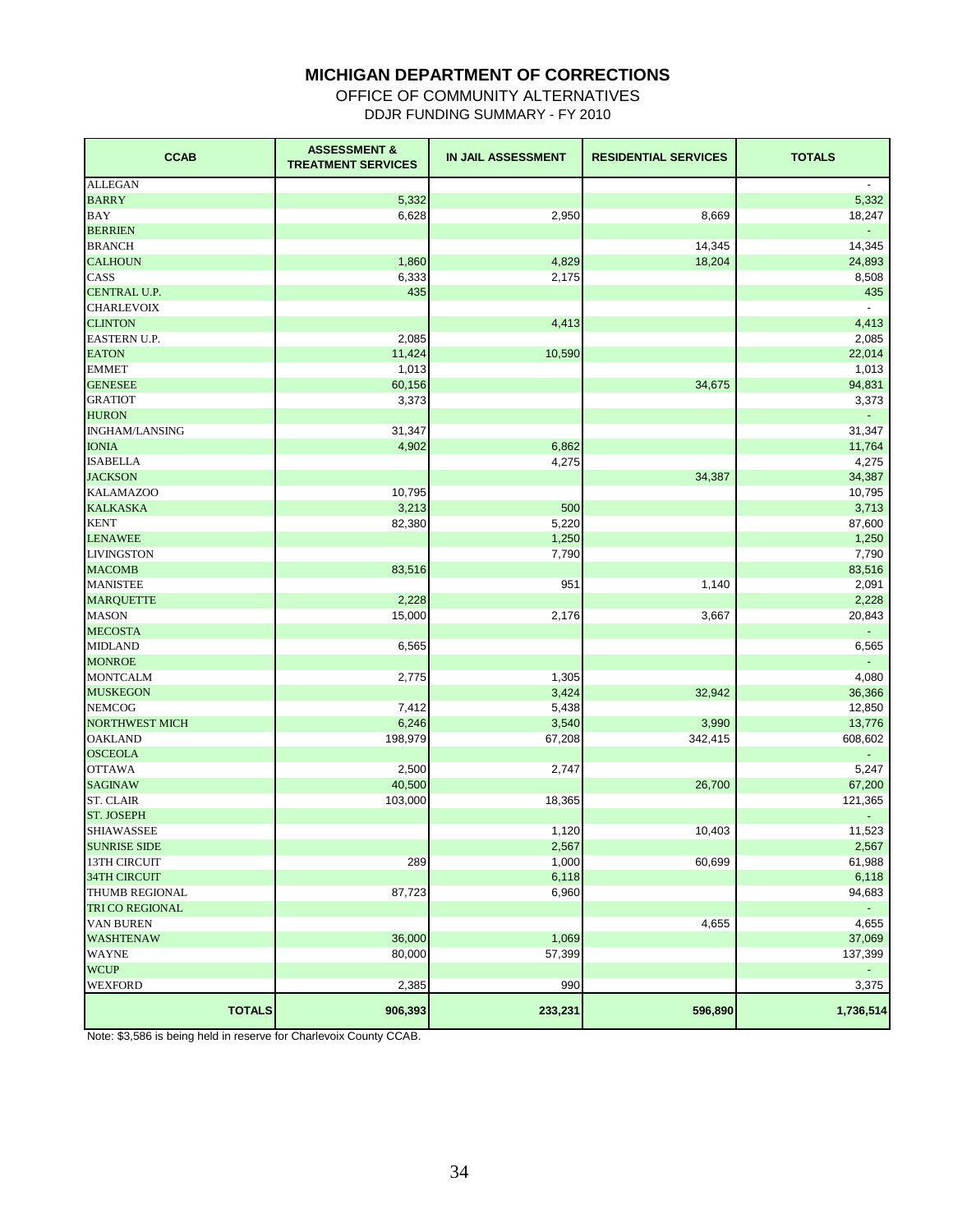# MICHIGAN DEPARTMENT OF CORRECTIONS

OFFICE OF COMMUNITY ALTERNATIVES

DDJR FUNDING SUMMARY - FY 2010

| CCAB | ASSESSMENT & TREATMENT SERVICES | IN JAIL ASSESSMENT | RESIDENTIAL SERVICES | TOTALS |
|---|---|---|---|---|
| ALLEGAN | | | | - |
| BARRY | 5,332 | | | 5,332 |
| BAY | 6,628 | 2,950 | 8,669 | 18,247 |
| BERRIEN | | | | - |
| BRANCH | | | 14,345 | 14,345 |
| CALHOUN | 1,860 | 4,829 | 18,204 | 24,893 |
| CASS | 6,333 | 2,175 | | 8,508 |
| CENTRAL U.P. | 435 | | | 435 |
| CHARLEVOIX | | | | - |
| CLINTON | | 4,413 | | 4,413 |
| EASTERN U.P. | 2,085 | | | 2,085 |
| EATON | 11,424 | 10,590 | | 22,014 |
| EMMET | 1,013 | | | 1,013 |
| GENESEE | 60,156 | | 34,675 | 94,831 |
| GRATIOT | 3,373 | | | 3,373 |
| HURON | | | | - |
| INGHAM/LANSING | 31,347 | | | 31,347 |
| IONIA | 4,902 | 6,862 | | 11,764 |
| ISABELLA | | 4,275 | | 4,275 |
| JACKSON | | | 34,387 | 34,387 |
| KALAMAZOO | 10,795 | | | 10,795 |
| KALKASKA | 3,213 | 500 | | 3,713 |
| KENT | 82,380 | 5,220 | | 87,600 |
| LENAWEE | | 1,250 | | 1,250 |
| LIVINGSTON | | 7,790 | | 7,790 |
| MACOMB | 83,516 | | | 83,516 |
| MANISTEE | | 951 | 1,140 | 2,091 |
| MARQUETTE | 2,228 | | | 2,228 |
| MASON | 15,000 | 2,176 | 3,667 | 20,843 |
| MECOSTA | | | | - |
| MIDLAND | 6,565 | | | 6,565 |
| MONROE | | | | - |
| MONTCALM | 2,775 | 1,305 | | 4,080 |
| MUSKEGON | | 3,424 | 32,942 | 36,366 |
| NEMCOG | 7,412 | 5,438 | | 12,850 |
| NORTHWEST MICH | 6,246 | 3,540 | 3,990 | 13,776 |
| OAKLAND | 198,979 | 67,208 | 342,415 | 608,602 |
| OSCEOLA | | | | - |
| OTTAWA | 2,500 | 2,747 | | 5,247 |
| SAGINAW | 40,500 | | 26,700 | 67,200 |
| ST. CLAIR | 103,000 | 18,365 | | 121,365 |
| ST. JOSEPH | | | | - |
| SHIAWASSEE | | 1,120 | 10,403 | 11,523 |
| SUNRISE SIDE | | 2,567 | | 2,567 |
| 13TH CIRCUIT | 289 | 1,000 | 60,699 | 61,988 |
| 34TH CIRCUIT | | 6,118 | | 6,118 |
| THUMB REGIONAL | 87,723 | 6,960 | | 94,683 |
| TRI CO REGIONAL | | | | - |
| VAN BUREN | | | 4,655 | 4,655 |
| WASHTENAW | 36,000 | 1,069 | | 37,069 |
| WAYNE | 80,000 | 57,399 | | 137,399 |
| WCUP | | | | - |
| WEXFORD | 2,385 | 990 | | 3,375 |
| **TOTALS** | **906,393** | **233,231** | **596,890** | **1,736,514** |

Note: $3,586 is being held in reserve for Charlevoix County CCAB.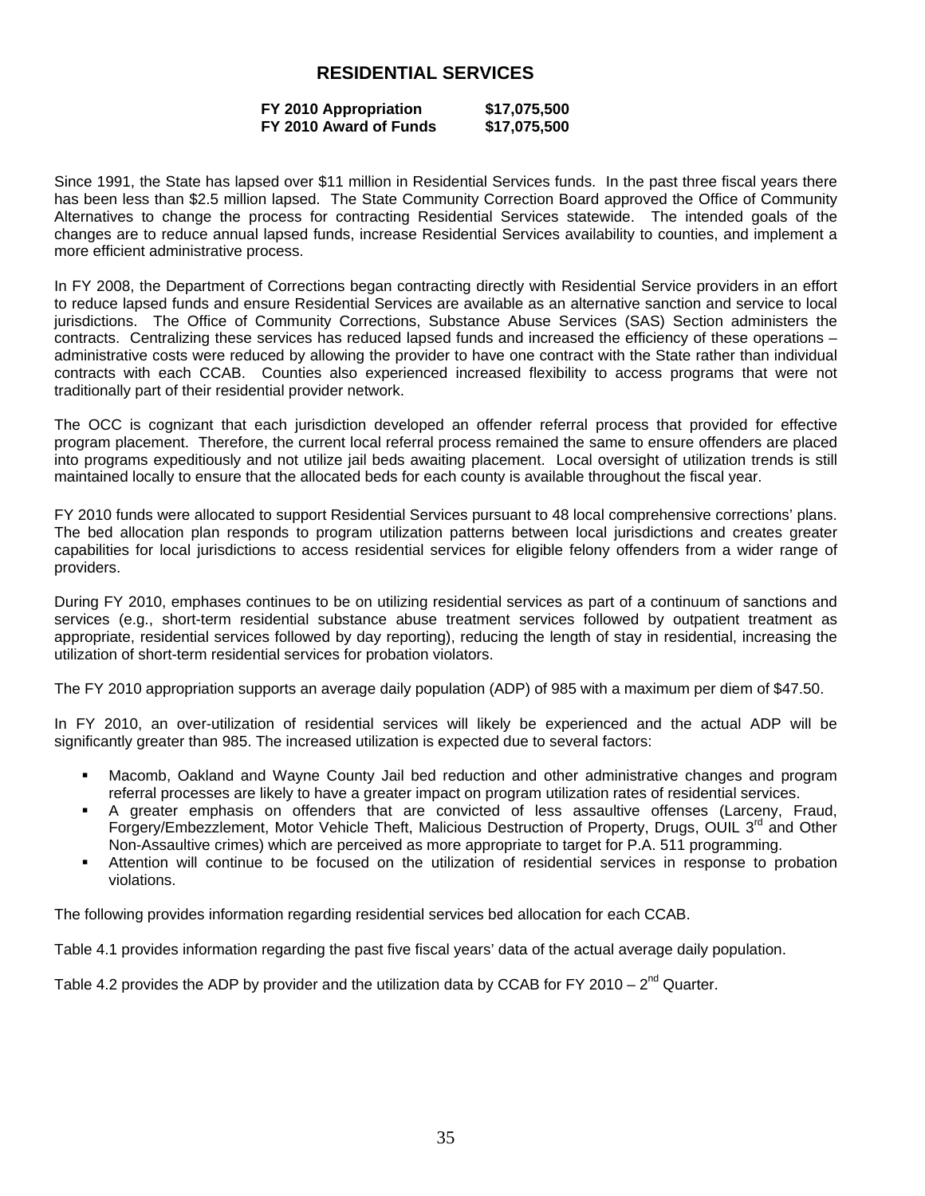# RESIDENTIAL SERVICES

**FY 2010 Appropriation $17,075,500**
**FY 2010 Award of Funds $17,075,500**

Since 1991, the State has lapsed over $11 million in Residential Services funds. In the past three fiscal years there has been less than $2.5 million lapsed. The State Community Correction Board approved the Office of Community Alternatives to change the process for contracting Residential Services statewide. The intended goals of the changes are to reduce annual lapsed funds, increase Residential Services availability to counties, and implement a more efficient administrative process.

In FY 2008, the Department of Corrections began contracting directly with Residential Service providers in an effort to reduce lapsed funds and ensure Residential Services are available as an alternative sanction and service to local jurisdictions. The Office of Community Corrections, Substance Abuse Services (SAS) Section administers the contracts. Centralizing these services has reduced lapsed funds and increased the efficiency of these operations – administrative costs were reduced by allowing the provider to have one contract with the State rather than individual contracts with each CCAB. Counties also experienced increased flexibility to access programs that were not traditionally part of their residential provider network.

The OCC is cognizant that each jurisdiction developed an offender referral process that provided for effective program placement. Therefore, the current local referral process remained the same to ensure offenders are placed into programs expeditiously and not utilize jail beds awaiting placement. Local oversight of utilization trends is still maintained locally to ensure that the allocated beds for each county is available throughout the fiscal year.

FY 2010 funds were allocated to support Residential Services pursuant to 48 local comprehensive corrections' plans. The bed allocation plan responds to program utilization patterns between local jurisdictions and creates greater capabilities for local jurisdictions to access residential services for eligible felony offenders from a wider range of providers.

During FY 2010, emphases continues to be on utilizing residential services as part of a continuum of sanctions and services (e.g., short-term residential substance abuse treatment services followed by outpatient treatment as appropriate, residential services followed by day reporting), reducing the length of stay in residential, increasing the utilization of short-term residential services for probation violators.

The FY 2010 appropriation supports an average daily population (ADP) of 985 with a maximum per diem of $47.50.

In FY 2010, an over-utilization of residential services will likely be experienced and the actual ADP will be significantly greater than 985. The increased utilization is expected due to several factors:

- Macomb, Oakland and Wayne County Jail bed reduction and other administrative changes and program referral processes are likely to have a greater impact on program utilization rates of residential services.
- A greater emphasis on offenders that are convicted of less assaultive offenses (Larceny, Fraud, Forgery/Embezzlement, Motor Vehicle Theft, Malicious Destruction of Property, Drugs, OUIL 3rd and Other Non-Assaultive crimes) which are perceived as more appropriate to target for P.A. 511 programming.
- Attention will continue to be focused on the utilization of residential services in response to probation violations.

The following provides information regarding residential services bed allocation for each CCAB.

Table 4.1 provides information regarding the past five fiscal years' data of the actual average daily population.

Table 4.2 provides the ADP by provider and the utilization data by CCAB for FY 2010 – 2nd Quarter.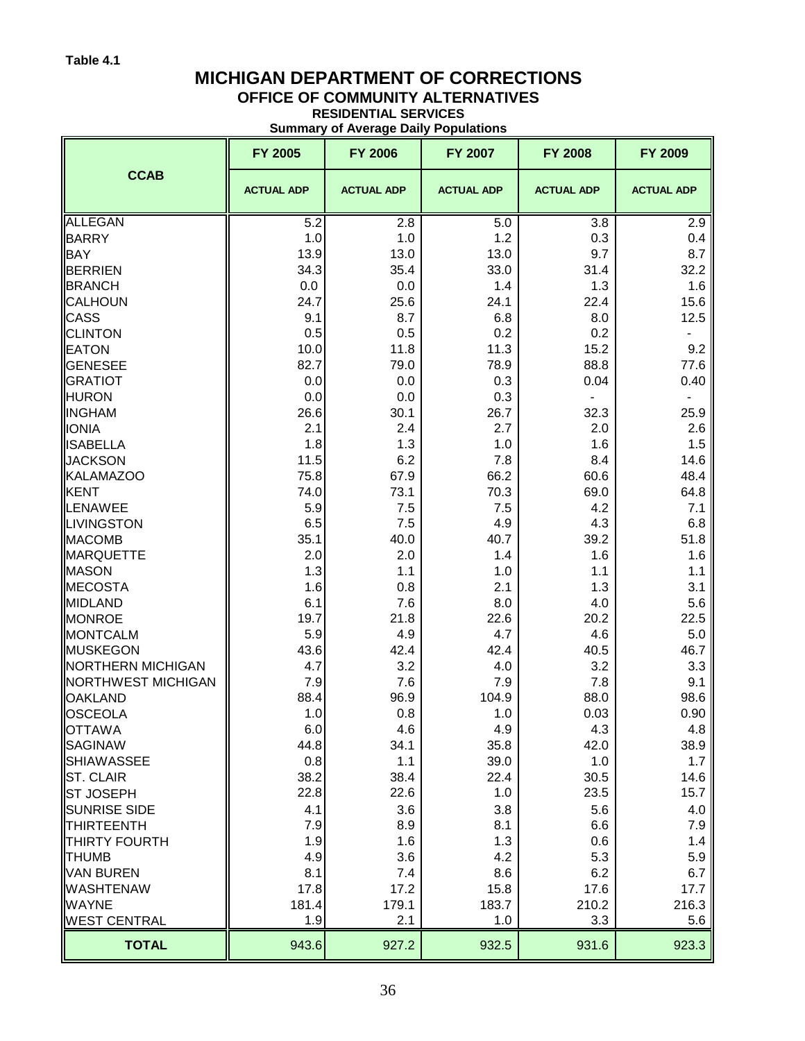**Table 4.1**

# MICHIGAN DEPARTMENT OF CORRECTIONS
## OFFICE OF COMMUNITY ALTERNATIVES
### RESIDENTIAL SERVICES
**Summary of Average Daily Populations**

| CCAB | FY 2005 | FY 2006 | FY 2007 | FY 2008 | FY 2009 |
|---|---|---|---|---|---|
| | ACTUAL ADP | ACTUAL ADP | ACTUAL ADP | ACTUAL ADP | ACTUAL ADP |
| ALLEGAN | 5.2 | 2.8 | 5.0 | 3.8 | 2.9 |
| BARRY | 1.0 | 1.0 | 1.2 | 0.3 | 0.4 |
| BAY | 13.9 | 13.0 | 13.0 | 9.7 | 8.7 |
| BERRIEN | 34.3 | 35.4 | 33.0 | 31.4 | 32.2 |
| BRANCH | 0.0 | 0.0 | 1.4 | 1.3 | 1.6 |
| CALHOUN | 24.7 | 25.6 | 24.1 | 22.4 | 15.6 |
| CASS | 9.1 | 8.7 | 6.8 | 8.0 | 12.5 |
| CLINTON | 0.5 | 0.5 | 0.2 | 0.2 | - |
| EATON | 10.0 | 11.8 | 11.3 | 15.2 | 9.2 |
| GENESEE | 82.7 | 79.0 | 78.9 | 88.8 | 77.6 |
| GRATIOT | 0.0 | 0.0 | 0.3 | 0.04 | 0.40 |
| HURON | 0.0 | 0.0 | 0.3 | - | - |
| INGHAM | 26.6 | 30.1 | 26.7 | 32.3 | 25.9 |
| IONIA | 2.1 | 2.4 | 2.7 | 2.0 | 2.6 |
| ISABELLA | 1.8 | 1.3 | 1.0 | 1.6 | 1.5 |
| JACKSON | 11.5 | 6.2 | 7.8 | 8.4 | 14.6 |
| KALAMAZOO | 75.8 | 67.9 | 66.2 | 60.6 | 48.4 |
| KENT | 74.0 | 73.1 | 70.3 | 69.0 | 64.8 |
| LENAWEE | 5.9 | 7.5 | 7.5 | 4.2 | 7.1 |
| LIVINGSTON | 6.5 | 7.5 | 4.9 | 4.3 | 6.8 |
| MACOMB | 35.1 | 40.0 | 40.7 | 39.2 | 51.8 |
| MARQUETTE | 2.0 | 2.0 | 1.4 | 1.6 | 1.6 |
| MASON | 1.3 | 1.1 | 1.0 | 1.1 | 1.1 |
| MECOSTA | 1.6 | 0.8 | 2.1 | 1.3 | 3.1 |
| MIDLAND | 6.1 | 7.6 | 8.0 | 4.0 | 5.6 |
| MONROE | 19.7 | 21.8 | 22.6 | 20.2 | 22.5 |
| MONTCALM | 5.9 | 4.9 | 4.7 | 4.6 | 5.0 |
| MUSKEGON | 43.6 | 42.4 | 42.4 | 40.5 | 46.7 |
| NORTHERN MICHIGAN | 4.7 | 3.2 | 4.0 | 3.2 | 3.3 |
| NORTHWEST MICHIGAN | 7.9 | 7.6 | 7.9 | 7.8 | 9.1 |
| OAKLAND | 88.4 | 96.9 | 104.9 | 88.0 | 98.6 |
| OSCEOLA | 1.0 | 0.8 | 1.0 | 0.03 | 0.90 |
| OTTAWA | 6.0 | 4.6 | 4.9 | 4.3 | 4.8 |
| SAGINAW | 44.8 | 34.1 | 35.8 | 42.0 | 38.9 |
| SHIAWASSEE | 0.8 | 1.1 | 39.0 | 1.0 | 1.7 |
| ST. CLAIR | 38.2 | 38.4 | 22.4 | 30.5 | 14.6 |
| ST JOSEPH | 22.8 | 22.6 | 1.0 | 23.5 | 15.7 |
| SUNRISE SIDE | 4.1 | 3.6 | 3.8 | 5.6 | 4.0 |
| THIRTEENTH | 7.9 | 8.9 | 8.1 | 6.6 | 7.9 |
| THIRTY FOURTH | 1.9 | 1.6 | 1.3 | 0.6 | 1.4 |
| THUMB | 4.9 | 3.6 | 4.2 | 5.3 | 5.9 |
| VAN BUREN | 8.1 | 7.4 | 8.6 | 6.2 | 6.7 |
| WASHTENAW | 17.8 | 17.2 | 15.8 | 17.6 | 17.7 |
| WAYNE | 181.4 | 179.1 | 183.7 | 210.2 | 216.3 |
| WEST CENTRAL | 1.9 | 2.1 | 1.0 | 3.3 | 5.6 |
| **TOTAL** | 943.6 | 927.2 | 932.5 | 931.6 | 923.3 |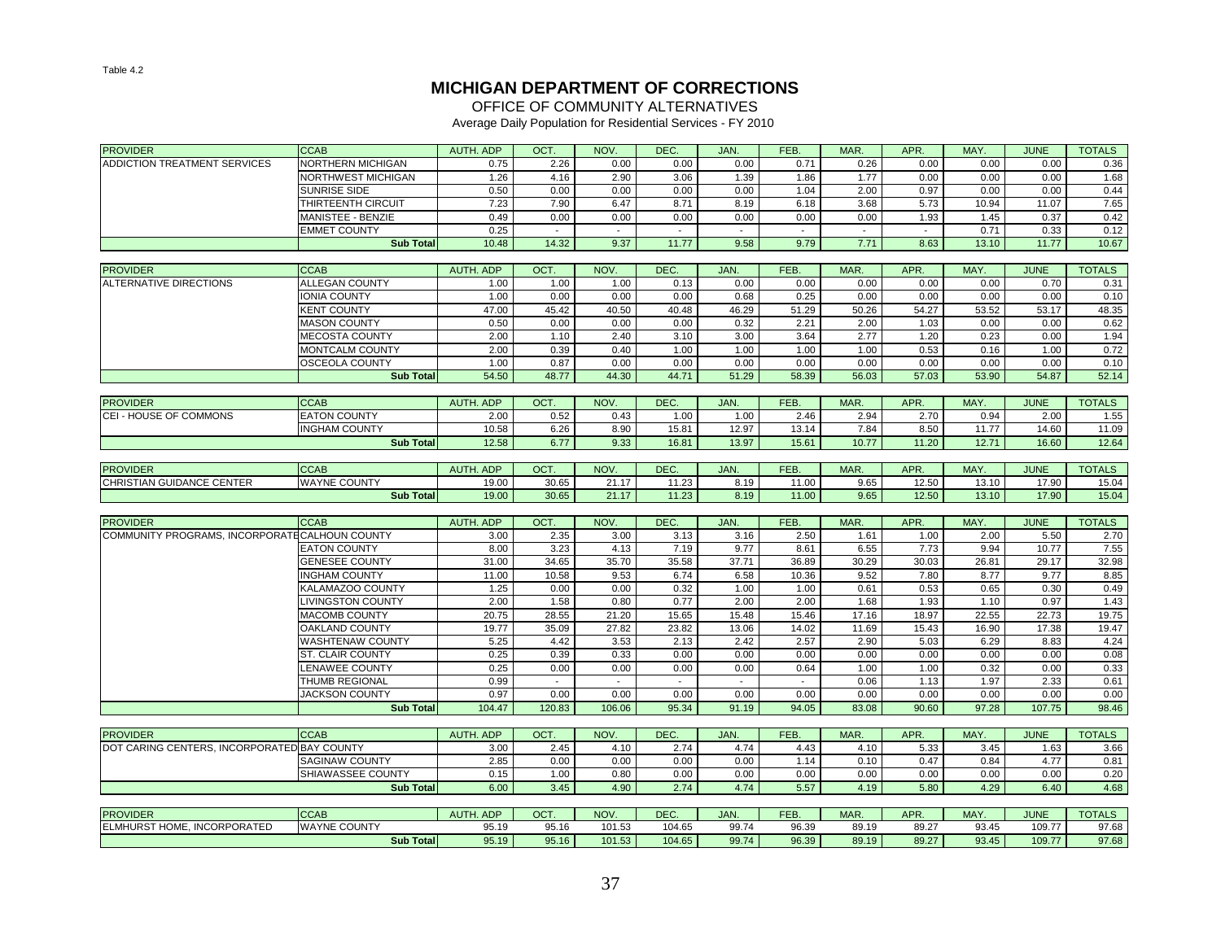Table 4.2

# MICHIGAN DEPARTMENT OF CORRECTIONS

## OFFICE OF COMMUNITY ALTERNATIVES

Average Daily Population for Residential Services - FY 2010

| PROVIDER | CCAB | AUTH. ADP | OCT. | NOV. | DEC. | JAN. | FEB. | MAR. | APR. | MAY. | JUNE | TOTALS |
|---|---|---|---|---|---|---|---|---|---|---|---|---|
| ADDICTION TREATMENT SERVICES | NORTHERN MICHIGAN | 0.75 | 2.26 | 0.00 | 0.00 | 0.00 | 0.71 | 0.26 | 0.00 | 0.00 | 0.00 | 0.36 |
| | NORTHWEST MICHIGAN | 1.26 | 4.16 | 2.90 | 3.06 | 1.39 | 1.86 | 1.77 | 0.00 | 0.00 | 0.00 | 1.68 |
| | SUNRISE SIDE | 0.50 | 0.00 | 0.00 | 0.00 | 0.00 | 1.04 | 2.00 | 0.97 | 0.00 | 0.00 | 0.44 |
| | THIRTEENTH CIRCUIT | 7.23 | 7.90 | 6.47 | 8.71 | 8.19 | 6.18 | 3.68 | 5.73 | 10.94 | 11.07 | 7.65 |
| | MANISTEE - BENZIE | 0.49 | 0.00 | 0.00 | 0.00 | 0.00 | 0.00 | 0.00 | 1.93 | 1.45 | 0.37 | 0.42 |
| | EMMET COUNTY | 0.25 | - | - | - | - | - | - | - | 0.71 | 0.33 | 0.12 |
| | Sub Total | 10.48 | 14.32 | 9.37 | 11.77 | 9.58 | 9.79 | 7.71 | 8.63 | 13.10 | 11.77 | 10.67 |

| PROVIDER | CCAB | AUTH. ADP | OCT. | NOV. | DEC. | JAN. | FEB. | MAR. | APR. | MAY. | JUNE | TOTALS |
|---|---|---|---|---|---|---|---|---|---|---|---|---|
| ALTERNATIVE DIRECTIONS | ALLEGAN COUNTY | 1.00 | 1.00 | 1.00 | 0.13 | 0.00 | 0.00 | 0.00 | 0.00 | 0.00 | 0.70 | 0.31 |
| | IONIA COUNTY | 1.00 | 0.00 | 0.00 | 0.00 | 0.68 | 0.25 | 0.00 | 0.00 | 0.00 | 0.00 | 0.10 |
| | KENT COUNTY | 47.00 | 45.42 | 40.50 | 40.48 | 46.29 | 51.29 | 50.26 | 54.27 | 53.52 | 53.17 | 48.35 |
| | MASON COUNTY | 0.50 | 0.00 | 0.00 | 0.00 | 0.32 | 2.21 | 2.00 | 1.03 | 0.00 | 0.00 | 0.62 |
| | MECOSTA COUNTY | 2.00 | 1.10 | 2.40 | 3.10 | 3.00 | 3.64 | 2.77 | 1.20 | 0.23 | 0.00 | 1.94 |
| | MONTCALM COUNTY | 2.00 | 0.39 | 0.40 | 1.00 | 1.00 | 1.00 | 1.00 | 0.53 | 0.16 | 1.00 | 0.72 |
| | OSCEOLA COUNTY | 1.00 | 0.87 | 0.00 | 0.00 | 0.00 | 0.00 | 0.00 | 0.00 | 0.00 | 0.00 | 0.10 |
| | Sub Total | 54.50 | 48.77 | 44.30 | 44.71 | 51.29 | 58.39 | 56.03 | 57.03 | 53.90 | 54.87 | 52.14 |

| PROVIDER | CCAB | AUTH. ADP | OCT. | NOV. | DEC. | JAN. | FEB. | MAR. | APR. | MAY. | JUNE | TOTALS |
|---|---|---|---|---|---|---|---|---|---|---|---|---|
| CEI - HOUSE OF COMMONS | EATON COUNTY | 2.00 | 0.52 | 0.43 | 1.00 | 1.00 | 2.46 | 2.94 | 2.70 | 0.94 | 2.00 | 1.55 |
| | INGHAM COUNTY | 10.58 | 6.26 | 8.90 | 15.81 | 12.97 | 13.14 | 7.84 | 8.50 | 11.77 | 14.60 | 11.09 |
| | Sub Total | 12.58 | 6.77 | 9.33 | 16.81 | 13.97 | 15.61 | 10.77 | 11.20 | 12.71 | 16.60 | 12.64 |

| PROVIDER | CCAB | AUTH. ADP | OCT. | NOV. | DEC. | JAN. | FEB. | MAR. | APR. | MAY. | JUNE | TOTALS |
|---|---|---|---|---|---|---|---|---|---|---|---|---|
| CHRISTIAN GUIDANCE CENTER | WAYNE COUNTY | 19.00 | 30.65 | 21.17 | 11.23 | 8.19 | 11.00 | 9.65 | 12.50 | 13.10 | 17.90 | 15.04 |
| | Sub Total | 19.00 | 30.65 | 21.17 | 11.23 | 8.19 | 11.00 | 9.65 | 12.50 | 13.10 | 17.90 | 15.04 |

| PROVIDER | CCAB | AUTH. ADP | OCT. | NOV. | DEC. | JAN. | FEB. | MAR. | APR. | MAY. | JUNE | TOTALS |
|---|---|---|---|---|---|---|---|---|---|---|---|---|
| COMMUNITY PROGRAMS, INCORPORATED | CALHOUN COUNTY | 3.00 | 2.35 | 3.00 | 3.13 | 3.16 | 2.50 | 1.61 | 1.00 | 2.00 | 5.50 | 2.70 |
| | EATON COUNTY | 8.00 | 3.23 | 4.13 | 7.19 | 9.77 | 8.61 | 6.55 | 7.73 | 9.94 | 10.77 | 7.55 |
| | GENESEE COUNTY | 31.00 | 34.65 | 35.70 | 35.58 | 37.71 | 36.89 | 30.29 | 30.03 | 26.81 | 29.17 | 32.98 |
| | INGHAM COUNTY | 11.00 | 10.58 | 9.53 | 6.74 | 6.58 | 10.36 | 9.52 | 7.80 | 8.77 | 9.77 | 8.85 |
| | KALAMAZOO COUNTY | 1.25 | 0.00 | 0.00 | 0.32 | 1.00 | 1.00 | 0.61 | 0.53 | 0.65 | 0.30 | 0.49 |
| | LIVINGSTON COUNTY | 2.00 | 1.58 | 0.80 | 0.77 | 2.00 | 2.00 | 1.68 | 1.93 | 1.10 | 0.97 | 1.43 |
| | MACOMB COUNTY | 20.75 | 28.55 | 21.20 | 15.65 | 15.48 | 15.46 | 17.16 | 18.97 | 22.55 | 22.73 | 19.75 |
| | OAKLAND COUNTY | 19.77 | 35.09 | 27.82 | 23.82 | 13.06 | 14.02 | 11.69 | 15.43 | 16.90 | 17.38 | 19.47 |
| | WASHTENAW COUNTY | 5.25 | 4.42 | 3.53 | 2.13 | 2.42 | 2.57 | 2.90 | 5.03 | 6.29 | 8.83 | 4.24 |
| | ST. CLAIR COUNTY | 0.25 | 0.39 | 0.33 | 0.00 | 0.00 | 0.00 | 0.00 | 0.00 | 0.00 | 0.00 | 0.08 |
| | LENAWEE COUNTY | 0.25 | 0.00 | 0.00 | 0.00 | 0.00 | 0.64 | 1.00 | 1.00 | 0.32 | 0.00 | 0.33 |
| | THUMB REGIONAL | 0.99 | - | - | - | - | - | 0.06 | 1.13 | 1.97 | 2.33 | 0.61 |
| | JACKSON COUNTY | 0.97 | 0.00 | 0.00 | 0.00 | 0.00 | 0.00 | 0.00 | 0.00 | 0.00 | 0.00 | 0.00 |
| | Sub Total | 104.47 | 120.83 | 106.06 | 95.34 | 91.19 | 94.05 | 83.08 | 90.60 | 97.28 | 107.75 | 98.46 |

| PROVIDER | CCAB | AUTH. ADP | OCT. | NOV. | DEC. | JAN. | FEB. | MAR. | APR. | MAY. | JUNE | TOTALS |
|---|---|---|---|---|---|---|---|---|---|---|---|---|
| DOT CARING CENTERS, INCORPORATED | BAY COUNTY | 3.00 | 2.45 | 4.10 | 2.74 | 4.74 | 4.43 | 4.10 | 5.33 | 3.45 | 1.63 | 3.66 |
| | SAGINAW COUNTY | 2.85 | 0.00 | 0.00 | 0.00 | 0.00 | 1.14 | 0.10 | 0.47 | 0.84 | 4.77 | 0.81 |
| | SHIAWASSEE COUNTY | 0.15 | 1.00 | 0.80 | 0.00 | 0.00 | 0.00 | 0.00 | 0.00 | 0.00 | 0.00 | 0.20 |
| | Sub Total | 6.00 | 3.45 | 4.90 | 2.74 | 4.74 | 5.57 | 4.19 | 5.80 | 4.29 | 6.40 | 4.68 |

| PROVIDER | CCAB | AUTH. ADP | OCT. | NOV. | DEC. | JAN. | FEB. | MAR. | APR. | MAY. | JUNE | TOTALS |
|---|---|---|---|---|---|---|---|---|---|---|---|---|
| ELMHURST HOME, INCORPORATED | WAYNE COUNTY | 95.19 | 95.16 | 101.53 | 104.65 | 99.74 | 96.39 | 89.19 | 89.27 | 93.45 | 109.77 | 97.68 |
| | Sub Total | 95.19 | 95.16 | 101.53 | 104.65 | 99.74 | 96.39 | 89.19 | 89.27 | 93.45 | 109.77 | 97.68 |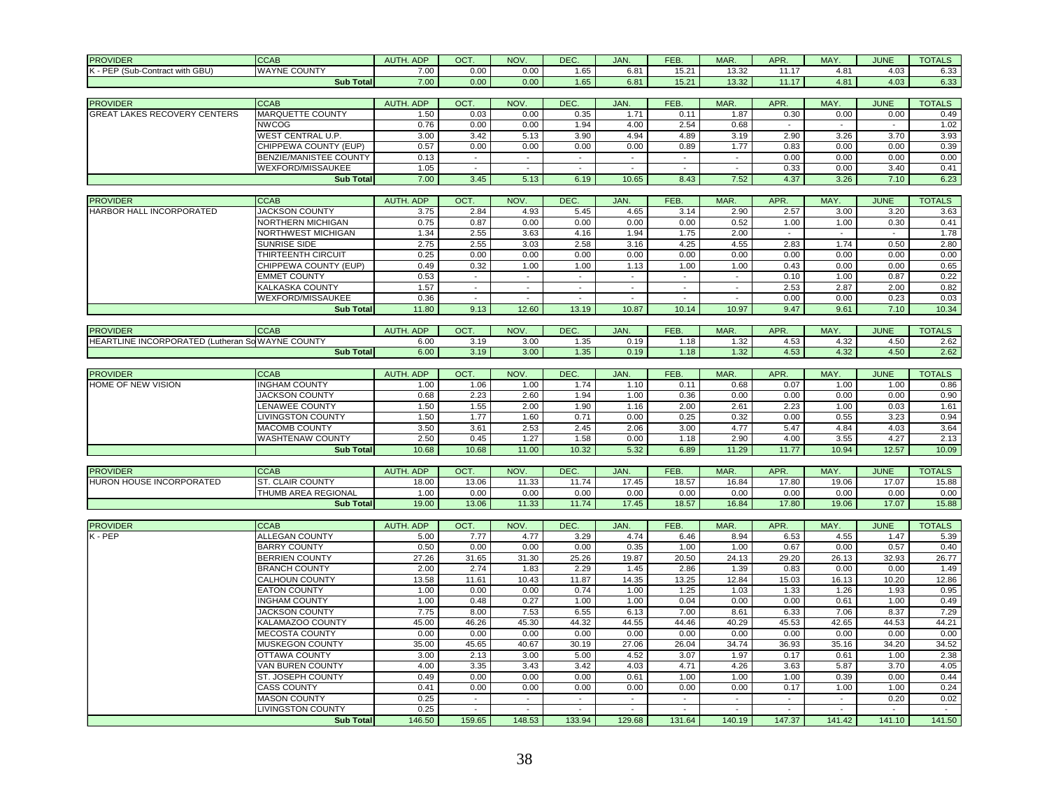| PROVIDER | CCAB | AUTH. ADP | OCT. | NOV. | DEC. | JAN. | FEB. | MAR. | APR. | MAY. | JUNE | TOTALS |
|---|---|---|---|---|---|---|---|---|---|---|---|---|
| K - PEP (Sub-Contract with GBU) | WAYNE COUNTY | 7.00 | 0.00 | 0.00 | 1.65 | 6.81 | 15.21 | 13.32 | 11.17 | 4.81 | 4.03 | 6.33 |
| | Sub Total | 7.00 | 0.00 | 0.00 | 1.65 | 6.81 | 15.21 | 13.32 | 11.17 | 4.81 | 4.03 | 6.33 |

| PROVIDER | CCAB | AUTH. ADP | OCT. | NOV. | DEC. | JAN. | FEB. | MAR. | APR. | MAY. | JUNE | TOTALS |
|---|---|---|---|---|---|---|---|---|---|---|---|---|
| GREAT LAKES RECOVERY CENTERS | MARQUETTE COUNTY | 1.50 | 0.03 | 0.00 | 0.35 | 1.71 | 0.11 | 1.87 | 0.30 | 0.00 | 0.00 | 0.49 |
| | NWCOG | 0.76 | 0.00 | 0.00 | 1.94 | 4.00 | 2.54 | 0.68 | - | - | - | 1.02 |
| | WEST CENTRAL U.P. | 3.00 | 3.42 | 5.13 | 3.90 | 4.94 | 4.89 | 3.19 | 2.90 | 3.26 | 3.70 | 3.93 |
| | CHIPPEWA COUNTY (EUP) | 0.57 | 0.00 | 0.00 | 0.00 | 0.00 | 0.89 | 1.77 | 0.83 | 0.00 | 0.00 | 0.39 |
| | BENZIE/MANISTEE COUNTY | 0.13 | - | - | - | - | - | - | 0.00 | 0.00 | 0.00 | 0.00 |
| | WEXFORD/MISSAUKEE | 1.05 | - | - | - | - | - | - | 0.33 | 0.00 | 3.40 | 0.41 |
| | Sub Total | 7.00 | 3.45 | 5.13 | 6.19 | 10.65 | 8.43 | 7.52 | 4.37 | 3.26 | 7.10 | 6.23 |

| PROVIDER | CCAB | AUTH. ADP | OCT. | NOV. | DEC. | JAN. | FEB. | MAR. | APR. | MAY. | JUNE | TOTALS |
|---|---|---|---|---|---|---|---|---|---|---|---|---|
| HARBOR HALL INCORPORATED | JACKSON COUNTY | 3.75 | 2.84 | 4.93 | 5.45 | 4.65 | 3.14 | 2.90 | 2.57 | 3.00 | 3.20 | 3.63 |
| | NORTHERN MICHIGAN | 0.75 | 0.87 | 0.00 | 0.00 | 0.00 | 0.00 | 0.52 | 1.00 | 1.00 | 0.30 | 0.41 |
| | NORTHWEST MICHIGAN | 1.34 | 2.55 | 3.63 | 4.16 | 1.94 | 1.75 | 2.00 | - | - | - | 1.78 |
| | SUNRISE SIDE | 2.75 | 2.55 | 3.03 | 2.58 | 3.16 | 4.25 | 4.55 | 2.83 | 1.74 | 0.50 | 2.80 |
| | THIRTEENTH CIRCUIT | 0.25 | 0.00 | 0.00 | 0.00 | 0.00 | 0.00 | 0.00 | 0.00 | 0.00 | 0.00 | 0.00 |
| | CHIPPEWA COUNTY (EUP) | 0.49 | 0.32 | 1.00 | 1.00 | 1.13 | 1.00 | 1.00 | 0.43 | 0.00 | 0.00 | 0.65 |
| | EMMET COUNTY | 0.53 | - | - | - | - | - | - | 0.10 | 1.00 | 0.87 | 0.22 |
| | KALKASKA COUNTY | 1.57 | - | - | - | - | - | - | 2.53 | 2.87 | 2.00 | 0.82 |
| | WEXFORD/MISSAUKEE | 0.36 | - | - | - | - | - | - | 0.00 | 0.00 | 0.23 | 0.03 |
| | Sub Total | 11.80 | 9.13 | 12.60 | 13.19 | 10.87 | 10.14 | 10.97 | 9.47 | 9.61 | 7.10 | 10.34 |

| PROVIDER | CCAB | AUTH. ADP | OCT. | NOV. | DEC. | JAN. | FEB. | MAR. | APR. | MAY. | JUNE | TOTALS |
|---|---|---|---|---|---|---|---|---|---|---|---|---|
| HEARTLINE INCORPORATED (Lutheran So | WAYNE COUNTY | 6.00 | 3.19 | 3.00 | 1.35 | 0.19 | 1.18 | 1.32 | 4.53 | 4.32 | 4.50 | 2.62 |
| | Sub Total | 6.00 | 3.19 | 3.00 | 1.35 | 0.19 | 1.18 | 1.32 | 4.53 | 4.32 | 4.50 | 2.62 |

| PROVIDER | CCAB | AUTH. ADP | OCT. | NOV. | DEC. | JAN. | FEB. | MAR. | APR. | MAY. | JUNE | TOTALS |
|---|---|---|---|---|---|---|---|---|---|---|---|---|
| HOME OF NEW VISION | INGHAM COUNTY | 1.00 | 1.06 | 1.00 | 1.74 | 1.10 | 0.11 | 0.68 | 0.07 | 1.00 | 1.00 | 0.86 |
| | JACKSON COUNTY | 0.68 | 2.23 | 2.60 | 1.94 | 1.00 | 0.36 | 0.00 | 0.00 | 0.00 | 0.00 | 0.90 |
| | LENAWEE COUNTY | 1.50 | 1.55 | 2.00 | 1.90 | 1.16 | 2.00 | 2.61 | 2.23 | 1.00 | 0.03 | 1.61 |
| | LIVINGSTON COUNTY | 1.50 | 1.77 | 1.60 | 0.71 | 0.00 | 0.25 | 0.32 | 0.00 | 0.55 | 3.23 | 0.94 |
| | MACOMB COUNTY | 3.50 | 3.61 | 2.53 | 2.45 | 2.06 | 3.00 | 4.77 | 5.47 | 4.84 | 4.03 | 3.64 |
| | WASHTENAW COUNTY | 2.50 | 0.45 | 1.27 | 1.58 | 0.00 | 1.18 | 2.90 | 4.00 | 3.55 | 4.27 | 2.13 |
| | Sub Total | 10.68 | 10.68 | 11.00 | 10.32 | 5.32 | 6.89 | 11.29 | 11.77 | 10.94 | 12.57 | 10.09 |

| PROVIDER | CCAB | AUTH. ADP | OCT. | NOV. | DEC. | JAN. | FEB. | MAR. | APR. | MAY. | JUNE | TOTALS |
|---|---|---|---|---|---|---|---|---|---|---|---|---|
| HURON HOUSE INCORPORATED | ST. CLAIR COUNTY | 18.00 | 13.06 | 11.33 | 11.74 | 17.45 | 18.57 | 16.84 | 17.80 | 19.06 | 17.07 | 15.88 |
| | THUMB AREA REGIONAL | 1.00 | 0.00 | 0.00 | 0.00 | 0.00 | 0.00 | 0.00 | 0.00 | 0.00 | 0.00 | 0.00 |
| | Sub Total | 19.00 | 13.06 | 11.33 | 11.74 | 17.45 | 18.57 | 16.84 | 17.80 | 19.06 | 17.07 | 15.88 |

| PROVIDER | CCAB | AUTH. ADP | OCT. | NOV. | DEC. | JAN. | FEB. | MAR. | APR. | MAY. | JUNE | TOTALS |
|---|---|---|---|---|---|---|---|---|---|---|---|---|
| K - PEP | ALLEGAN COUNTY | 5.00 | 7.77 | 4.77 | 3.29 | 4.74 | 6.46 | 8.94 | 6.53 | 4.55 | 1.47 | 5.39 |
| | BARRY COUNTY | 0.50 | 0.00 | 0.00 | 0.00 | 0.35 | 1.00 | 1.00 | 0.67 | 0.00 | 0.57 | 0.40 |
| | BERRIEN COUNTY | 27.26 | 31.65 | 31.30 | 25.26 | 19.87 | 20.50 | 24.13 | 29.20 | 26.13 | 32.93 | 26.77 |
| | BRANCH COUNTY | 2.00 | 2.74 | 1.83 | 2.29 | 1.45 | 2.86 | 1.39 | 0.83 | 0.00 | 0.00 | 1.49 |
| | CALHOUN COUNTY | 13.58 | 11.61 | 10.43 | 11.87 | 14.35 | 13.25 | 12.84 | 15.03 | 16.13 | 10.20 | 12.86 |
| | EATON COUNTY | 1.00 | 0.00 | 0.00 | 0.74 | 1.00 | 1.25 | 1.03 | 1.33 | 1.26 | 1.93 | 0.95 |
| | INGHAM COUNTY | 1.00 | 0.48 | 0.27 | 1.00 | 1.00 | 0.04 | 0.00 | 0.00 | 0.61 | 1.00 | 0.49 |
| | JACKSON COUNTY | 7.75 | 8.00 | 7.53 | 6.55 | 6.13 | 7.00 | 8.61 | 6.33 | 7.06 | 8.37 | 7.29 |
| | KALAMAZOO COUNTY | 45.00 | 46.26 | 45.30 | 44.32 | 44.55 | 44.46 | 40.29 | 45.53 | 42.65 | 44.53 | 44.21 |
| | MECOSTA COUNTY | 0.00 | 0.00 | 0.00 | 0.00 | 0.00 | 0.00 | 0.00 | 0.00 | 0.00 | 0.00 | 0.00 |
| | MUSKEGON COUNTY | 35.00 | 45.65 | 40.67 | 30.19 | 27.06 | 26.04 | 34.74 | 36.93 | 35.16 | 34.20 | 34.52 |
| | OTTAWA COUNTY | 3.00 | 2.13 | 3.00 | 5.00 | 4.52 | 3.07 | 1.97 | 0.17 | 0.61 | 1.00 | 2.38 |
| | VAN BUREN COUNTY | 4.00 | 3.35 | 3.43 | 3.42 | 4.03 | 4.71 | 4.26 | 3.63 | 5.87 | 3.70 | 4.05 |
| | ST. JOSEPH COUNTY | 0.49 | 0.00 | 0.00 | 0.00 | 0.61 | 1.00 | 1.00 | 1.00 | 0.39 | 0.00 | 0.44 |
| | CASS COUNTY | 0.41 | 0.00 | 0.00 | 0.00 | 0.00 | 0.00 | 0.00 | 0.17 | 1.00 | 1.00 | 0.24 |
| | MASON COUNTY | 0.25 | - | - | - | - | - | - | - | - | 0.20 | 0.02 |
| | LIVINGSTON COUNTY | 0.25 | - | - | - | - | - | - | - | - | - | - |
| | Sub Total | 146.50 | 159.65 | 148.53 | 133.94 | 129.68 | 131.64 | 140.19 | 147.37 | 141.42 | 141.10 | 141.50 |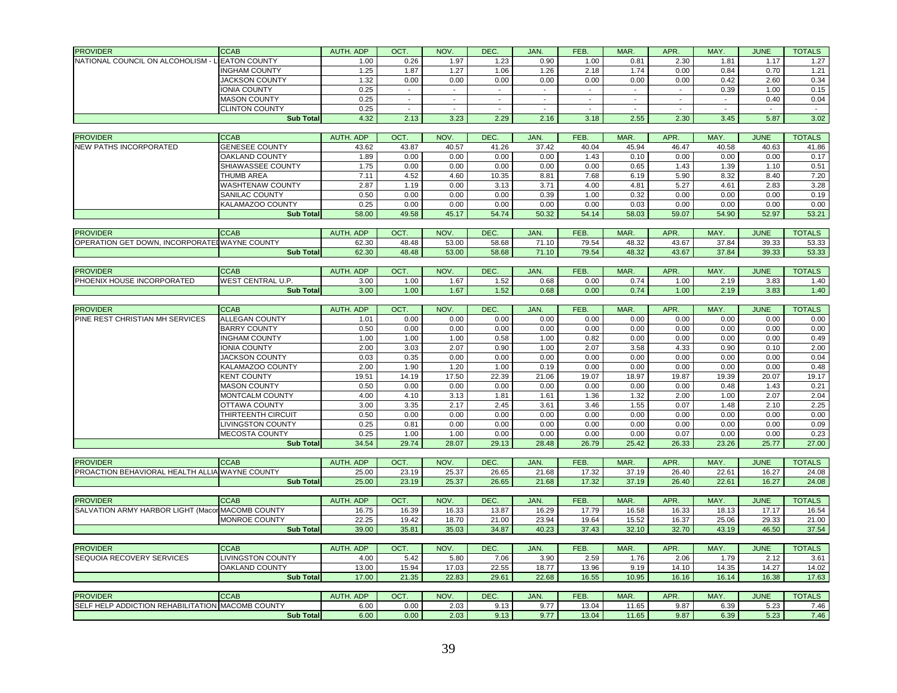| PROVIDER | CCAB | AUTH. ADP | OCT. | NOV. | DEC. | JAN. | FEB. | MAR. | APR. | MAY. | JUNE | TOTALS |
|---|---|---|---|---|---|---|---|---|---|---|---|---|
| NATIONAL COUNCIL ON ALCOHOLISM - L | EATON COUNTY | 1.00 | 0.26 | 1.97 | 1.23 | 0.90 | 1.00 | 0.81 | 2.30 | 1.81 | 1.17 | 1.27 |
| | INGHAM COUNTY | 1.25 | 1.87 | 1.27 | 1.06 | 1.26 | 2.18 | 1.74 | 0.00 | 0.84 | 0.70 | 1.21 |
| | JACKSON COUNTY | 1.32 | 0.00 | 0.00 | 0.00 | 0.00 | 0.00 | 0.00 | 0.00 | 0.42 | 2.60 | 0.34 |
| | IONIA COUNTY | 0.25 | - | - | - | - | - | - | - | 0.39 | 1.00 | 0.15 |
| | MASON COUNTY | 0.25 | - | - | - | - | - | - | - | - | 0.40 | 0.04 |
| | CLINTON COUNTY | 0.25 | - | - | - | - | - | - | - | - | - | - |
| | **Sub Total** | 4.32 | 2.13 | 3.23 | 2.29 | 2.16 | 3.18 | 2.55 | 2.30 | 3.45 | 5.87 | 3.02 |

| PROVIDER | CCAB | AUTH. ADP | OCT. | NOV. | DEC. | JAN. | FEB. | MAR. | APR. | MAY. | JUNE | TOTALS |
|---|---|---|---|---|---|---|---|---|---|---|---|---|
| NEW PATHS INCORPORATED | GENESEE COUNTY | 43.62 | 43.87 | 40.57 | 41.26 | 37.42 | 40.04 | 45.94 | 46.47 | 40.58 | 40.63 | 41.86 |
| | OAKLAND COUNTY | 1.89 | 0.00 | 0.00 | 0.00 | 0.00 | 1.43 | 0.10 | 0.00 | 0.00 | 0.00 | 0.17 |
| | SHIAWASSEE COUNTY | 1.75 | 0.00 | 0.00 | 0.00 | 0.00 | 0.00 | 0.65 | 1.43 | 1.39 | 1.10 | 0.51 |
| | THUMB AREA | 7.11 | 4.52 | 4.60 | 10.35 | 8.81 | 7.68 | 6.19 | 5.90 | 8.32 | 8.40 | 7.20 |
| | WASHTENAW COUNTY | 2.87 | 1.19 | 0.00 | 3.13 | 3.71 | 4.00 | 4.81 | 5.27 | 4.61 | 2.83 | 3.28 |
| | SANILAC COUNTY | 0.50 | 0.00 | 0.00 | 0.00 | 0.39 | 1.00 | 0.32 | 0.00 | 0.00 | 0.00 | 0.19 |
| | KALAMAZOO COUNTY | 0.25 | 0.00 | 0.00 | 0.00 | 0.00 | 0.00 | 0.03 | 0.00 | 0.00 | 0.00 | 0.00 |
| | **Sub Total** | 58.00 | 49.58 | 45.17 | 54.74 | 50.32 | 54.14 | 58.03 | 59.07 | 54.90 | 52.97 | 53.21 |

| PROVIDER | CCAB | AUTH. ADP | OCT. | NOV. | DEC. | JAN. | FEB. | MAR. | APR. | MAY. | JUNE | TOTALS |
|---|---|---|---|---|---|---|---|---|---|---|---|---|
| OPERATION GET DOWN, INCORPORATED | WAYNE COUNTY | 62.30 | 48.48 | 53.00 | 58.68 | 71.10 | 79.54 | 48.32 | 43.67 | 37.84 | 39.33 | 53.33 |
| | **Sub Total** | 62.30 | 48.48 | 53.00 | 58.68 | 71.10 | 79.54 | 48.32 | 43.67 | 37.84 | 39.33 | 53.33 |

| PROVIDER | CCAB | AUTH. ADP | OCT. | NOV. | DEC. | JAN. | FEB. | MAR. | APR. | MAY. | JUNE | TOTALS |
|---|---|---|---|---|---|---|---|---|---|---|---|---|
| PHOENIX HOUSE INCORPORATED | WEST CENTRAL U.P. | 3.00 | 1.00 | 1.67 | 1.52 | 0.68 | 0.00 | 0.74 | 1.00 | 2.19 | 3.83 | 1.40 |
| | **Sub Total** | 3.00 | 1.00 | 1.67 | 1.52 | 0.68 | 0.00 | 0.74 | 1.00 | 2.19 | 3.83 | 1.40 |

| PROVIDER | CCAB | AUTH. ADP | OCT. | NOV. | DEC. | JAN. | FEB. | MAR. | APR. | MAY. | JUNE | TOTALS |
|---|---|---|---|---|---|---|---|---|---|---|---|---|
| PINE REST CHRISTIAN MH SERVICES | ALLEGAN COUNTY | 1.01 | 0.00 | 0.00 | 0.00 | 0.00 | 0.00 | 0.00 | 0.00 | 0.00 | 0.00 | 0.00 |
| | BARRY COUNTY | 0.50 | 0.00 | 0.00 | 0.00 | 0.00 | 0.00 | 0.00 | 0.00 | 0.00 | 0.00 | 0.00 |
| | INGHAM COUNTY | 1.00 | 1.00 | 1.00 | 0.58 | 1.00 | 0.82 | 0.00 | 0.00 | 0.00 | 0.00 | 0.49 |
| | IONIA COUNTY | 2.00 | 3.03 | 2.07 | 0.90 | 1.00 | 2.07 | 3.58 | 4.33 | 0.90 | 0.10 | 2.00 |
| | JACKSON COUNTY | 0.03 | 0.35 | 0.00 | 0.00 | 0.00 | 0.00 | 0.00 | 0.00 | 0.00 | 0.00 | 0.04 |
| | KALAMAZOO COUNTY | 2.00 | 1.90 | 1.20 | 1.00 | 0.19 | 0.00 | 0.00 | 0.00 | 0.00 | 0.00 | 0.48 |
| | KENT COUNTY | 19.51 | 14.19 | 17.50 | 22.39 | 21.06 | 19.07 | 18.97 | 19.87 | 19.39 | 20.07 | 19.17 |
| | MASON COUNTY | 0.50 | 0.00 | 0.00 | 0.00 | 0.00 | 0.00 | 0.00 | 0.00 | 0.48 | 1.43 | 0.21 |
| | MONTCALM COUNTY | 4.00 | 4.10 | 3.13 | 1.81 | 1.61 | 1.36 | 1.32 | 2.00 | 1.00 | 2.07 | 2.04 |
| | OTTAWA COUNTY | 3.00 | 3.35 | 2.17 | 2.45 | 3.61 | 3.46 | 1.55 | 0.07 | 1.48 | 2.10 | 2.25 |
| | THIRTEENTH CIRCUIT | 0.50 | 0.00 | 0.00 | 0.00 | 0.00 | 0.00 | 0.00 | 0.00 | 0.00 | 0.00 | 0.00 |
| | LIVINGSTON COUNTY | 0.25 | 0.81 | 0.00 | 0.00 | 0.00 | 0.00 | 0.00 | 0.00 | 0.00 | 0.00 | 0.09 |
| | MECOSTA COUNTY | 0.25 | 1.00 | 1.00 | 0.00 | 0.00 | 0.00 | 0.00 | 0.07 | 0.00 | 0.00 | 0.23 |
| | **Sub Total** | 34.54 | 29.74 | 28.07 | 29.13 | 28.48 | 26.79 | 25.42 | 26.33 | 23.26 | 25.77 | 27.00 |

| PROVIDER | CCAB | AUTH. ADP | OCT. | NOV. | DEC. | JAN. | FEB. | MAR. | APR. | MAY. | JUNE | TOTALS |
|---|---|---|---|---|---|---|---|---|---|---|---|---|
| PROACTION BEHAVIORAL HEALTH ALLIA | WAYNE COUNTY | 25.00 | 23.19 | 25.37 | 26.65 | 21.68 | 17.32 | 37.19 | 26.40 | 22.61 | 16.27 | 24.08 |
| | **Sub Total** | 25.00 | 23.19 | 25.37 | 26.65 | 21.68 | 17.32 | 37.19 | 26.40 | 22.61 | 16.27 | 24.08 |

| PROVIDER | CCAB | AUTH. ADP | OCT. | NOV. | DEC. | JAN. | FEB. | MAR. | APR. | MAY. | JUNE | TOTALS |
|---|---|---|---|---|---|---|---|---|---|---|---|---|
| SALVATION ARMY HARBOR LIGHT (Macor | MACOMB COUNTY | 16.75 | 16.39 | 16.33 | 13.87 | 16.29 | 17.79 | 16.58 | 16.33 | 18.13 | 17.17 | 16.54 |
| | MONROE COUNTY | 22.25 | 19.42 | 18.70 | 21.00 | 23.94 | 19.64 | 15.52 | 16.37 | 25.06 | 29.33 | 21.00 |
| | **Sub Total** | 39.00 | 35.81 | 35.03 | 34.87 | 40.23 | 37.43 | 32.10 | 32.70 | 43.19 | 46.50 | 37.54 |

| PROVIDER | CCAB | AUTH. ADP | OCT. | NOV. | DEC. | JAN. | FEB. | MAR. | APR. | MAY. | JUNE | TOTALS |
|---|---|---|---|---|---|---|---|---|---|---|---|---|
| SEQUOIA RECOVERY SERVICES | LIVINGSTON COUNTY | 4.00 | 5.42 | 5.80 | 7.06 | 3.90 | 2.59 | 1.76 | 2.06 | 1.79 | 2.12 | 3.61 |
| | OAKLAND COUNTY | 13.00 | 15.94 | 17.03 | 22.55 | 18.77 | 13.96 | 9.19 | 14.10 | 14.35 | 14.27 | 14.02 |
| | **Sub Total** | 17.00 | 21.35 | 22.83 | 29.61 | 22.68 | 16.55 | 10.95 | 16.16 | 16.14 | 16.38 | 17.63 |

| PROVIDER | CCAB | AUTH. ADP | OCT. | NOV. | DEC. | JAN. | FEB. | MAR. | APR. | MAY. | JUNE | TOTALS |
|---|---|---|---|---|---|---|---|---|---|---|---|---|
| SELF HELP ADDICTION REHABILITATION | MACOMB COUNTY | 6.00 | 0.00 | 2.03 | 9.13 | 9.77 | 13.04 | 11.65 | 9.87 | 6.39 | 5.23 | 7.46 |
| | **Sub Total** | 6.00 | 0.00 | 2.03 | 9.13 | 9.77 | 13.04 | 11.65 | 9.87 | 6.39 | 5.23 | 7.46 |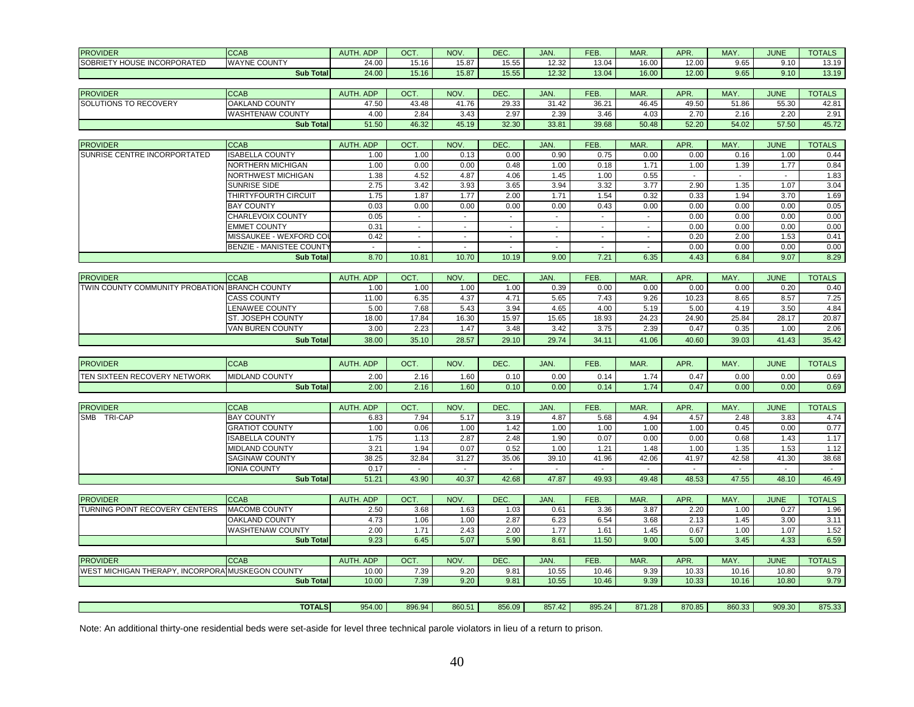| PROVIDER | CCAB | AUTH. ADP | OCT. | NOV. | DEC. | JAN. | FEB. | MAR. | APR. | MAY. | JUNE | TOTALS |
|---|---|---|---|---|---|---|---|---|---|---|---|---|
| SOBRIETY HOUSE INCORPORATED | WAYNE COUNTY | 24.00 | 15.16 | 15.87 | 15.55 | 12.32 | 13.04 | 16.00 | 12.00 | 9.65 | 9.10 | 13.19 |
| | Sub Total | 24.00 | 15.16 | 15.87 | 15.55 | 12.32 | 13.04 | 16.00 | 12.00 | 9.65 | 9.10 | 13.19 |

| PROVIDER | CCAB | AUTH. ADP | OCT. | NOV. | DEC. | JAN. | FEB. | MAR. | APR. | MAY. | JUNE | TOTALS |
|---|---|---|---|---|---|---|---|---|---|---|---|---|
| SOLUTIONS TO RECOVERY | OAKLAND COUNTY | 47.50 | 43.48 | 41.76 | 29.33 | 31.42 | 36.21 | 46.45 | 49.50 | 51.86 | 55.30 | 42.81 |
| | WASHTENAW COUNTY | 4.00 | 2.84 | 3.43 | 2.97 | 2.39 | 3.46 | 4.03 | 2.70 | 2.16 | 2.20 | 2.91 |
| | Sub Total | 51.50 | 46.32 | 45.19 | 32.30 | 33.81 | 39.68 | 50.48 | 52.20 | 54.02 | 57.50 | 45.72 |

| PROVIDER | CCAB | AUTH. ADP | OCT. | NOV. | DEC. | JAN. | FEB. | MAR. | APR. | MAY. | JUNE | TOTALS |
|---|---|---|---|---|---|---|---|---|---|---|---|---|
| SUNRISE CENTRE INCORPORATED | ISABELLA COUNTY | 1.00 | 1.00 | 0.13 | 0.00 | 0.90 | 0.75 | 0.00 | 0.00 | 0.16 | 1.00 | 0.44 |
| | NORTHERN MICHIGAN | 1.00 | 0.00 | 0.00 | 0.48 | 1.00 | 0.18 | 1.71 | 1.00 | 1.39 | 1.77 | 0.84 |
| | NORTHWEST MICHIGAN | 1.38 | 4.52 | 4.87 | 4.06 | 1.45 | 1.00 | 0.55 | - | - | - | 1.83 |
| | SUNRISE SIDE | 2.75 | 3.42 | 3.93 | 3.65 | 3.94 | 3.32 | 3.77 | 2.90 | 1.35 | 1.07 | 3.04 |
| | THIRTYFOURTH CIRCUIT | 1.75 | 1.87 | 1.77 | 2.00 | 1.71 | 1.54 | 0.32 | 0.33 | 1.94 | 3.70 | 1.69 |
| | BAY COUNTY | 0.03 | 0.00 | 0.00 | 0.00 | 0.00 | 0.43 | 0.00 | 0.00 | 0.00 | 0.00 | 0.05 |
| | CHARLEVOIX COUNTY | 0.05 | - | - | - | - | - | - | 0.00 | 0.00 | 0.00 | 0.00 |
| | EMMET COUNTY | 0.31 | - | - | - | - | - | - | 0.00 | 0.00 | 0.00 | 0.00 |
| | MISSAUKEE - WEXFORD COU | 0.42 | - | - | - | - | - | - | 0.20 | 2.00 | 1.53 | 0.41 |
| | BENZIE - MANISTEE COUNTY | - | - | - | - | - | - | - | 0.00 | 0.00 | 0.00 | 0.00 |
| | Sub Total | 8.70 | 10.81 | 10.70 | 10.19 | 9.00 | 7.21 | 6.35 | 4.43 | 6.84 | 9.07 | 8.29 |

| PROVIDER | CCAB | AUTH. ADP | OCT. | NOV. | DEC. | JAN. | FEB. | MAR. | APR. | MAY. | JUNE | TOTALS |
|---|---|---|---|---|---|---|---|---|---|---|---|---|
| TWIN COUNTY COMMUNITY PROBATION | BRANCH COUNTY | 1.00 | 1.00 | 1.00 | 1.00 | 0.39 | 0.00 | 0.00 | 0.00 | 0.00 | 0.20 | 0.40 |
| | CASS COUNTY | 11.00 | 6.35 | 4.37 | 4.71 | 5.65 | 7.43 | 9.26 | 10.23 | 8.65 | 8.57 | 7.25 |
| | LENAWEE COUNTY | 5.00 | 7.68 | 5.43 | 3.94 | 4.65 | 4.00 | 5.19 | 5.00 | 4.19 | 3.50 | 4.84 |
| | ST. JOSEPH COUNTY | 18.00 | 17.84 | 16.30 | 15.97 | 15.65 | 18.93 | 24.23 | 24.90 | 25.84 | 28.17 | 20.87 |
| | VAN BUREN COUNTY | 3.00 | 2.23 | 1.47 | 3.48 | 3.42 | 3.75 | 2.39 | 0.47 | 0.35 | 1.00 | 2.06 |
| | Sub Total | 38.00 | 35.10 | 28.57 | 29.10 | 29.74 | 34.11 | 41.06 | 40.60 | 39.03 | 41.43 | 35.42 |

| PROVIDER | CCAB | AUTH. ADP | OCT. | NOV. | DEC. | JAN. | FEB. | MAR. | APR. | MAY. | JUNE | TOTALS |
|---|---|---|---|---|---|---|---|---|---|---|---|---|
| TEN SIXTEEN RECOVERY NETWORK | MIDLAND COUNTY | 2.00 | 2.16 | 1.60 | 0.10 | 0.00 | 0.14 | 1.74 | 0.47 | 0.00 | 0.00 | 0.69 |
| | Sub Total | 2.00 | 2.16 | 1.60 | 0.10 | 0.00 | 0.14 | 1.74 | 0.47 | 0.00 | 0.00 | 0.69 |

| PROVIDER | CCAB | AUTH. ADP | OCT. | NOV. | DEC. | JAN. | FEB. | MAR. | APR. | MAY. | JUNE | TOTALS |
|---|---|---|---|---|---|---|---|---|---|---|---|---|
| SMB TRI-CAP | BAY COUNTY | 6.83 | 7.94 | 5.17 | 3.19 | 4.87 | 5.68 | 4.94 | 4.57 | 2.48 | 3.83 | 4.74 |
| | GRATIOT COUNTY | 1.00 | 0.06 | 1.00 | 1.42 | 1.00 | 1.00 | 1.00 | 1.00 | 0.45 | 0.00 | 0.77 |
| | ISABELLA COUNTY | 1.75 | 1.13 | 2.87 | 2.48 | 1.90 | 0.07 | 0.00 | 0.00 | 0.68 | 1.43 | 1.17 |
| | MIDLAND COUNTY | 3.21 | 1.94 | 0.07 | 0.52 | 1.00 | 1.21 | 1.48 | 1.00 | 1.35 | 1.53 | 1.12 |
| | SAGINAW COUNTY | 38.25 | 32.84 | 31.27 | 35.06 | 39.10 | 41.96 | 42.06 | 41.97 | 42.58 | 41.30 | 38.68 |
| | IONIA COUNTY | 0.17 | - | - | - | - | - | - | - | - | - | - |
| | Sub Total | 51.21 | 43.90 | 40.37 | 42.68 | 47.87 | 49.93 | 49.48 | 48.53 | 47.55 | 48.10 | 46.49 |

| PROVIDER | CCAB | AUTH. ADP | OCT. | NOV. | DEC. | JAN. | FEB. | MAR. | APR. | MAY. | JUNE | TOTALS |
|---|---|---|---|---|---|---|---|---|---|---|---|---|
| TURNING POINT RECOVERY CENTERS | MACOMB COUNTY | 2.50 | 3.68 | 1.63 | 1.03 | 0.61 | 3.36 | 3.87 | 2.20 | 1.00 | 0.27 | 1.96 |
| | OAKLAND COUNTY | 4.73 | 1.06 | 1.00 | 2.87 | 6.23 | 6.54 | 3.68 | 2.13 | 1.45 | 3.00 | 3.11 |
| | WASHTENAW COUNTY | 2.00 | 1.71 | 2.43 | 2.00 | 1.77 | 1.61 | 1.45 | 0.67 | 1.00 | 1.07 | 1.52 |
| | Sub Total | 9.23 | 6.45 | 5.07 | 5.90 | 8.61 | 11.50 | 9.00 | 5.00 | 3.45 | 4.33 | 6.59 |

| PROVIDER | CCAB | AUTH. ADP | OCT. | NOV. | DEC. | JAN. | FEB. | MAR. | APR. | MAY. | JUNE | TOTALS |
|---|---|---|---|---|---|---|---|---|---|---|---|---|
| WEST MICHIGAN THERAPY, INCORPORA | MUSKEGON COUNTY | 10.00 | 7.39 | 9.20 | 9.81 | 10.55 | 10.46 | 9.39 | 10.33 | 10.16 | 10.80 | 9.79 |
| | Sub Total | 10.00 | 7.39 | 9.20 | 9.81 | 10.55 | 10.46 | 9.39 | 10.33 | 10.16 | 10.80 | 9.79 |

| | | | | | | | | | | | | |
|---|---|---|---|---|---|---|---|---|---|---|---|---|
| | TOTALS | 954.00 | 896.94 | 860.51 | 856.09 | 857.42 | 895.24 | 871.28 | 870.85 | 860.33 | 909.30 | 875.33 |

Note: An additional thirty-one residential beds were set-aside for level three technical parole violators in lieu of a return to prison.